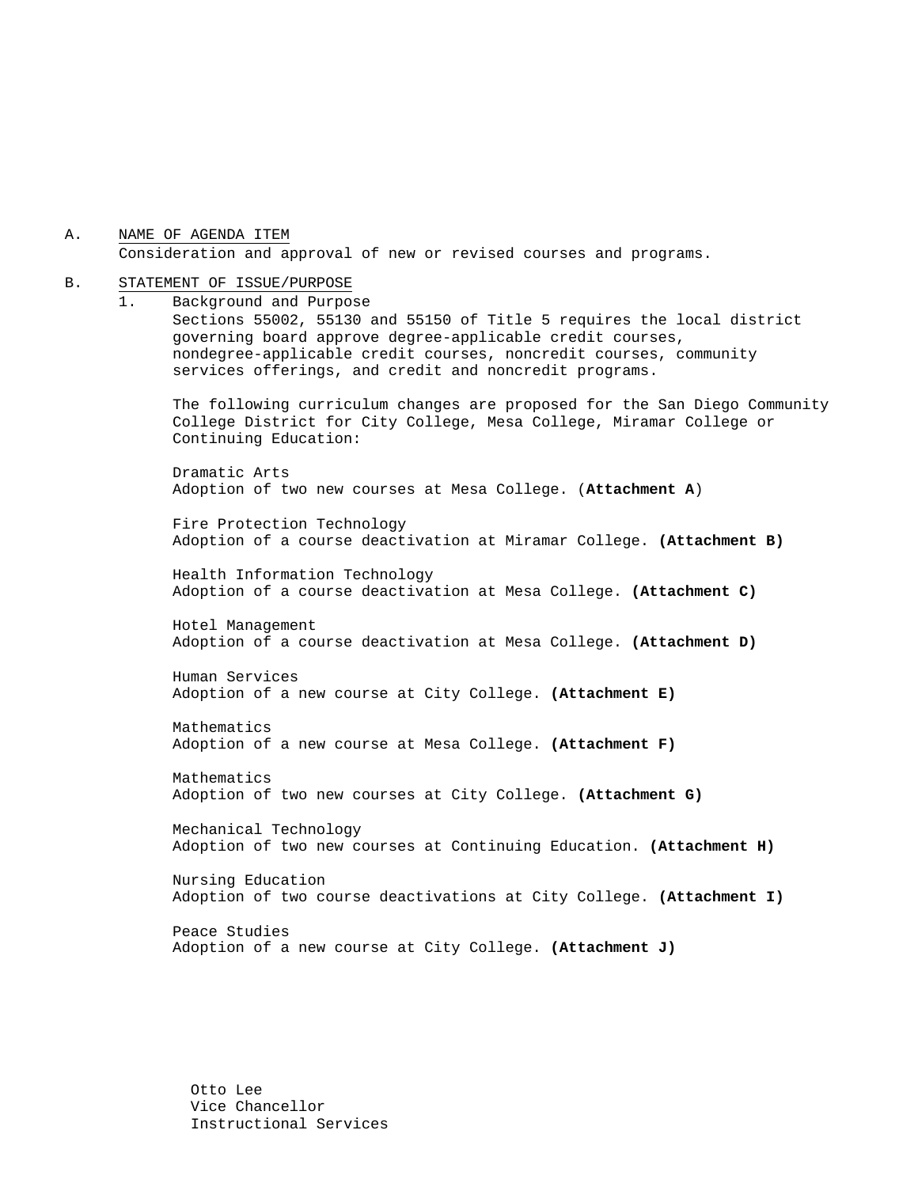A. NAME OF AGENDA ITEM

Consideration and approval of new or revised courses and programs.

B. STATEMENT OF ISSUE/PURPOSE

1. Background and Purpose

Sections 55002, 55130 and 55150 of Title 5 requires the local district governing board approve degree-applicable credit courses, nondegree-applicable credit courses, noncredit courses, community services offerings, and credit and noncredit programs.

The following curriculum changes are proposed for the San Diego Community College District for City College, Mesa College, Miramar College or Continuing Education:

Dramatic Arts
Adoption of two new courses at Mesa College. (**Attachment A**)

Fire Protection Technology
Adoption of a course deactivation at Miramar College. **(Attachment B)**

Health Information Technology
Adoption of a course deactivation at Mesa College. **(Attachment C)**

Hotel Management
Adoption of a course deactivation at Mesa College. **(Attachment D)**

Human Services
Adoption of a new course at City College. **(Attachment E)**

Mathematics
Adoption of a new course at Mesa College. **(Attachment F)**

Mathematics
Adoption of two new courses at City College. **(Attachment G)**

Mechanical Technology
Adoption of two new courses at Continuing Education. **(Attachment H)**

Nursing Education
Adoption of two course deactivations at City College. **(Attachment I)**

Peace Studies
Adoption of a new course at City College. **(Attachment J)**

Otto Lee
Vice Chancellor
Instructional Services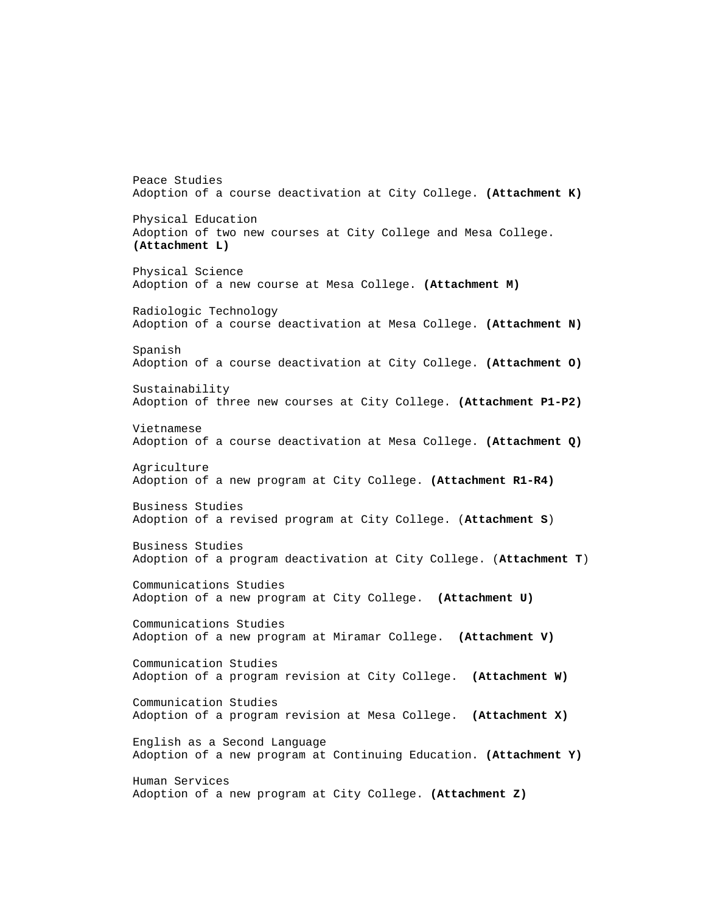Peace Studies
Adoption of a course deactivation at City College. **(Attachment K)**

Physical Education
Adoption of two new courses at City College and Mesa College. **(Attachment L)**

Physical Science
Adoption of a new course at Mesa College. **(Attachment M)**

Radiologic Technology
Adoption of a course deactivation at Mesa College. **(Attachment N)**

Spanish
Adoption of a course deactivation at City College. **(Attachment O)**

Sustainability
Adoption of three new courses at City College. **(Attachment P1-P2)**

Vietnamese
Adoption of a course deactivation at Mesa College. **(Attachment Q)**

Agriculture
Adoption of a new program at City College. **(Attachment R1-R4)**

Business Studies
Adoption of a revised program at City College. (**Attachment S**)

Business Studies
Adoption of a program deactivation at City College. (**Attachment T**)

Communications Studies
Adoption of a new program at City College. **(Attachment U)**

Communications Studies
Adoption of a new program at Miramar College. **(Attachment V)**

Communication Studies
Adoption of a program revision at City College. **(Attachment W)**

Communication Studies
Adoption of a program revision at Mesa College. **(Attachment X)**

English as a Second Language
Adoption of a new program at Continuing Education. **(Attachment Y)**

Human Services
Adoption of a new program at City College. **(Attachment Z)**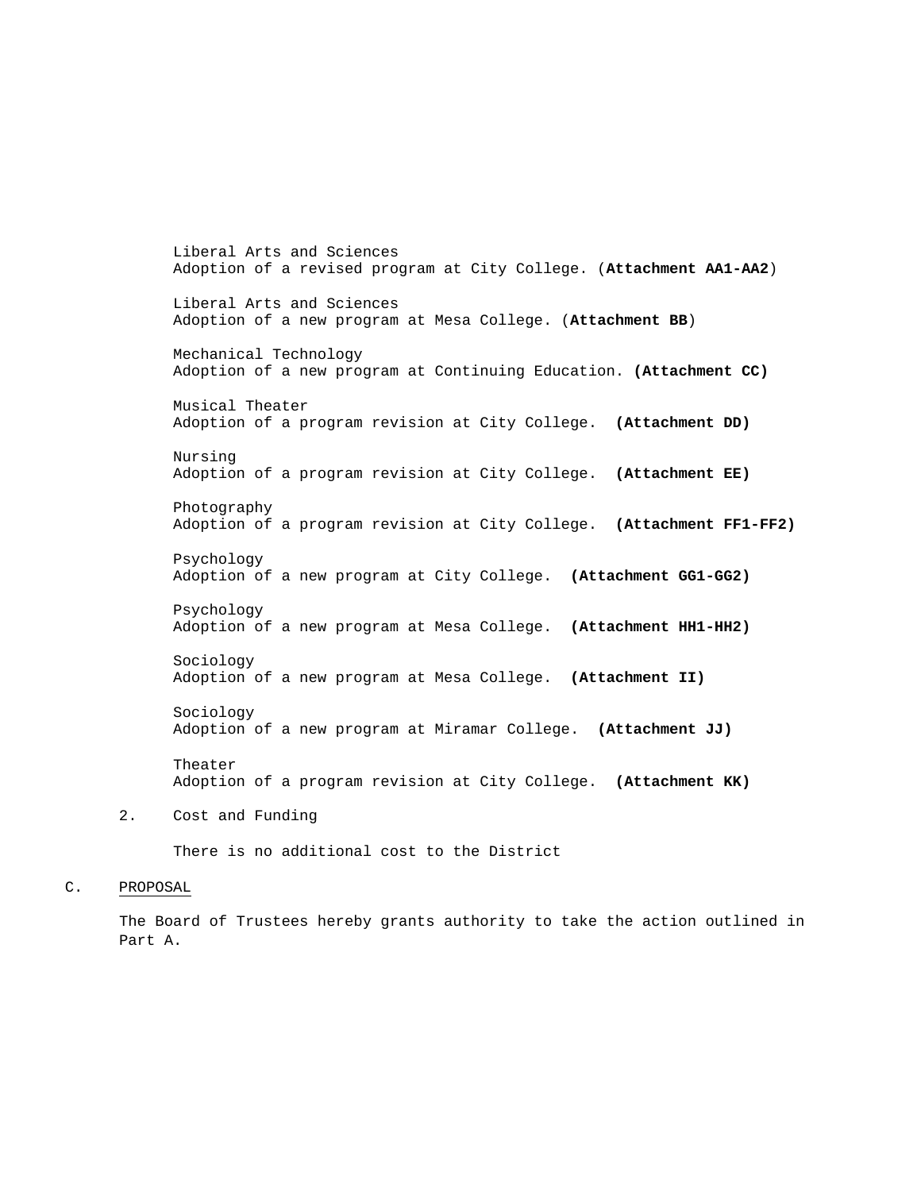Liberal Arts and Sciences
Adoption of a revised program at City College. (**Attachment AA1-AA2**)

Liberal Arts and Sciences
Adoption of a new program at Mesa College. (**Attachment BB**)

Mechanical Technology
Adoption of a new program at Continuing Education. **(Attachment CC)**

Musical Theater
Adoption of a program revision at City College. **(Attachment DD)**

Nursing
Adoption of a program revision at City College. **(Attachment EE)**

Photography
Adoption of a program revision at City College. **(Attachment FF1-FF2)**

Psychology
Adoption of a new program at City College. **(Attachment GG1-GG2)**

Psychology
Adoption of a new program at Mesa College. **(Attachment HH1-HH2)**

Sociology
Adoption of a new program at Mesa College. **(Attachment II)**

Sociology
Adoption of a new program at Miramar College. **(Attachment JJ)**

Theater
Adoption of a program revision at City College. **(Attachment KK)**

2. Cost and Funding

There is no additional cost to the District

C. PROPOSAL

The Board of Trustees hereby grants authority to take the action outlined in Part A.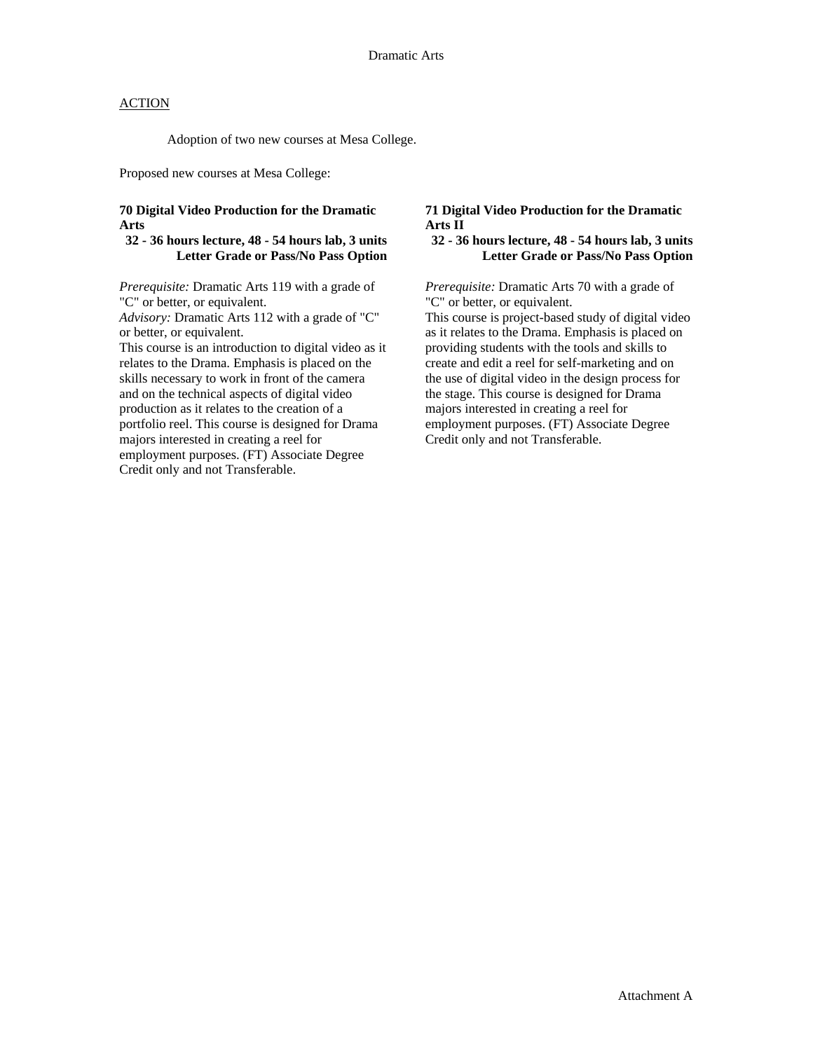# Dramatic Arts

ACTION

Adoption of two new courses at Mesa College.

Proposed new courses at Mesa College:

**70 Digital Video Production for the Dramatic Arts**
**32 - 36 hours lecture, 48 - 54 hours lab, 3 units**
**Letter Grade or Pass/No Pass Option**

*Prerequisite:* Dramatic Arts 119 with a grade of "C" or better, or equivalent.
*Advisory:* Dramatic Arts 112 with a grade of "C" or better, or equivalent.
This course is an introduction to digital video as it relates to the Drama. Emphasis is placed on the skills necessary to work in front of the camera and on the technical aspects of digital video production as it relates to the creation of a portfolio reel. This course is designed for Drama majors interested in creating a reel for employment purposes. (FT) Associate Degree Credit only and not Transferable.

**71 Digital Video Production for the Dramatic Arts II**
**32 - 36 hours lecture, 48 - 54 hours lab, 3 units**
**Letter Grade or Pass/No Pass Option**

*Prerequisite:* Dramatic Arts 70 with a grade of "C" or better, or equivalent.
This course is project-based study of digital video as it relates to the Drama. Emphasis is placed on providing students with the tools and skills to create and edit a reel for self-marketing and on the use of digital video in the design process for the stage. This course is designed for Drama majors interested in creating a reel for employment purposes. (FT) Associate Degree Credit only and not Transferable.

Attachment A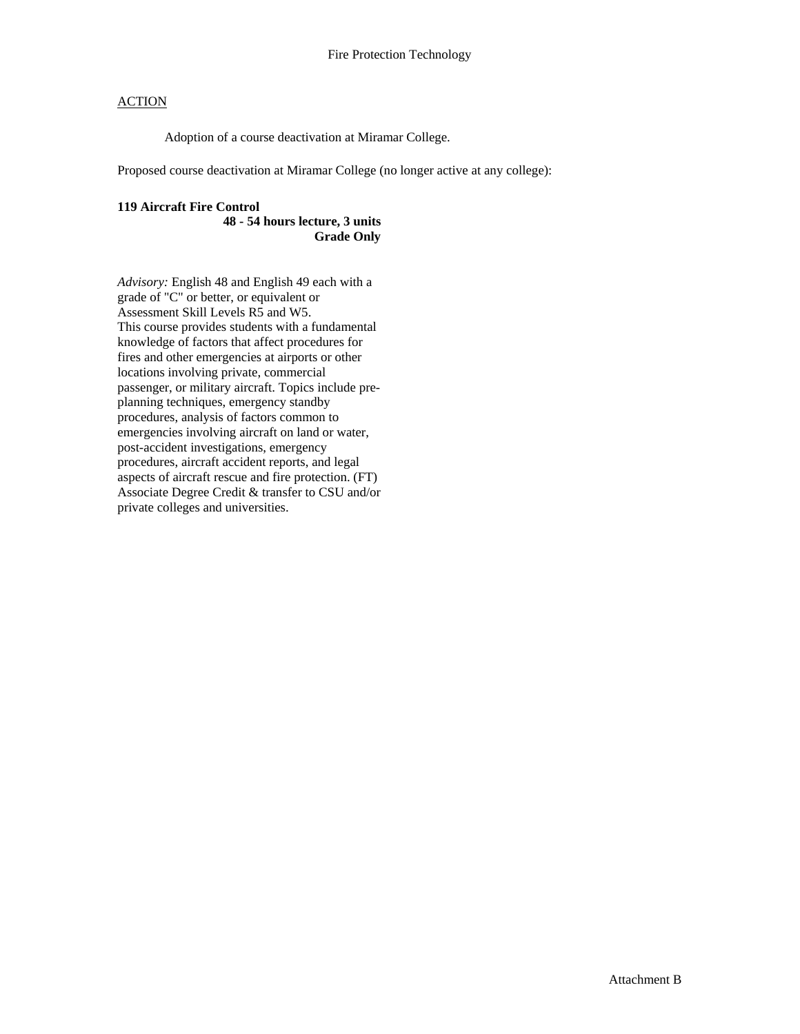Fire Protection Technology

ACTION

Adoption of a course deactivation at Miramar College.

Proposed course deactivation at Miramar College (no longer active at any college):

**119 Aircraft Fire Control**
**48 - 54 hours lecture, 3 units**
**Grade Only**

*Advisory:* English 48 and English 49 each with a grade of "C" or better, or equivalent or Assessment Skill Levels R5 and W5.
This course provides students with a fundamental knowledge of factors that affect procedures for fires and other emergencies at airports or other locations involving private, commercial passenger, or military aircraft. Topics include pre-planning techniques, emergency standby procedures, analysis of factors common to emergencies involving aircraft on land or water, post-accident investigations, emergency procedures, aircraft accident reports, and legal aspects of aircraft rescue and fire protection. (FT)
Associate Degree Credit & transfer to CSU and/or private colleges and universities.

Attachment B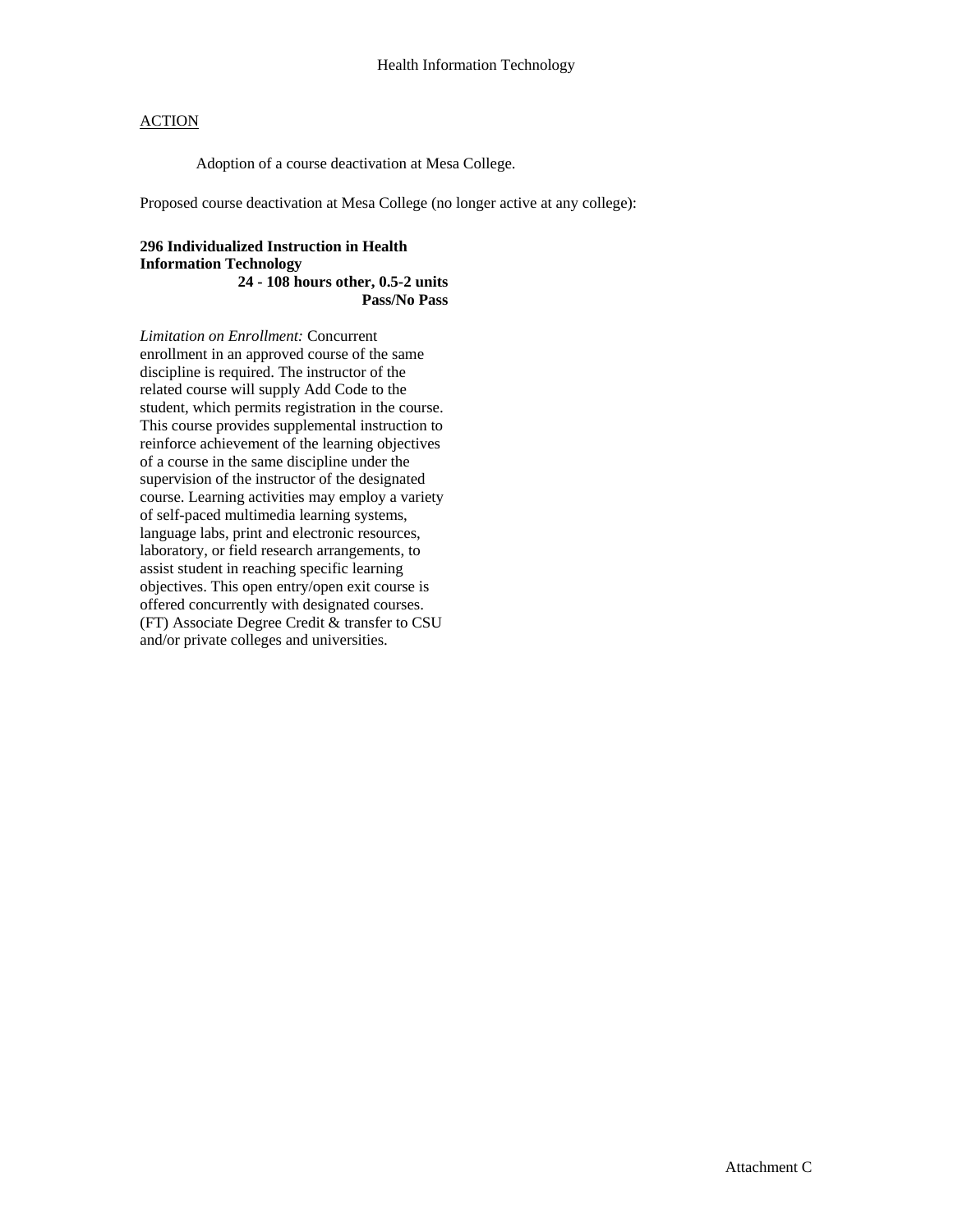# Health Information Technology

ACTION

Adoption of a course deactivation at Mesa College.

Proposed course deactivation at Mesa College (no longer active at any college):

**296 Individualized Instruction in Health Information Technology**
**24 - 108 hours other, 0.5-2 units**
**Pass/No Pass**

*Limitation on Enrollment:* Concurrent enrollment in an approved course of the same discipline is required. The instructor of the related course will supply Add Code to the student, which permits registration in the course. This course provides supplemental instruction to reinforce achievement of the learning objectives of a course in the same discipline under the supervision of the instructor of the designated course. Learning activities may employ a variety of self-paced multimedia learning systems, language labs, print and electronic resources, laboratory, or field research arrangements, to assist student in reaching specific learning objectives. This open entry/open exit course is offered concurrently with designated courses. (FT) Associate Degree Credit & transfer to CSU and/or private colleges and universities.

Attachment C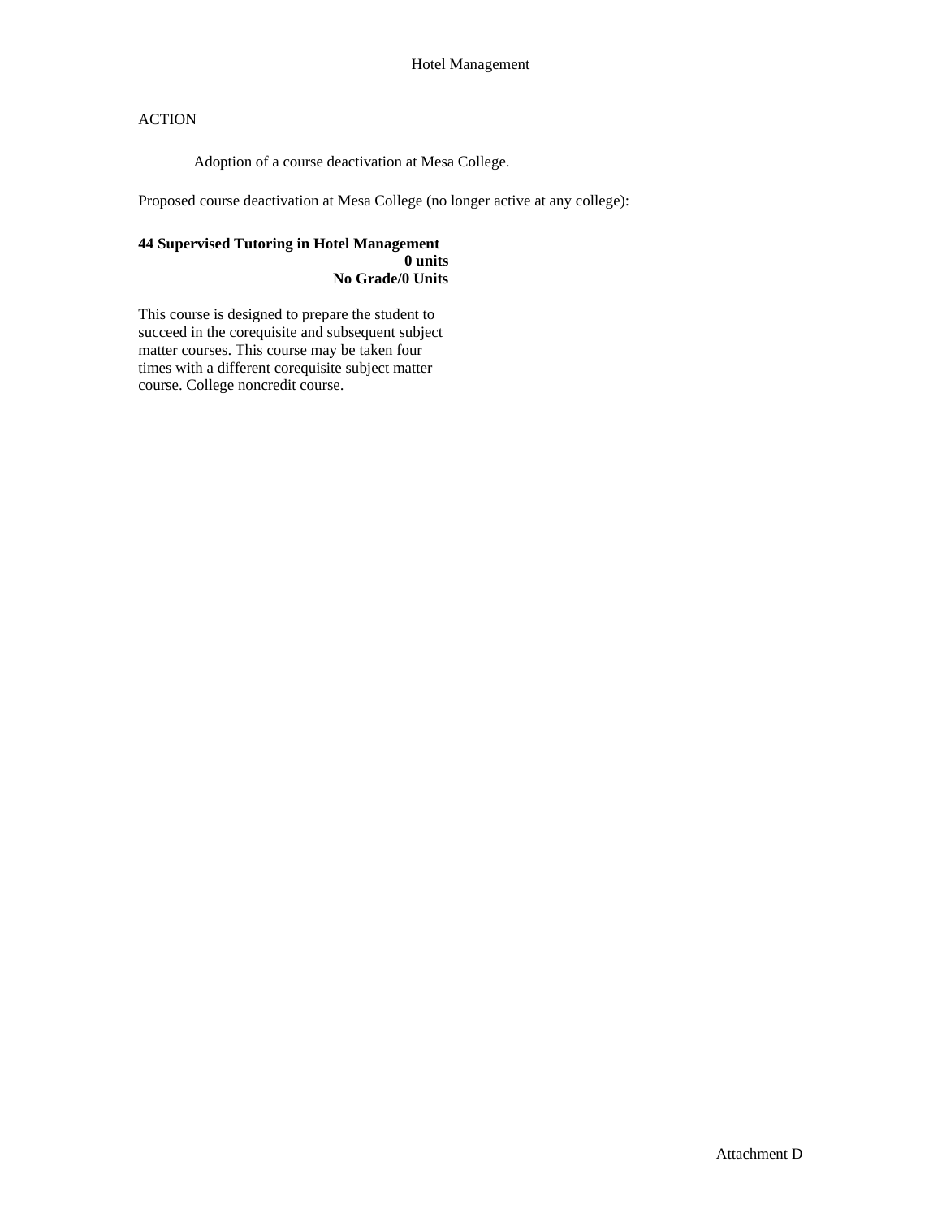Hotel Management

<u>ACTION</u>

Adoption of a course deactivation at Mesa College.

Proposed course deactivation at Mesa College (no longer active at any college):

**44 Supervised Tutoring in Hotel Management**
**0 units**
**No Grade/0 Units**

This course is designed to prepare the student to succeed in the corequisite and subsequent subject matter courses. This course may be taken four times with a different corequisite subject matter course. College noncredit course.

Attachment D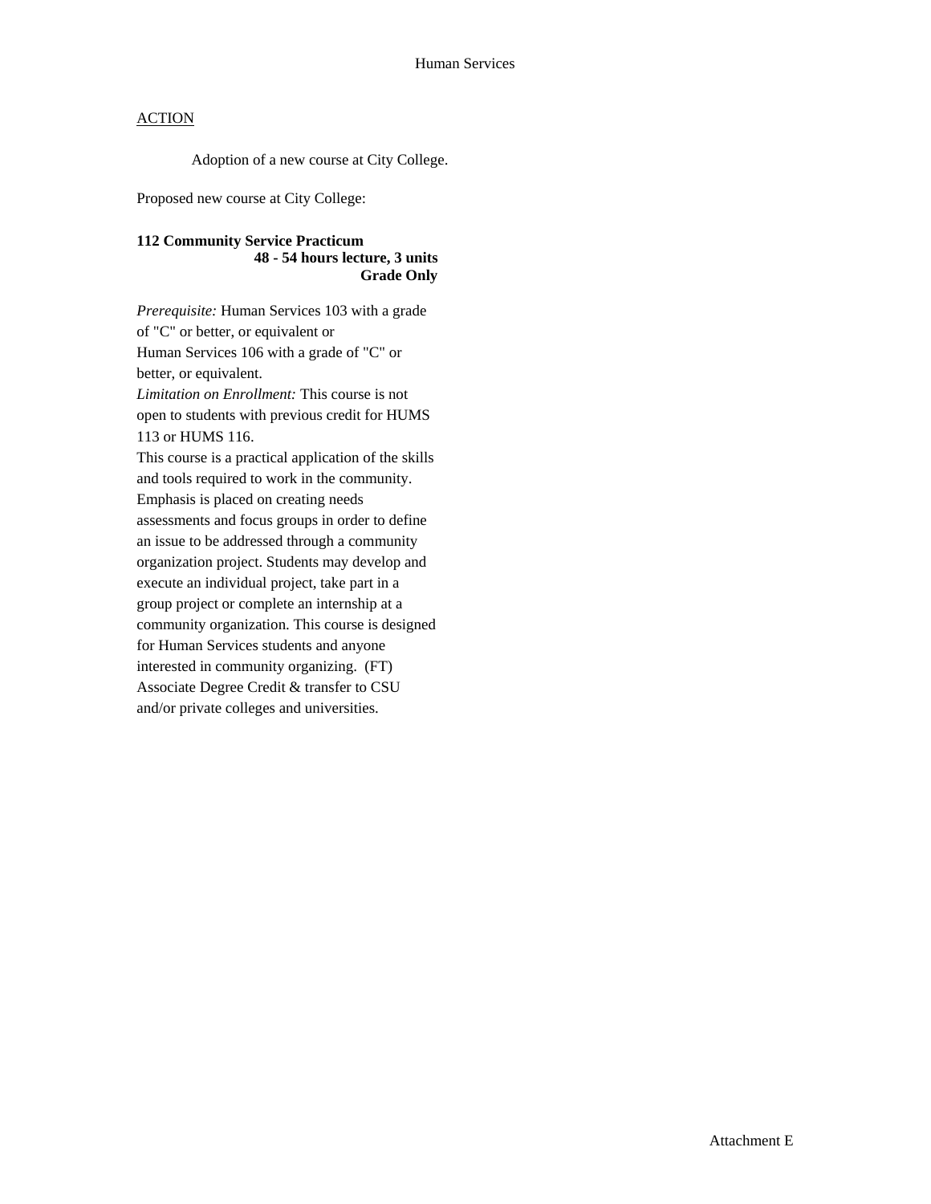Human Services

ACTION

Adoption of a new course at City College.

Proposed new course at City College:

**112 Community Service Practicum**
**48 - 54 hours lecture, 3 units**
**Grade Only**

*Prerequisite:* Human Services 103 with a grade of "C" or better, or equivalent or Human Services 106 with a grade of "C" or better, or equivalent.
*Limitation on Enrollment:* This course is not open to students with previous credit for HUMS 113 or HUMS 116.
This course is a practical application of the skills and tools required to work in the community. Emphasis is placed on creating needs assessments and focus groups in order to define an issue to be addressed through a community organization project. Students may develop and execute an individual project, take part in a group project or complete an internship at a community organization. This course is designed for Human Services students and anyone interested in community organizing. (FT)
Associate Degree Credit & transfer to CSU and/or private colleges and universities.

Attachment E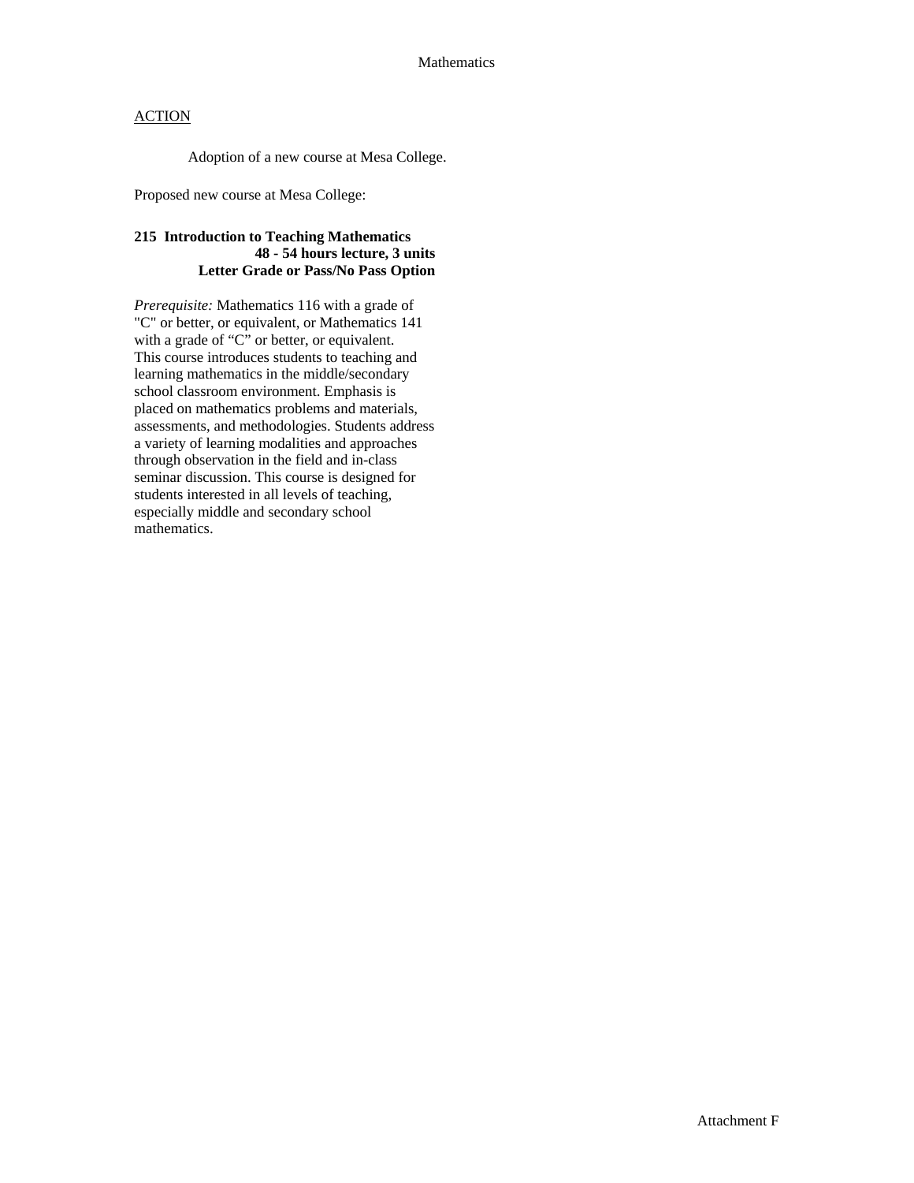ACTION

Adoption of a new course at Mesa College.

Proposed new course at Mesa College:

**215 Introduction to Teaching Mathematics**
**48 - 54 hours lecture, 3 units**
**Letter Grade or Pass/No Pass Option**

*Prerequisite:* Mathematics 116 with a grade of "C" or better, or equivalent, or Mathematics 141 with a grade of "C" or better, or equivalent. This course introduces students to teaching and learning mathematics in the middle/secondary school classroom environment. Emphasis is placed on mathematics problems and materials, assessments, and methodologies. Students address a variety of learning modalities and approaches through observation in the field and in-class seminar discussion. This course is designed for students interested in all levels of teaching, especially middle and secondary school mathematics.

Attachment F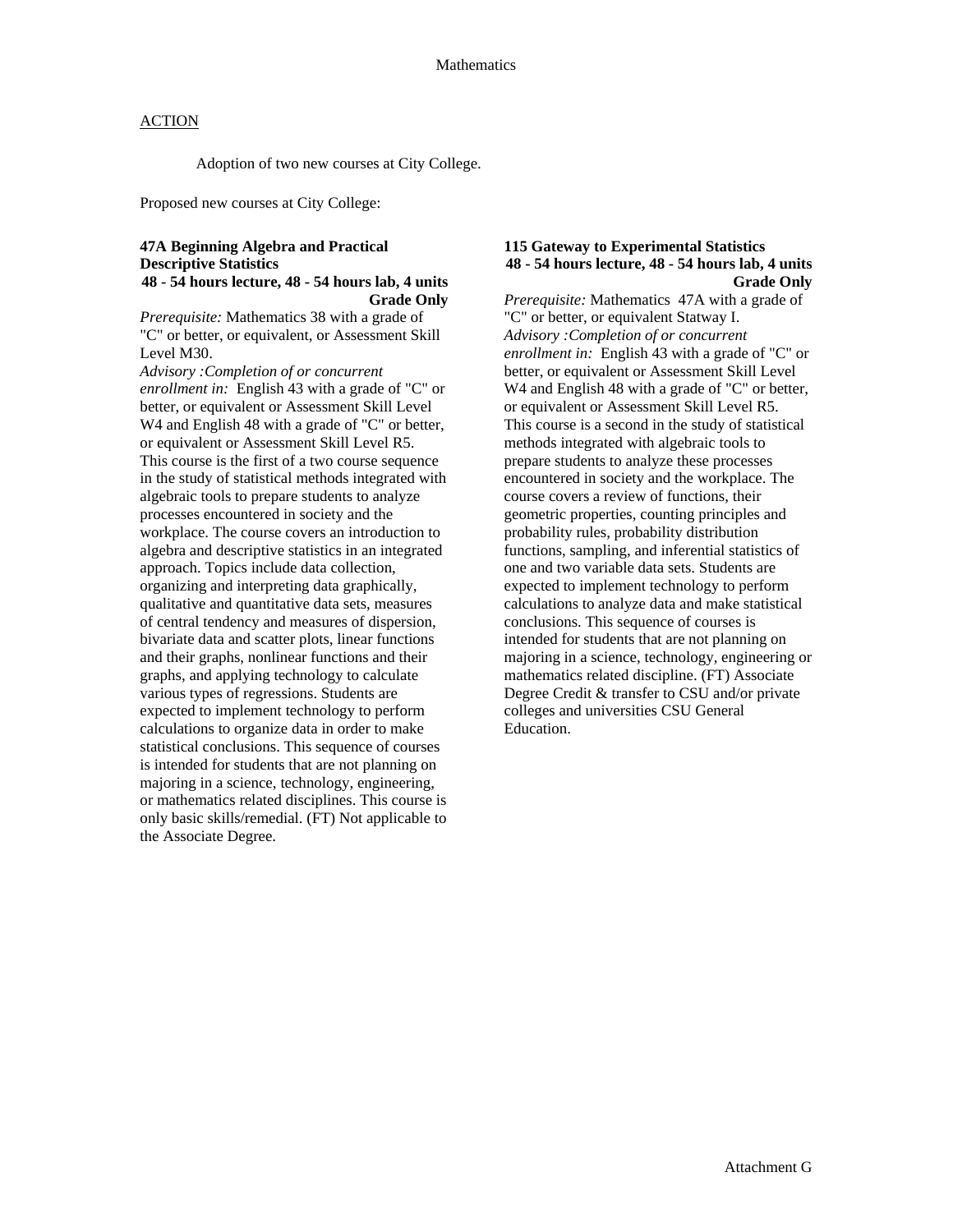# Mathematics

ACTION

Adoption of two new courses at City College.

Proposed new courses at City College:

**47A Beginning Algebra and Practical Descriptive Statistics**
**48 - 54 hours lecture, 48 - 54 hours lab, 4 units**
**Grade Only**

*Prerequisite:* Mathematics 38 with a grade of "C" or better, or equivalent, or Assessment Skill Level M30.
*Advisory :Completion of or concurrent enrollment in:* English 43 with a grade of "C" or better, or equivalent or Assessment Skill Level W4 and English 48 with a grade of "C" or better, or equivalent or Assessment Skill Level R5.
This course is the first of a two course sequence in the study of statistical methods integrated with algebraic tools to prepare students to analyze processes encountered in society and the workplace. The course covers an introduction to algebra and descriptive statistics in an integrated approach. Topics include data collection, organizing and interpreting data graphically, qualitative and quantitative data sets, measures of central tendency and measures of dispersion, bivariate data and scatter plots, linear functions and their graphs, nonlinear functions and their graphs, and applying technology to calculate various types of regressions. Students are expected to implement technology to perform calculations to organize data in order to make statistical conclusions. This sequence of courses is intended for students that are not planning on majoring in a science, technology, engineering, or mathematics related disciplines. This course is only basic skills/remedial. (FT) Not applicable to the Associate Degree.

**115 Gateway to Experimental Statistics**
**48 - 54 hours lecture, 48 - 54 hours lab, 4 units**
**Grade Only**

*Prerequisite:* Mathematics 47A with a grade of "C" or better, or equivalent Statway I.
*Advisory :Completion of or concurrent enrollment in:* English 43 with a grade of "C" or better, or equivalent or Assessment Skill Level W4 and English 48 with a grade of "C" or better, or equivalent or Assessment Skill Level R5.
This course is a second in the study of statistical methods integrated with algebraic tools to prepare students to analyze these processes encountered in society and the workplace. The course covers a review of functions, their geometric properties, counting principles and probability rules, probability distribution functions, sampling, and inferential statistics of one and two variable data sets. Students are expected to implement technology to perform calculations to analyze data and make statistical conclusions. This sequence of courses is intended for students that are not planning on majoring in a science, technology, engineering or mathematics related discipline. (FT) Associate Degree Credit & transfer to CSU and/or private colleges and universities CSU General Education.

Attachment G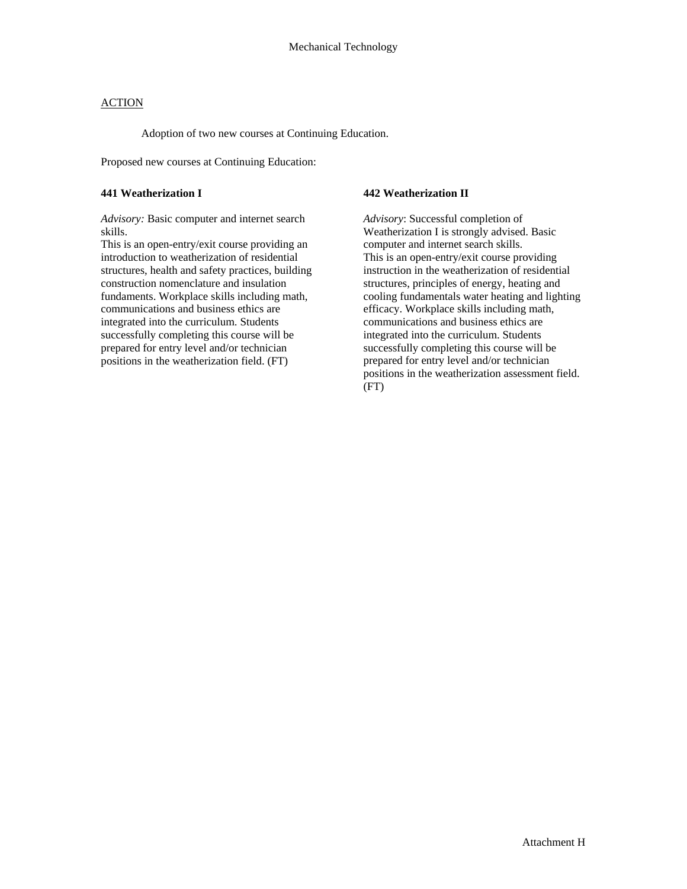Mechanical Technology

ACTION

Adoption of two new courses at Continuing Education.

Proposed new courses at Continuing Education:

**441 Weatherization I**

*Advisory:* Basic computer and internet search skills.
This is an open-entry/exit course providing an introduction to weatherization of residential structures, health and safety practices, building construction nomenclature and insulation fundaments. Workplace skills including math, communications and business ethics are integrated into the curriculum. Students successfully completing this course will be prepared for entry level and/or technician positions in the weatherization field. (FT)

**442 Weatherization II**

*Advisory*: Successful completion of Weatherization I is strongly advised. Basic computer and internet search skills.
This is an open-entry/exit course providing instruction in the weatherization of residential structures, principles of energy, heating and cooling fundamentals water heating and lighting efficacy. Workplace skills including math, communications and business ethics are integrated into the curriculum. Students successfully completing this course will be prepared for entry level and/or technician positions in the weatherization assessment field. (FT)

Attachment H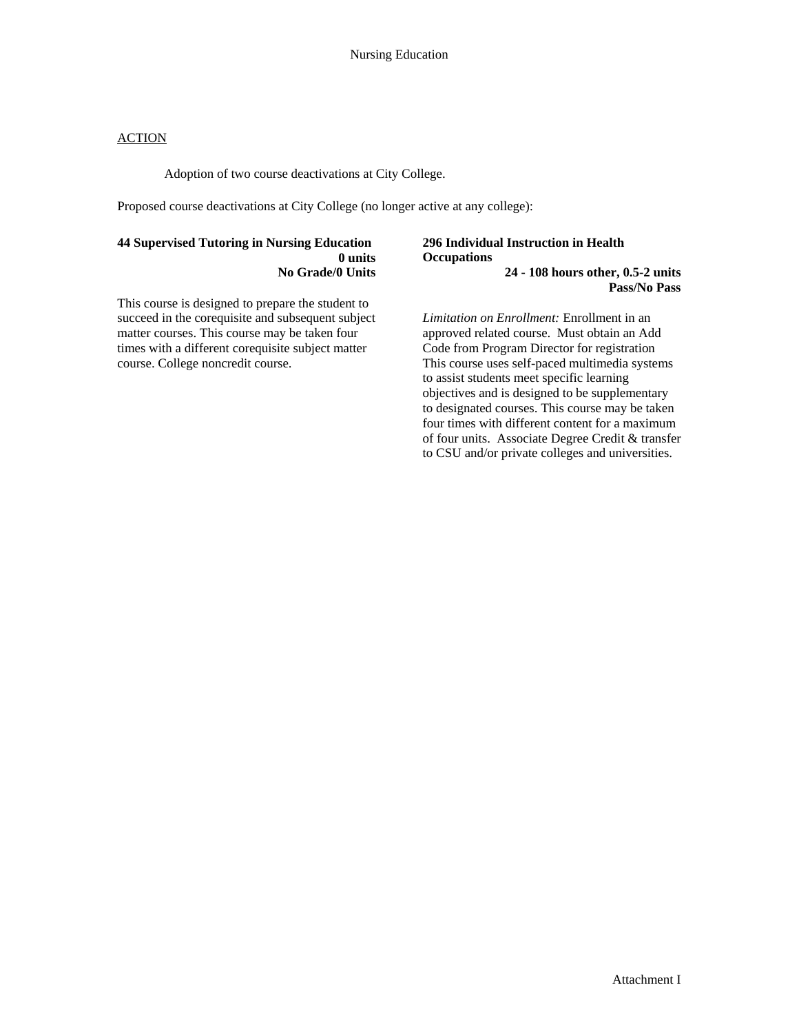Nursing Education

ACTION

Adoption of two course deactivations at City College.

Proposed course deactivations at City College (no longer active at any college):

**44 Supervised Tutoring in Nursing Education**
**0 units**
**No Grade/0 Units**

This course is designed to prepare the student to succeed in the corequisite and subsequent subject matter courses. This course may be taken four times with a different corequisite subject matter course. College noncredit course.

**296 Individual Instruction in Health Occupations**
**24 - 108 hours other, 0.5-2 units**
**Pass/No Pass**

*Limitation on Enrollment:* Enrollment in an approved related course. Must obtain an Add Code from Program Director for registration This course uses self-paced multimedia systems to assist students meet specific learning objectives and is designed to be supplementary to designated courses. This course may be taken four times with different content for a maximum of four units. Associate Degree Credit & transfer to CSU and/or private colleges and universities.

Attachment I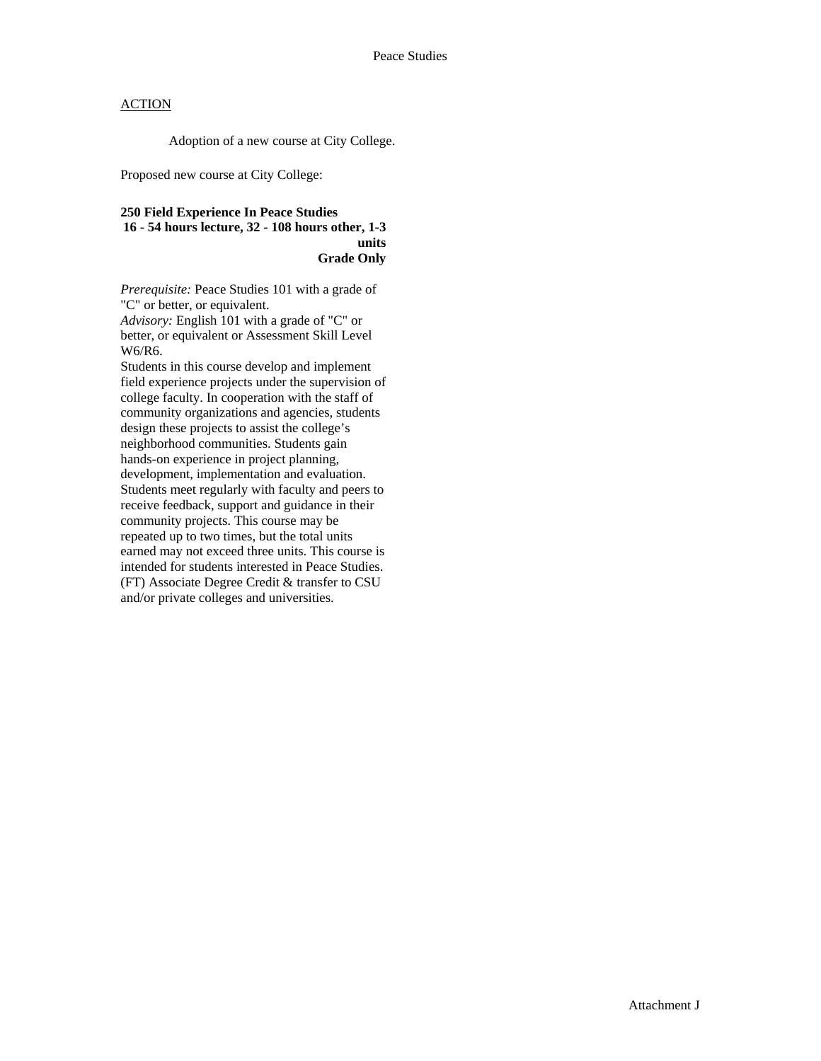Peace Studies

ACTION

Adoption of a new course at City College.

Proposed new course at City College:

**250 Field Experience In Peace Studies**
**16 - 54 hours lecture, 32 - 108 hours other, 1-3 units**
**Grade Only**

*Prerequisite:* Peace Studies 101 with a grade of "C" or better, or equivalent.
*Advisory:* English 101 with a grade of "C" or better, or equivalent or Assessment Skill Level W6/R6.
Students in this course develop and implement field experience projects under the supervision of college faculty. In cooperation with the staff of community organizations and agencies, students design these projects to assist the college's neighborhood communities. Students gain hands-on experience in project planning, development, implementation and evaluation. Students meet regularly with faculty and peers to receive feedback, support and guidance in their community projects. This course may be repeated up to two times, but the total units earned may not exceed three units. This course is intended for students interested in Peace Studies. (FT) Associate Degree Credit & transfer to CSU and/or private colleges and universities.

Attachment J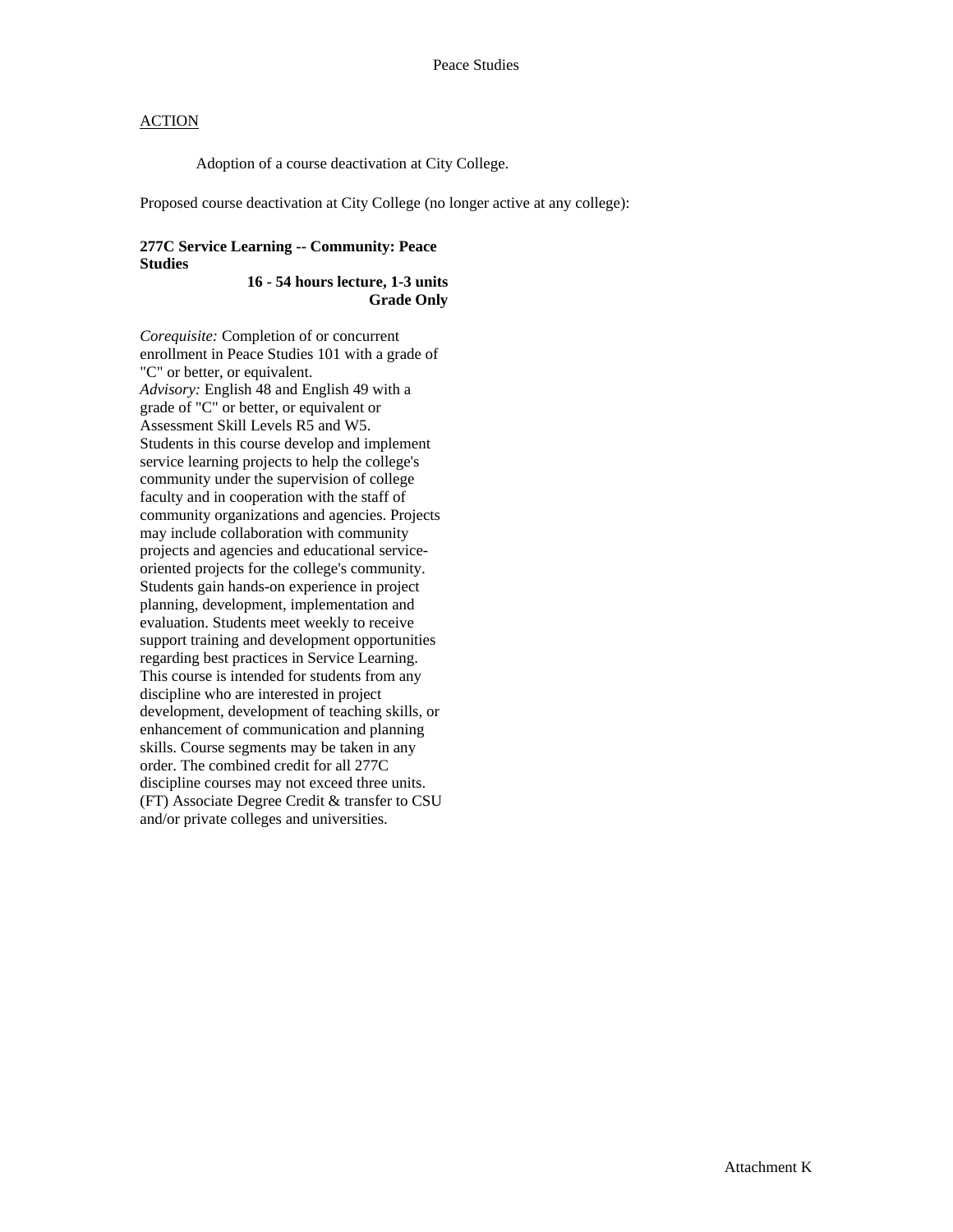Peace Studies

ACTION

Adoption of a course deactivation at City College.

Proposed course deactivation at City College (no longer active at any college):

**277C Service Learning -- Community: Peace Studies**
**16 - 54 hours lecture, 1-3 units**
**Grade Only**

*Corequisite:* Completion of or concurrent enrollment in Peace Studies 101 with a grade of "C" or better, or equivalent.
*Advisory:* English 48 and English 49 with a grade of "C" or better, or equivalent or Assessment Skill Levels R5 and W5.
Students in this course develop and implement service learning projects to help the college's community under the supervision of college faculty and in cooperation with the staff of community organizations and agencies. Projects may include collaboration with community projects and agencies and educational service-oriented projects for the college's community. Students gain hands-on experience in project planning, development, implementation and evaluation. Students meet weekly to receive support training and development opportunities regarding best practices in Service Learning. This course is intended for students from any discipline who are interested in project development, development of teaching skills, or enhancement of communication and planning skills. Course segments may be taken in any order. The combined credit for all 277C discipline courses may not exceed three units. (FT) Associate Degree Credit & transfer to CSU and/or private colleges and universities.

Attachment K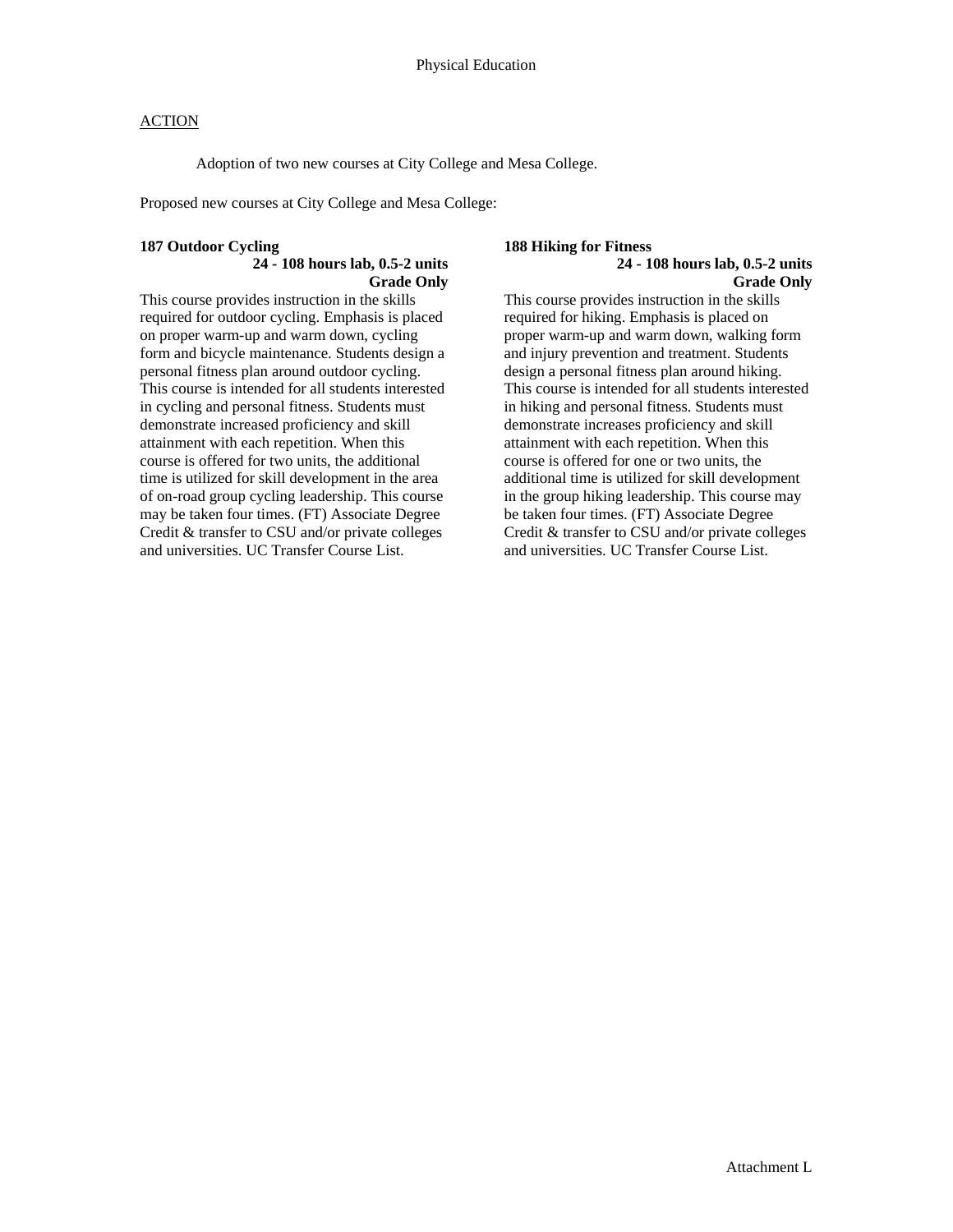Physical Education

ACTION

Adoption of two new courses at City College and Mesa College.

Proposed new courses at City College and Mesa College:

**187 Outdoor Cycling**
**24 - 108 hours lab, 0.5-2 units**
**Grade Only**

This course provides instruction in the skills required for outdoor cycling. Emphasis is placed on proper warm-up and warm down, cycling form and bicycle maintenance. Students design a personal fitness plan around outdoor cycling. This course is intended for all students interested in cycling and personal fitness. Students must demonstrate increased proficiency and skill attainment with each repetition. When this course is offered for two units, the additional time is utilized for skill development in the area of on-road group cycling leadership. This course may be taken four times. (FT) Associate Degree Credit & transfer to CSU and/or private colleges and universities. UC Transfer Course List.

**188 Hiking for Fitness**
**24 - 108 hours lab, 0.5-2 units**
**Grade Only**

This course provides instruction in the skills required for hiking. Emphasis is placed on proper warm-up and warm down, walking form and injury prevention and treatment. Students design a personal fitness plan around hiking. This course is intended for all students interested in hiking and personal fitness. Students must demonstrate increases proficiency and skill attainment with each repetition. When this course is offered for one or two units, the additional time is utilized for skill development in the group hiking leadership. This course may be taken four times. (FT) Associate Degree Credit & transfer to CSU and/or private colleges and universities. UC Transfer Course List.

Attachment L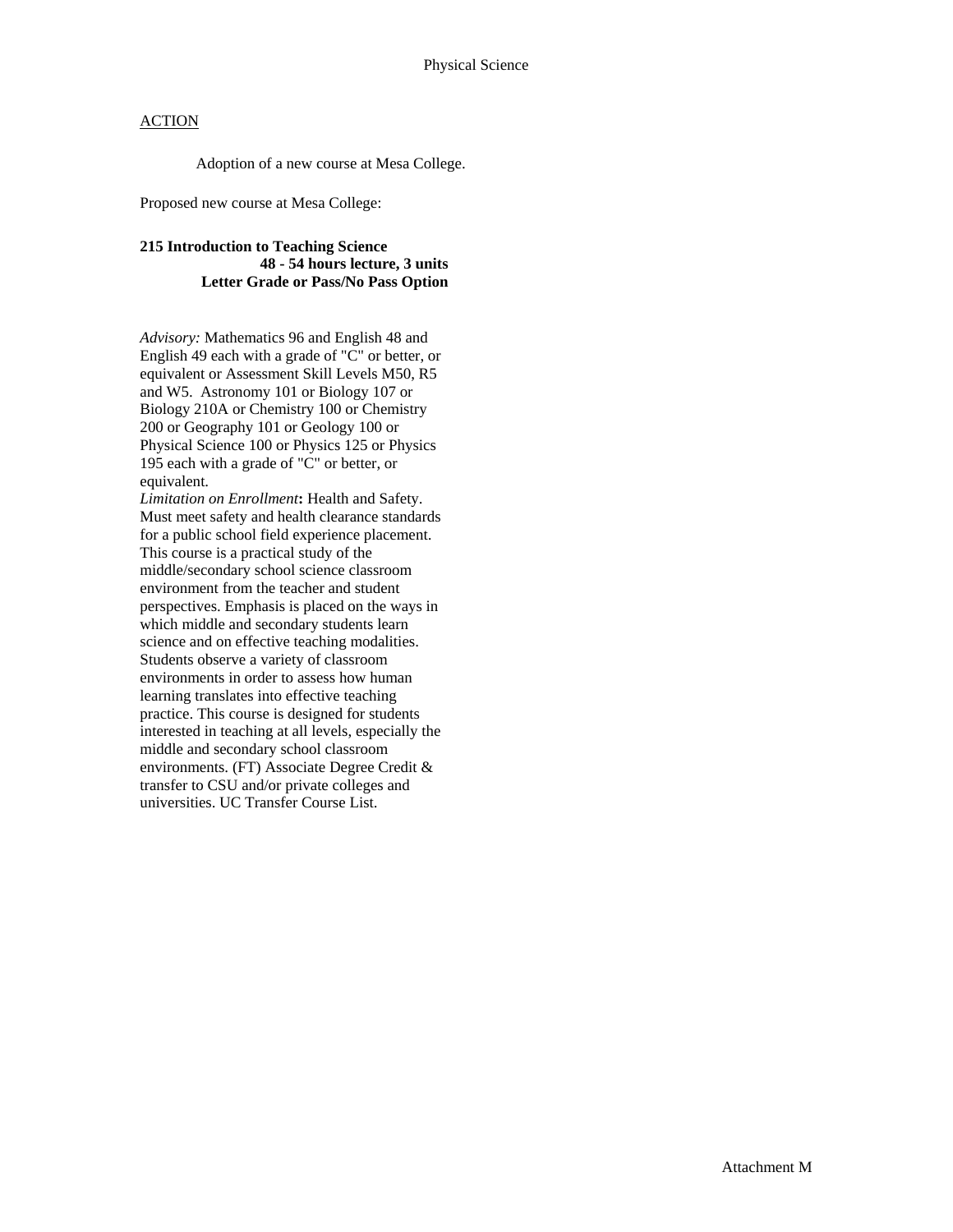Physical Science

ACTION

Adoption of a new course at Mesa College.

Proposed new course at Mesa College:

**215 Introduction to Teaching Science**
**48 - 54 hours lecture, 3 units**
**Letter Grade or Pass/No Pass Option**

*Advisory:* Mathematics 96 and English 48 and English 49 each with a grade of "C" or better, or equivalent or Assessment Skill Levels M50, R5 and W5. Astronomy 101 or Biology 107 or Biology 210A or Chemistry 100 or Chemistry 200 or Geography 101 or Geology 100 or Physical Science 100 or Physics 125 or Physics 195 each with a grade of "C" or better, or equivalent.
*Limitation on Enrollment***:** Health and Safety. Must meet safety and health clearance standards for a public school field experience placement.
This course is a practical study of the middle/secondary school science classroom environment from the teacher and student perspectives. Emphasis is placed on the ways in which middle and secondary students learn science and on effective teaching modalities. Students observe a variety of classroom environments in order to assess how human learning translates into effective teaching practice. This course is designed for students interested in teaching at all levels, especially the middle and secondary school classroom environments. (FT) Associate Degree Credit & transfer to CSU and/or private colleges and universities. UC Transfer Course List.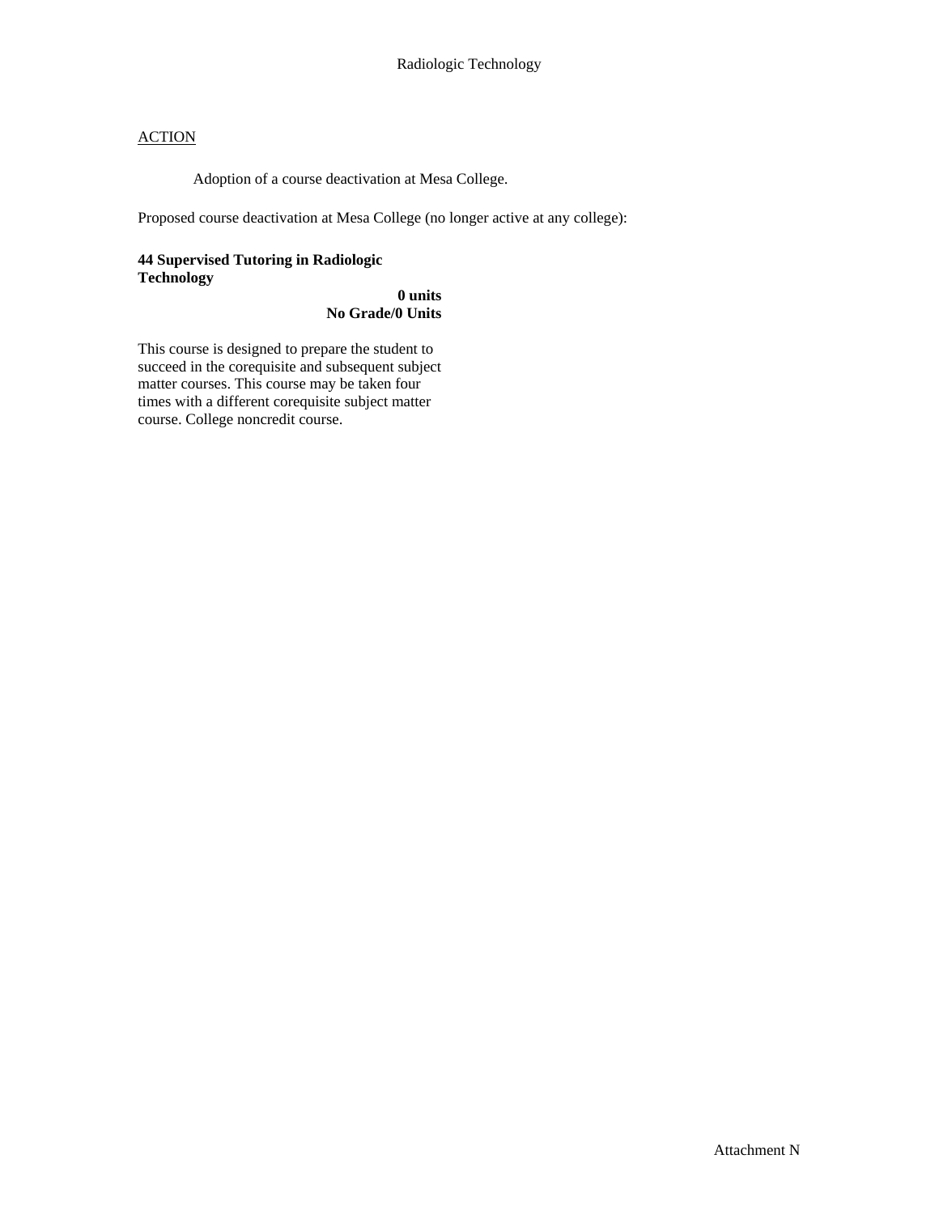Radiologic Technology

<u>ACTION</u>

Adoption of a course deactivation at Mesa College.

Proposed course deactivation at Mesa College (no longer active at any college):

**44 Supervised Tutoring in Radiologic Technology**

**0 units**
**No Grade/0 Units**

This course is designed to prepare the student to succeed in the corequisite and subsequent subject matter courses. This course may be taken four times with a different corequisite subject matter course. College noncredit course.

Attachment N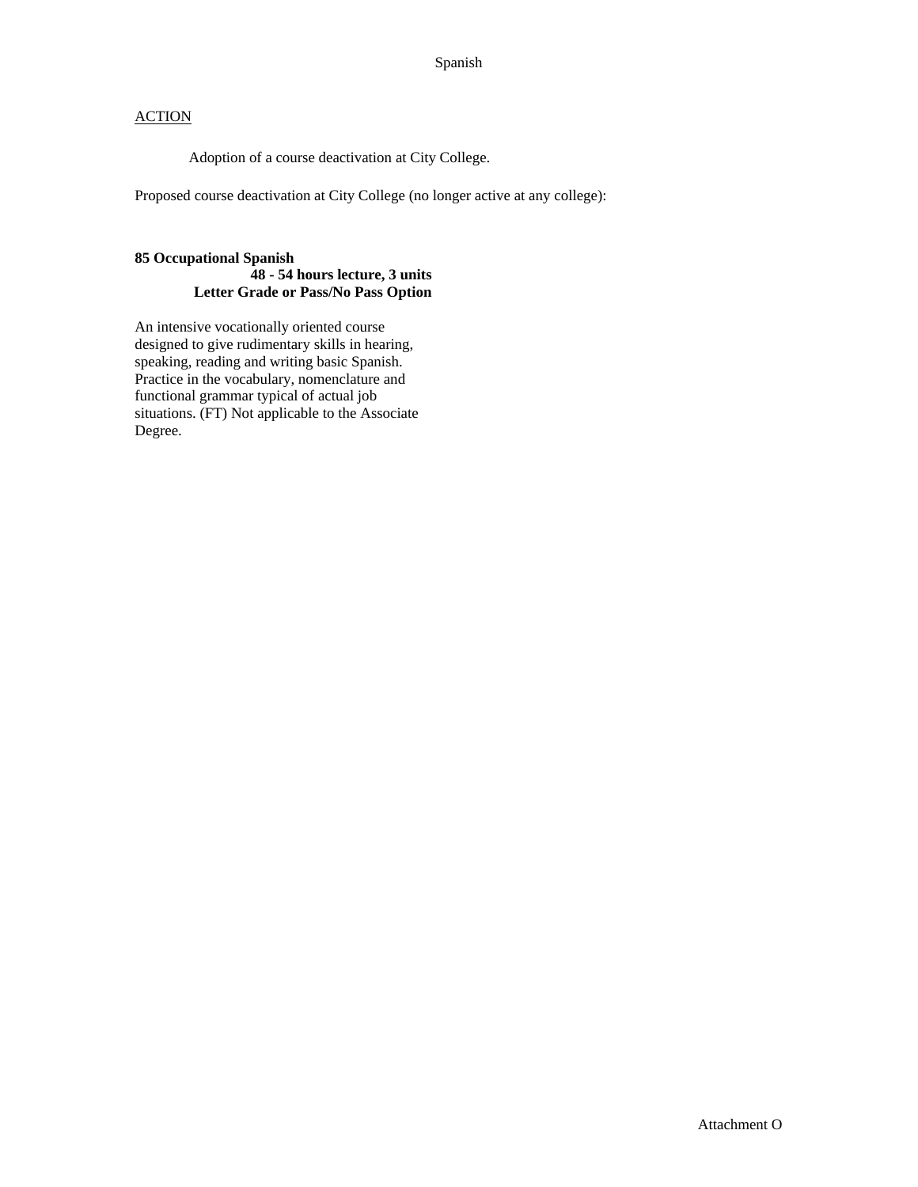Spanish

ACTION

Adoption of a course deactivation at City College.

Proposed course deactivation at City College (no longer active at any college):

**85 Occupational Spanish**
**48 - 54 hours lecture, 3 units**
**Letter Grade or Pass/No Pass Option**

An intensive vocationally oriented course designed to give rudimentary skills in hearing, speaking, reading and writing basic Spanish. Practice in the vocabulary, nomenclature and functional grammar typical of actual job situations. (FT) Not applicable to the Associate Degree.

Attachment O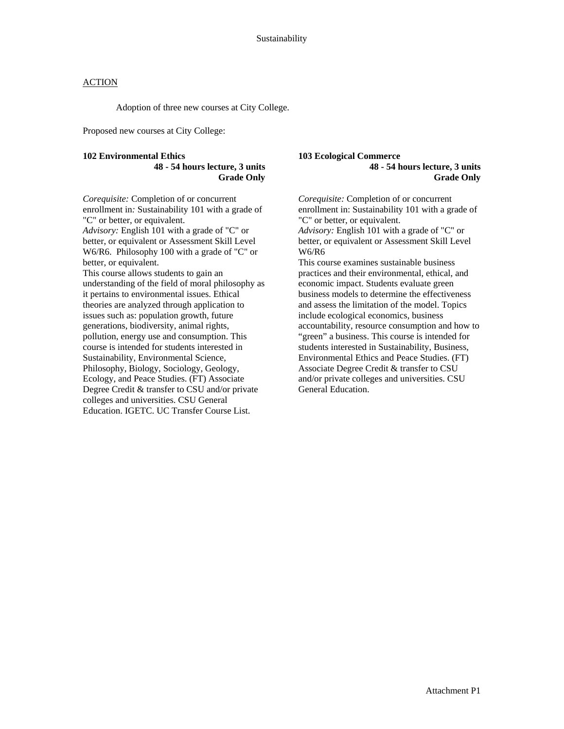# Sustainability

ACTION

Adoption of three new courses at City College.

Proposed new courses at City College:

**102 Environmental Ethics**
**48 - 54 hours lecture, 3 units**
**Grade Only**

*Corequisite:* Completion of or concurrent enrollment in*:* Sustainability 101 with a grade of "C" or better, or equivalent.
*Advisory:* English 101 with a grade of "C" or better, or equivalent or Assessment Skill Level W6/R6. Philosophy 100 with a grade of "C" or better, or equivalent.
This course allows students to gain an understanding of the field of moral philosophy as it pertains to environmental issues. Ethical theories are analyzed through application to issues such as: population growth, future generations, biodiversity, animal rights, pollution, energy use and consumption. This course is intended for students interested in Sustainability, Environmental Science, Philosophy, Biology, Sociology, Geology, Ecology, and Peace Studies. (FT) Associate Degree Credit & transfer to CSU and/or private colleges and universities. CSU General Education. IGETC. UC Transfer Course List.

**103 Ecological Commerce**
**48 - 54 hours lecture, 3 units**
**Grade Only**

*Corequisite:* Completion of or concurrent enrollment in: Sustainability 101 with a grade of "C" or better, or equivalent.
*Advisory:* English 101 with a grade of "C" or better, or equivalent or Assessment Skill Level W6/R6
This course examines sustainable business practices and their environmental, ethical, and economic impact. Students evaluate green business models to determine the effectiveness and assess the limitation of the model. Topics include ecological economics, business accountability, resource consumption and how to "green" a business. This course is intended for students interested in Sustainability, Business, Environmental Ethics and Peace Studies. (FT) Associate Degree Credit & transfer to CSU and/or private colleges and universities. CSU General Education.

Attachment P1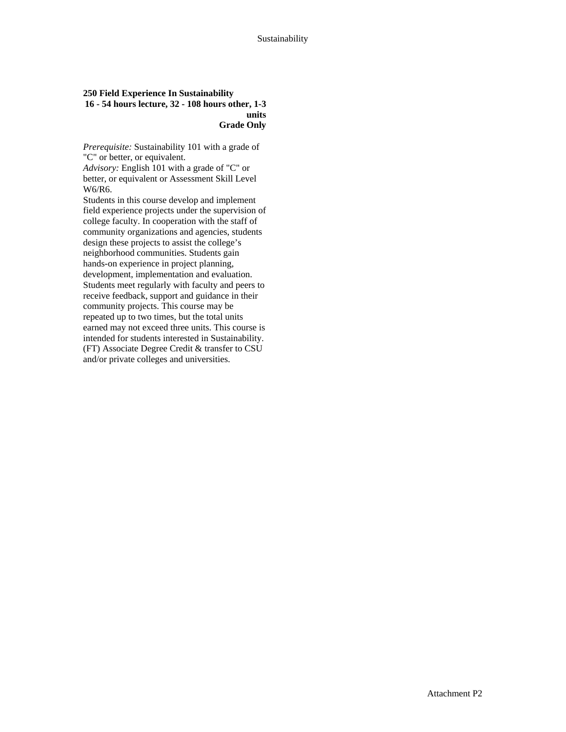**250 Field Experience In Sustainability**
**16 - 54 hours lecture, 32 - 108 hours other, 1-3 units**
**Grade Only**

*Prerequisite:* Sustainability 101 with a grade of "C" or better, or equivalent.
*Advisory:* English 101 with a grade of "C" or better, or equivalent or Assessment Skill Level W6/R6.
Students in this course develop and implement field experience projects under the supervision of college faculty. In cooperation with the staff of community organizations and agencies, students design these projects to assist the college's neighborhood communities. Students gain hands-on experience in project planning, development, implementation and evaluation. Students meet regularly with faculty and peers to receive feedback, support and guidance in their community projects. This course may be repeated up to two times, but the total units earned may not exceed three units. This course is intended for students interested in Sustainability. (FT) Associate Degree Credit & transfer to CSU and/or private colleges and universities.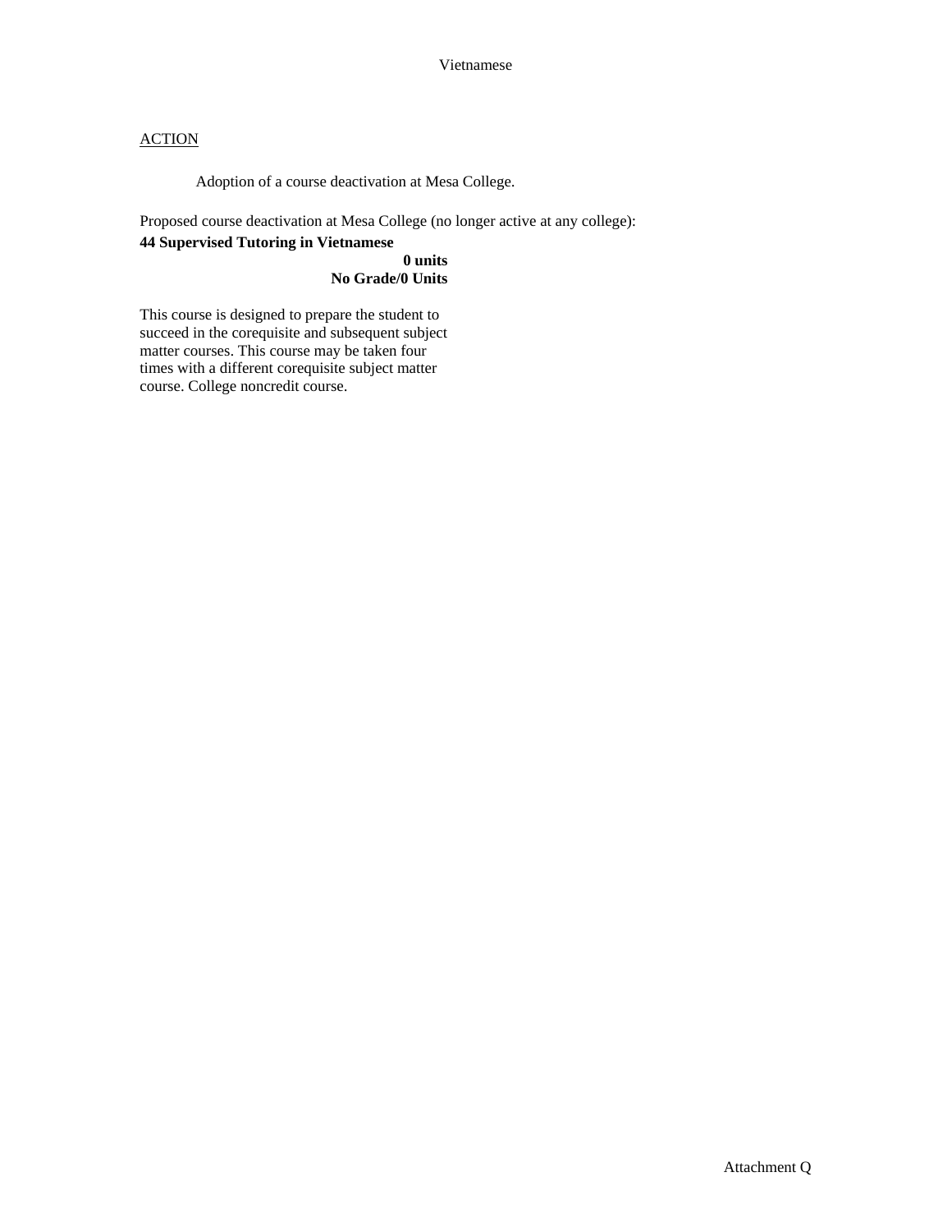Vietnamese

ACTION

Adoption of a course deactivation at Mesa College.

Proposed course deactivation at Mesa College (no longer active at any college):

**44 Supervised Tutoring in Vietnamese**

**0 units**

**No Grade/0 Units**

This course is designed to prepare the student to succeed in the corequisite and subsequent subject matter courses. This course may be taken four times with a different corequisite subject matter course. College noncredit course.

Attachment Q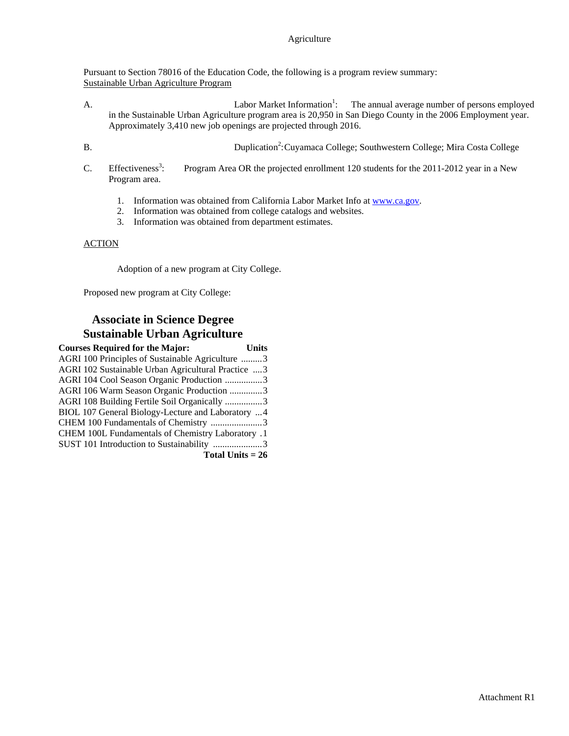Agriculture

Pursuant to Section 78016 of the Education Code, the following is a program review summary:
Sustainable Urban Agriculture Program

A. Labor Market Information[1]: The annual average number of persons employed in the Sustainable Urban Agriculture program area is 20,950 in San Diego County in the 2006 Employment year. Approximately 3,410 new job openings are projected through 2016.

B. Duplication[2]: Cuyamaca College; Southwestern College; Mira Costa College

C. Effectiveness[3]: Program Area OR the projected enrollment 120 students for the 2011-2012 year in a New Program area.

1. Information was obtained from California Labor Market Info at www.ca.gov.
2. Information was obtained from college catalogs and websites.
3. Information was obtained from department estimates.

ACTION

Adoption of a new program at City College.

Proposed new program at City College:

## Associate in Science Degree
## Sustainable Urban Agriculture

| Courses Required for the Major: | Units |
|---|---|
| AGRI 100 Principles of Sustainable Agriculture | 3 |
| AGRI 102 Sustainable Urban Agricultural Practice | 3 |
| AGRI 104 Cool Season Organic Production | 3 |
| AGRI 106 Warm Season Organic Production | 3 |
| AGRI 108 Building Fertile Soil Organically | 3 |
| BIOL 107 General Biology-Lecture and Laboratory | 4 |
| CHEM 100 Fundamentals of Chemistry | 3 |
| CHEM 100L Fundamentals of Chemistry Laboratory | 1 |
| SUST 101 Introduction to Sustainability | 3 |
| **Total Units = 26** | |

Attachment R1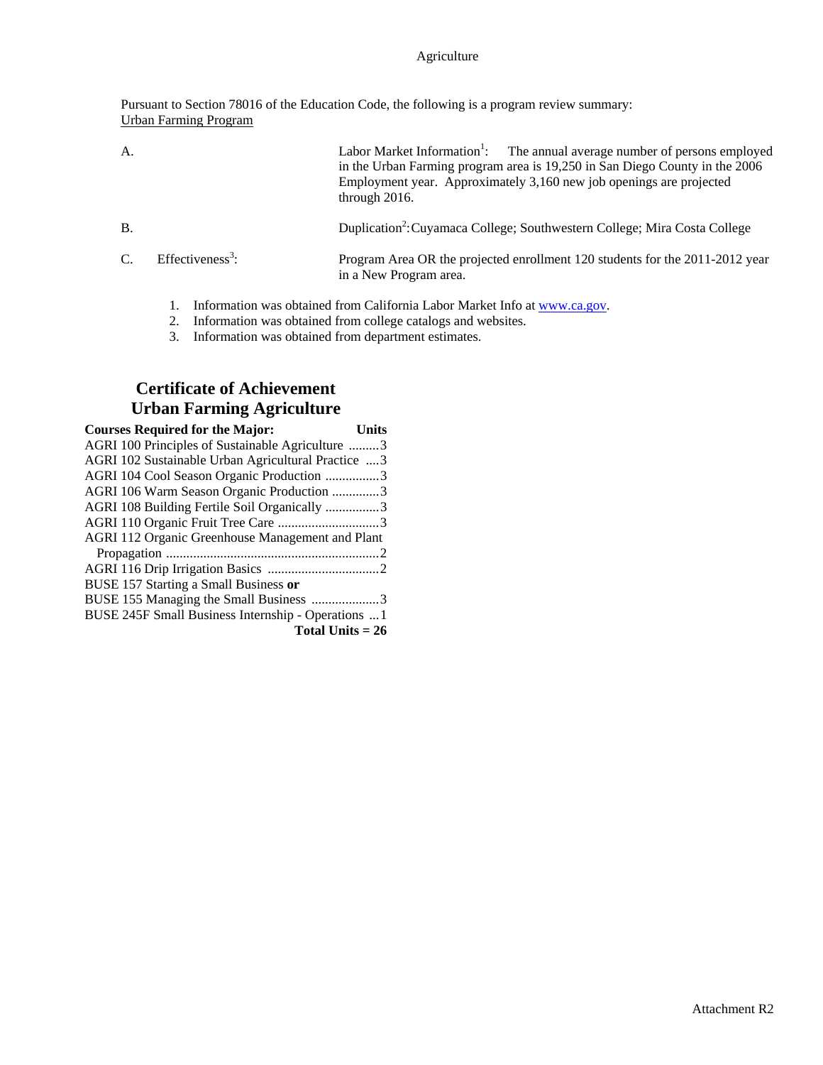Agriculture

Pursuant to Section 78016 of the Education Code, the following is a program review summary:
Urban Farming Program

A. Labor Market Information[1]: The annual average number of persons employed in the Urban Farming program area is 19,250 in San Diego County in the 2006 Employment year. Approximately 3,160 new job openings are projected through 2016.

B. Duplication[2]: Cuyamaca College; Southwestern College; Mira Costa College

C. Effectiveness[3]: Program Area OR the projected enrollment 120 students for the 2011-2012 year in a New Program area.

1. Information was obtained from California Labor Market Info at www.ca.gov.
2. Information was obtained from college catalogs and websites.
3. Information was obtained from department estimates.

## Certificate of Achievement
## Urban Farming Agriculture

| Courses Required for the Major: | Units |
|---|---|
| AGRI 100 Principles of Sustainable Agriculture | 3 |
| AGRI 102 Sustainable Urban Agricultural Practice | 3 |
| AGRI 104 Cool Season Organic Production | 3 |
| AGRI 106 Warm Season Organic Production | 3 |
| AGRI 108 Building Fertile Soil Organically | 3 |
| AGRI 110 Organic Fruit Tree Care | 3 |
| AGRI 112 Organic Greenhouse Management and Plant Propagation | 2 |
| AGRI 116 Drip Irrigation Basics | 2 |
| BUSE 157 Starting a Small Business **or** BUSE 155 Managing the Small Business | 3 |
| BUSE 245F Small Business Internship - Operations | 1 |
| **Total Units = 26** | |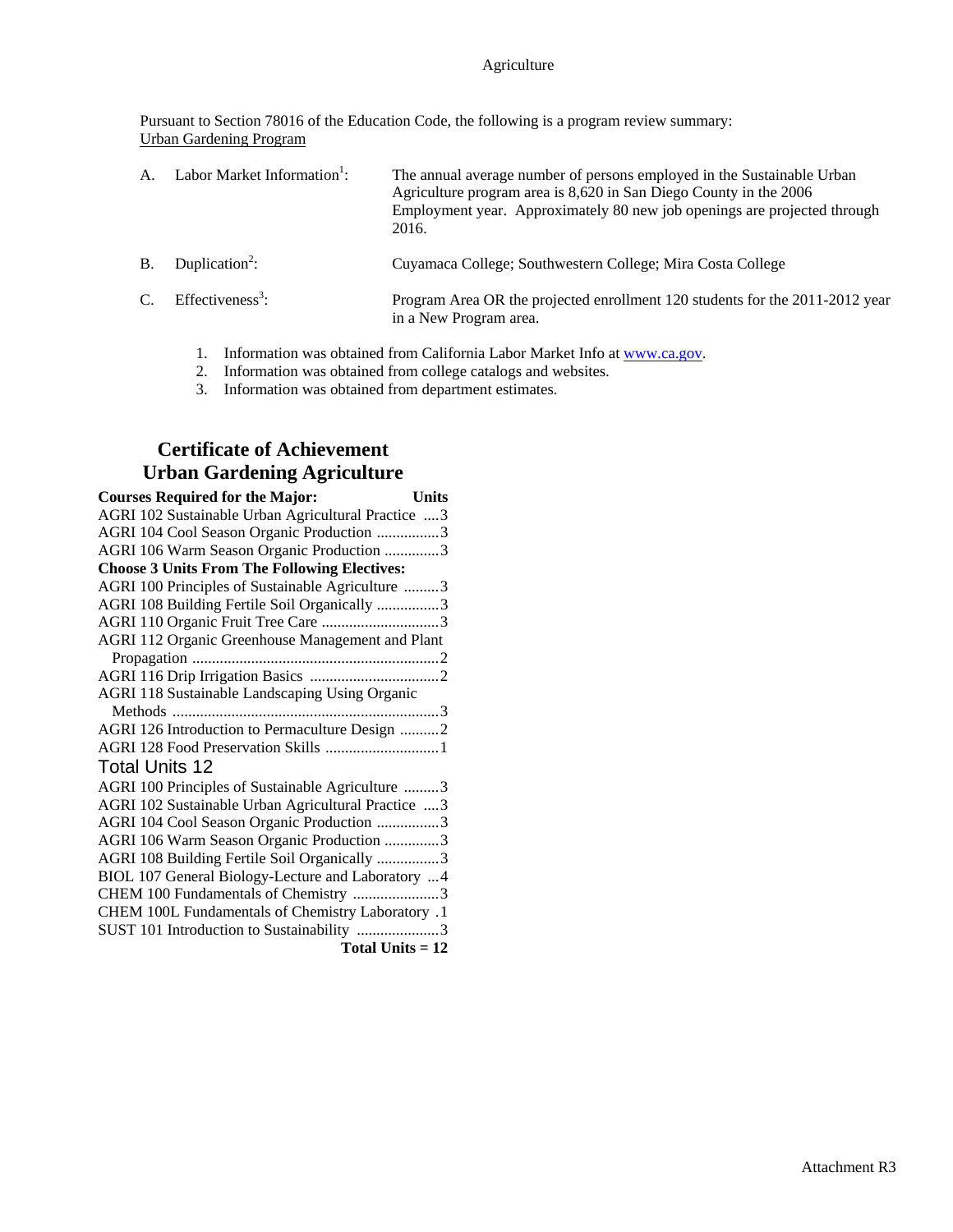Agriculture

Pursuant to Section 78016 of the Education Code, the following is a program review summary:
Urban Gardening Program

| | | |
|---|---|---|
| A. | Labor Market Information[1]: | The annual average number of persons employed in the Sustainable Urban Agriculture program area is 8,620 in San Diego County in the 2006 Employment year. Approximately 80 new job openings are projected through 2016. |
| B. | Duplication[2]: | Cuyamaca College; Southwestern College; Mira Costa College |
| C. | Effectiveness[3]: | Program Area OR the projected enrollment 120 students for the 2011-2012 year in a New Program area. |

1. Information was obtained from California Labor Market Info at www.ca.gov.
2. Information was obtained from college catalogs and websites.
3. Information was obtained from department estimates.

## Certificate of Achievement
## Urban Gardening Agriculture

| **Courses Required for the Major:** | **Units** |
|---|---|
| AGRI 102 Sustainable Urban Agricultural Practice | 3 |
| AGRI 104 Cool Season Organic Production | 3 |
| AGRI 106 Warm Season Organic Production | 3 |
| **Choose 3 Units From The Following Electives:** | |
| AGRI 100 Principles of Sustainable Agriculture | 3 |
| AGRI 108 Building Fertile Soil Organically | 3 |
| AGRI 110 Organic Fruit Tree Care | 3 |
| AGRI 112 Organic Greenhouse Management and Plant Propagation | 2 |
| AGRI 116 Drip Irrigation Basics | 2 |
| AGRI 118 Sustainable Landscaping Using Organic Methods | 3 |
| AGRI 126 Introduction to Permaculture Design | 2 |
| AGRI 128 Food Preservation Skills | 1 |

Total Units 12

| | |
|---|---|
| AGRI 100 Principles of Sustainable Agriculture | 3 |
| AGRI 102 Sustainable Urban Agricultural Practice | 3 |
| AGRI 104 Cool Season Organic Production | 3 |
| AGRI 106 Warm Season Organic Production | 3 |
| AGRI 108 Building Fertile Soil Organically | 3 |
| BIOL 107 General Biology-Lecture and Laboratory | 4 |
| CHEM 100 Fundamentals of Chemistry | 3 |
| CHEM 100L Fundamentals of Chemistry Laboratory | 1 |
| SUST 101 Introduction to Sustainability | 3 |
| | **Total Units = 12** |

Attachment R3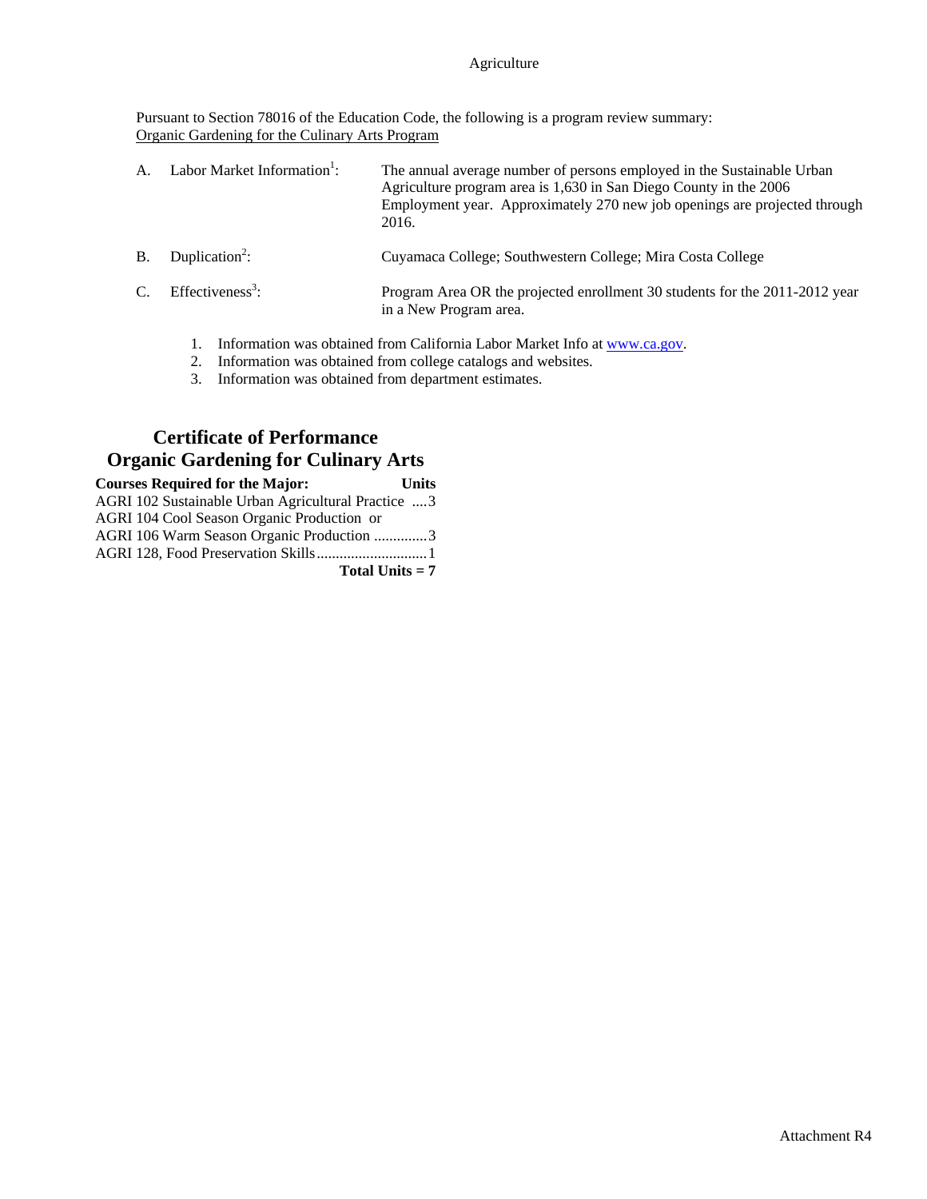Agriculture

Pursuant to Section 78016 of the Education Code, the following is a program review summary:
Organic Gardening for the Culinary Arts Program

A. Labor Market Information[1]: The annual average number of persons employed in the Sustainable Urban Agriculture program area is 1,630 in San Diego County in the 2006 Employment year. Approximately 270 new job openings are projected through 2016.

B. Duplication[2]: Cuyamaca College; Southwestern College; Mira Costa College

C. Effectiveness[3]: Program Area OR the projected enrollment 30 students for the 2011-2012 year in a New Program area.

1. Information was obtained from California Labor Market Info at www.ca.gov.
2. Information was obtained from college catalogs and websites.
3. Information was obtained from department estimates.

## Certificate of Performance
## Organic Gardening for Culinary Arts

| Courses Required for the Major: | Units |
|---|---|
| AGRI 102 Sustainable Urban Agricultural Practice | 3 |
| AGRI 104 Cool Season Organic Production or | |
| AGRI 106 Warm Season Organic Production | 3 |
| AGRI 128, Food Preservation Skills | 1 |
| **Total Units = 7** | |

Attachment R4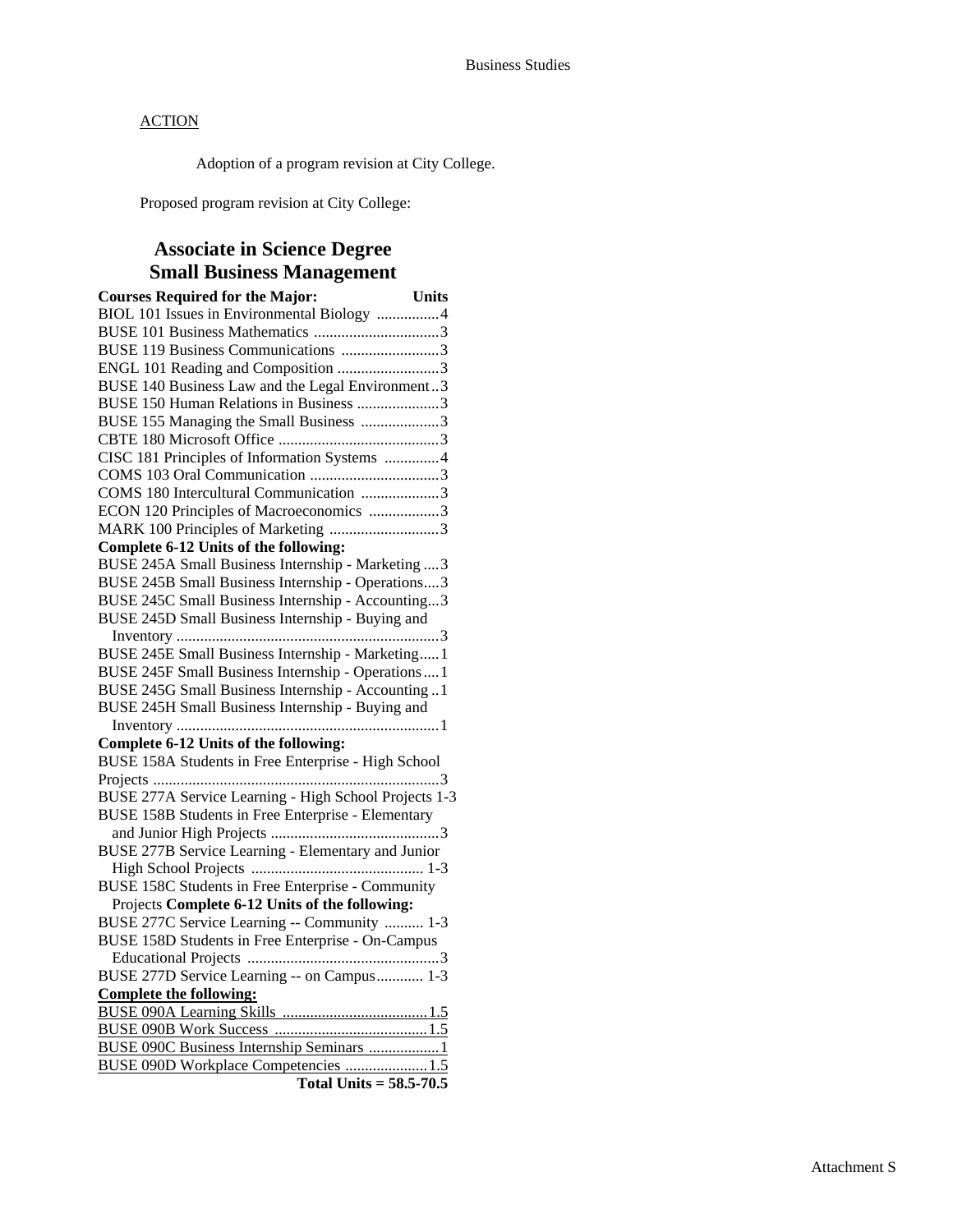ACTION

Adoption of a program revision at City College.

Proposed program revision at City College:

## Associate in Science Degree
## Small Business Management

| Courses Required for the Major: | Units |
|---|---|
| BIOL 101 Issues in Environmental Biology | 4 |
| BUSE 101 Business Mathematics | 3 |
| BUSE 119 Business Communications | 3 |
| ENGL 101 Reading and Composition | 3 |
| BUSE 140 Business Law and the Legal Environment | 3 |
| BUSE 150 Human Relations in Business | 3 |
| BUSE 155 Managing the Small Business | 3 |
| CBTE 180 Microsoft Office | 3 |
| CISC 181 Principles of Information Systems | 4 |
| COMS 103 Oral Communication | 3 |
| COMS 180 Intercultural Communication | 3 |
| ECON 120 Principles of Macroeconomics | 3 |
| MARK 100 Principles of Marketing | 3 |
| **Complete 6-12 Units of the following:** | |
| BUSE 245A Small Business Internship - Marketing | 3 |
| BUSE 245B Small Business Internship - Operations | 3 |
| BUSE 245C Small Business Internship - Accounting | 3 |
| BUSE 245D Small Business Internship - Buying and Inventory | 3 |
| BUSE 245E Small Business Internship - Marketing | 1 |
| BUSE 245F Small Business Internship - Operations | 1 |
| BUSE 245G Small Business Internship - Accounting | 1 |
| BUSE 245H Small Business Internship - Buying and Inventory | 1 |
| **Complete 6-12 Units of the following:** | |
| BUSE 158A Students in Free Enterprise - High School Projects | 3 |
| BUSE 277A Service Learning - High School Projects | 1-3 |
| BUSE 158B Students in Free Enterprise - Elementary and Junior High Projects | 3 |
| BUSE 277B Service Learning - Elementary and Junior High School Projects | 1-3 |
| BUSE 158C Students in Free Enterprise - Community Projects **Complete 6-12 Units of the following:** | |
| BUSE 277C Service Learning -- Community | 1-3 |
| BUSE 158D Students in Free Enterprise - On-Campus Educational Projects | 3 |
| BUSE 277D Service Learning -- on Campus | 1-3 |
| <u>**Complete the following:**</u> | |
| <u>BUSE 090A Learning Skills</u> | <u>1.5</u> |
| <u>BUSE 090B Work Success</u> | <u>1.5</u> |
| <u>BUSE 090C Business Internship Seminars</u> | <u>1</u> |
| <u>BUSE 090D Workplace Competencies</u> | <u>1.5</u> |
| | **Total Units = 58.5-70.5** |

Attachment S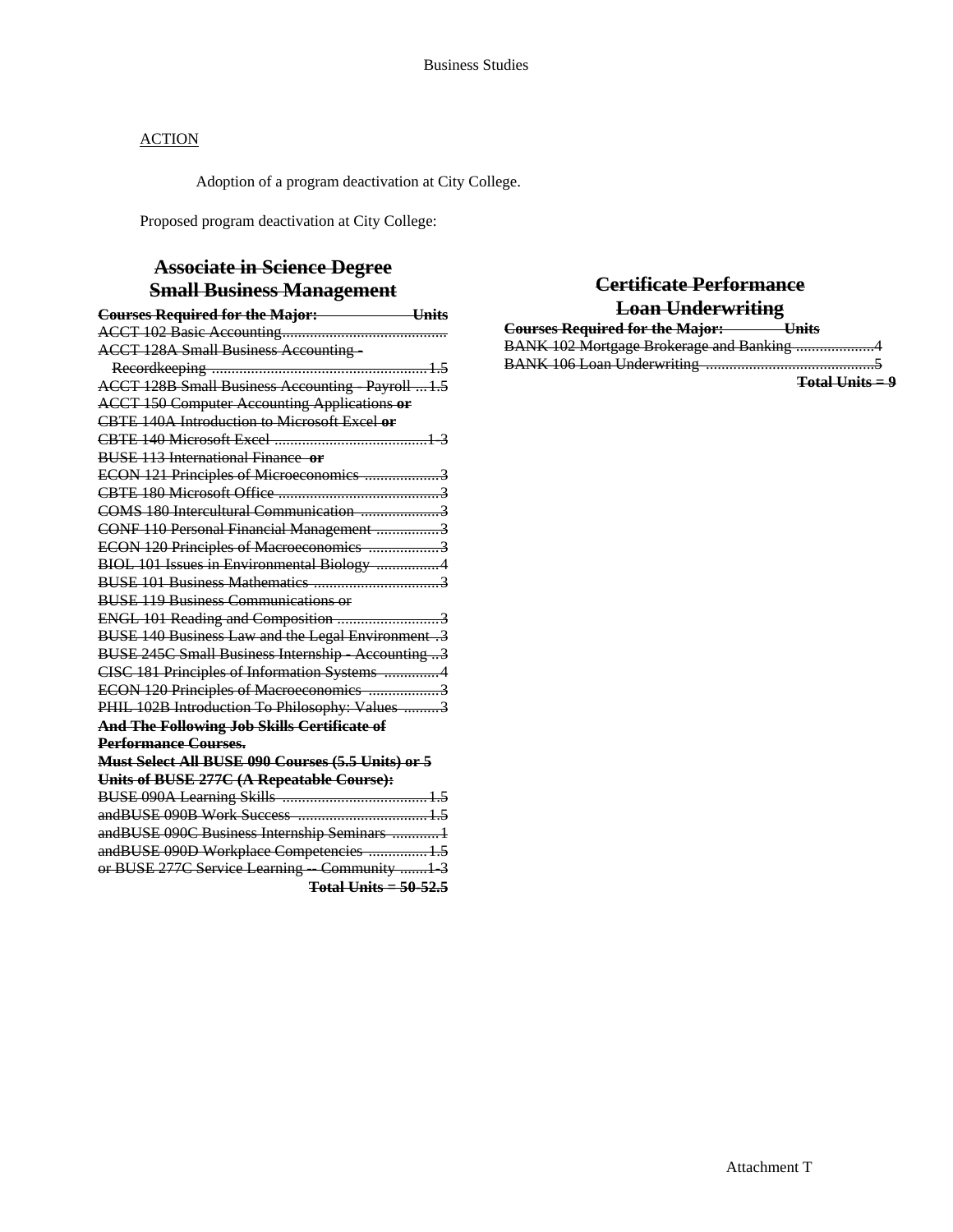<u>ACTION</u>

Adoption of a program deactivation at City College.

Proposed program deactivation at City College:

## ~~Associate in Science Degree Small Business Management~~

| ~~**Courses Required for the Major:**~~ | ~~**Units**~~ |
|---|---|
| ~~ACCT 102 Basic Accounting~~ | |
| ~~ACCT 128A Small Business Accounting - Recordkeeping~~ | ~~1.5~~ |
| ~~ACCT 128B Small Business Accounting - Payroll~~ | ~~1.5~~ |
| ~~ACCT 150 Computer Accounting Applications **or** CBTE 140A Introduction to Microsoft Excel **or** CBTE 140 Microsoft Excel~~ | ~~1-3~~ |
| ~~BUSE 113 International Finance **or** ECON 121 Principles of Microeconomics~~ | ~~3~~ |
| ~~CBTE 180 Microsoft Office~~ | ~~3~~ |
| ~~COMS 180 Intercultural Communication~~ | ~~3~~ |
| ~~CONF 110 Personal Financial Management~~ | ~~3~~ |
| ~~ECON 120 Principles of Macroeconomics~~ | ~~3~~ |
| ~~BIOL 101 Issues in Environmental Biology~~ | ~~4~~ |
| ~~BUSE 101 Business Mathematics~~ | ~~3~~ |
| ~~BUSE 119 Business Communications or ENGL 101 Reading and Composition~~ | ~~3~~ |
| ~~BUSE 140 Business Law and the Legal Environment~~ | ~~3~~ |
| ~~BUSE 245C Small Business Internship - Accounting~~ | ~~3~~ |
| ~~CISC 181 Principles of Information Systems~~ | ~~4~~ |
| ~~ECON 120 Principles of Macroeconomics~~ | ~~3~~ |
| ~~PHIL 102B Introduction To Philosophy: Values~~ | ~~3~~ |
| ~~**And The Following Job Skills Certificate of Performance Courses.**~~ | |
| ~~**Must Select All BUSE 090 Courses (5.5 Units) or 5 Units of BUSE 277C (A Repeatable Course):**~~ | |
| ~~BUSE 090A Learning Skills~~ | ~~1.5~~ |
| ~~andBUSE 090B Work Success~~ | ~~1.5~~ |
| ~~andBUSE 090C Business Internship Seminars~~ | ~~1~~ |
| ~~andBUSE 090D Workplace Competencies~~ | ~~1.5~~ |
| ~~or BUSE 277C Service Learning -- Community~~ | ~~1-3~~ |
| | ~~**Total Units = 50-52.5**~~ |

## ~~Certificate Performance Loan Underwriting~~

| ~~**Courses Required for the Major:**~~ | ~~**Units**~~ |
|---|---|
| ~~BANK 102 Mortgage Brokerage and Banking~~ | ~~4~~ |
| ~~BANK 106 Loan Underwriting~~ | ~~5~~ |
| | ~~**Total Units = 9**~~ |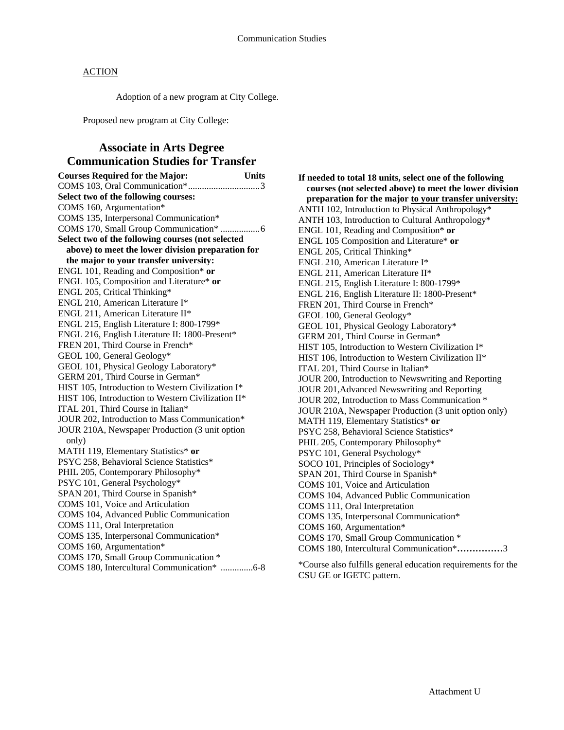ACTION

Adoption of a new program at City College.

Proposed new program at City College:

## Associate in Arts Degree
## Communication Studies for Transfer

**Courses Required for the Major:** **Units**

COMS 103, Oral Communication*...............................3

**Select two of the following courses:**

COMS 160, Argumentation*
COMS 135, Interpersonal Communication*
COMS 170, Small Group Communication* .................6

**Select two of the following courses (not selected above) to meet the lower division preparation for the major to your transfer university:**

ENGL 101, Reading and Composition* **or**
ENGL 105, Composition and Literature* **or**
ENGL 205, Critical Thinking*
ENGL 210, American Literature I*
ENGL 211, American Literature II*
ENGL 215, English Literature I: 800-1799*
ENGL 216, English Literature II: 1800-Present*
FREN 201, Third Course in French*
GEOL 100, General Geology*
GEOL 101, Physical Geology Laboratory*
GERM 201, Third Course in German*
HIST 105, Introduction to Western Civilization I*
HIST 106, Introduction to Western Civilization II*
ITAL 201, Third Course in Italian*
JOUR 202, Introduction to Mass Communication*
JOUR 210A, Newspaper Production (3 unit option only)
MATH 119, Elementary Statistics* **or**
PSYC 258, Behavioral Science Statistics*
PHIL 205, Contemporary Philosophy*
PSYC 101, General Psychology*
SPAN 201, Third Course in Spanish*
COMS 101, Voice and Articulation
COMS 104, Advanced Public Communication
COMS 111, Oral Interpretation
COMS 135, Interpersonal Communication*
COMS 160, Argumentation*
COMS 170, Small Group Communication *
COMS 180, Intercultural Communication* ..............6-8

**If needed to total 18 units, select one of the following courses (not selected above) to meet the lower division preparation for the major to your transfer university:**

ANTH 102, Introduction to Physical Anthropology*
ANTH 103, Introduction to Cultural Anthropology*
ENGL 101, Reading and Composition* **or**
ENGL 105 Composition and Literature* **or**
ENGL 205, Critical Thinking*
ENGL 210, American Literature I*
ENGL 211, American Literature II*
ENGL 215, English Literature I: 800-1799*
ENGL 216, English Literature II: 1800-Present*
FREN 201, Third Course in French*
GEOL 100, General Geology*
GEOL 101, Physical Geology Laboratory*
GERM 201, Third Course in German*
HIST 105, Introduction to Western Civilization I*
HIST 106, Introduction to Western Civilization II*
ITAL 201, Third Course in Italian*
JOUR 200, Introduction to Newswriting and Reporting
JOUR 201,Advanced Newswriting and Reporting
JOUR 202, Introduction to Mass Communication *
JOUR 210A, Newspaper Production (3 unit option only)
MATH 119, Elementary Statistics* **or**
PSYC 258, Behavioral Science Statistics*
PHIL 205, Contemporary Philosophy*
PSYC 101, General Psychology*
SOCO 101, Principles of Sociology*
SPAN 201, Third Course in Spanish*
COMS 101, Voice and Articulation
COMS 104, Advanced Public Communication
COMS 111, Oral Interpretation
COMS 135, Interpersonal Communication*
COMS 160, Argumentation*
COMS 170, Small Group Communication *
COMS 180, Intercultural Communication***……………**3

*Course also fulfills general education requirements for the CSU GE or IGETC pattern.

Attachment U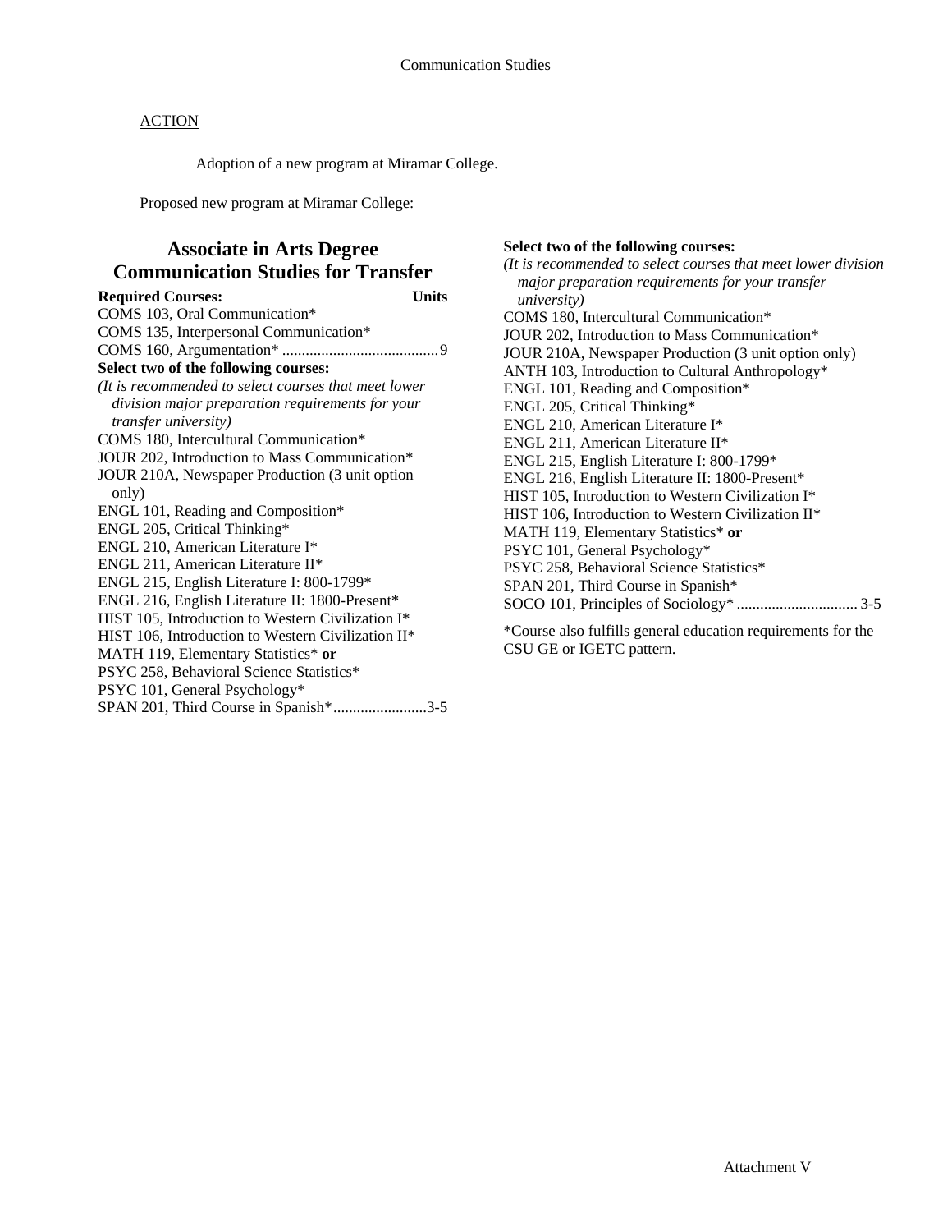ACTION

Adoption of a new program at Miramar College.

Proposed new program at Miramar College:

## Associate in Arts Degree Communication Studies for Transfer

**Required Courses:** **Units**

COMS 103, Oral Communication*
COMS 135, Interpersonal Communication*
COMS 160, Argumentation* ........................................ 9

**Select two of the following courses:**

*(It is recommended to select courses that meet lower division major preparation requirements for your transfer university)*

COMS 180, Intercultural Communication*
JOUR 202, Introduction to Mass Communication*
JOUR 210A, Newspaper Production (3 unit option only)
ENGL 101, Reading and Composition*
ENGL 205, Critical Thinking*
ENGL 210, American Literature I*
ENGL 211, American Literature II*
ENGL 215, English Literature I: 800-1799*
ENGL 216, English Literature II: 1800-Present*
HIST 105, Introduction to Western Civilization I*
HIST 106, Introduction to Western Civilization II*
MATH 119, Elementary Statistics* **or**
PSYC 258, Behavioral Science Statistics*
PSYC 101, General Psychology*
SPAN 201, Third Course in Spanish*........................3-5

**Select two of the following courses:**

*(It is recommended to select courses that meet lower division major preparation requirements for your transfer university)*

COMS 180, Intercultural Communication*
JOUR 202, Introduction to Mass Communication*
JOUR 210A, Newspaper Production (3 unit option only)
ANTH 103, Introduction to Cultural Anthropology*
ENGL 101, Reading and Composition*
ENGL 205, Critical Thinking*
ENGL 210, American Literature I*
ENGL 211, American Literature II*
ENGL 215, English Literature I: 800-1799*
ENGL 216, English Literature II: 1800-Present*
HIST 105, Introduction to Western Civilization I*
HIST 106, Introduction to Western Civilization II*
MATH 119, Elementary Statistics* **or**
PSYC 101, General Psychology*
PSYC 258, Behavioral Science Statistics*
SPAN 201, Third Course in Spanish*
SOCO 101, Principles of Sociology* .............................. 3-5

*Course also fulfills general education requirements for the CSU GE or IGETC pattern.

Attachment V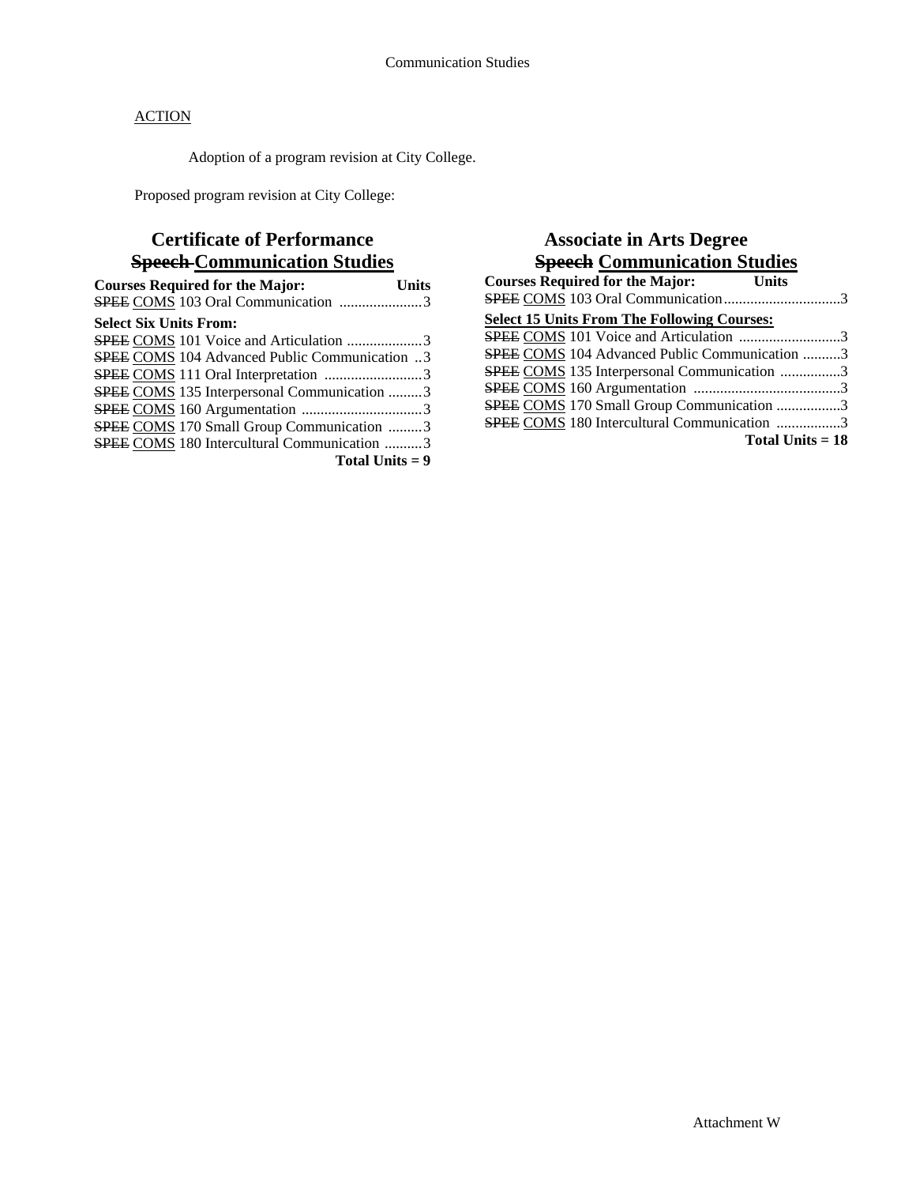Communication Studies

ACTION

Adoption of a program revision at City College.

Proposed program revision at City College:

## Certificate of Performance
## ~~Speech~~ Communication Studies

**Courses Required for the Major:** **Units**

~~SPEE~~ COMS 103 Oral Communication ......................3

**Select Six Units From:**

~~SPEE~~ COMS 101 Voice and Articulation ....................3
~~SPEE~~ COMS 104 Advanced Public Communication ..3
~~SPEE~~ COMS 111 Oral Interpretation ..........................3
~~SPEE~~ COMS 135 Interpersonal Communication .........3
~~SPEE~~ COMS 160 Argumentation ................................3
~~SPEE~~ COMS 170 Small Group Communication .........3
~~SPEE~~ COMS 180 Intercultural Communication ..........3

**Total Units = 9**

## Associate in Arts Degree
## ~~Speech~~ Communication Studies

**Courses Required for the Major:** **Units**

~~SPEE~~ COMS 103 Oral Communication...............................3

**Select 15 Units From The Following Courses:**

~~SPEE~~ COMS 101 Voice and Articulation ...........................3
~~SPEE~~ COMS 104 Advanced Public Communication ..........3
~~SPEE~~ COMS 135 Interpersonal Communication ................3
~~SPEE~~ COMS 160 Argumentation .......................................3
~~SPEE~~ COMS 170 Small Group Communication .................3
~~SPEE~~ COMS 180 Intercultural Communication .................3

**Total Units = 18**

Attachment W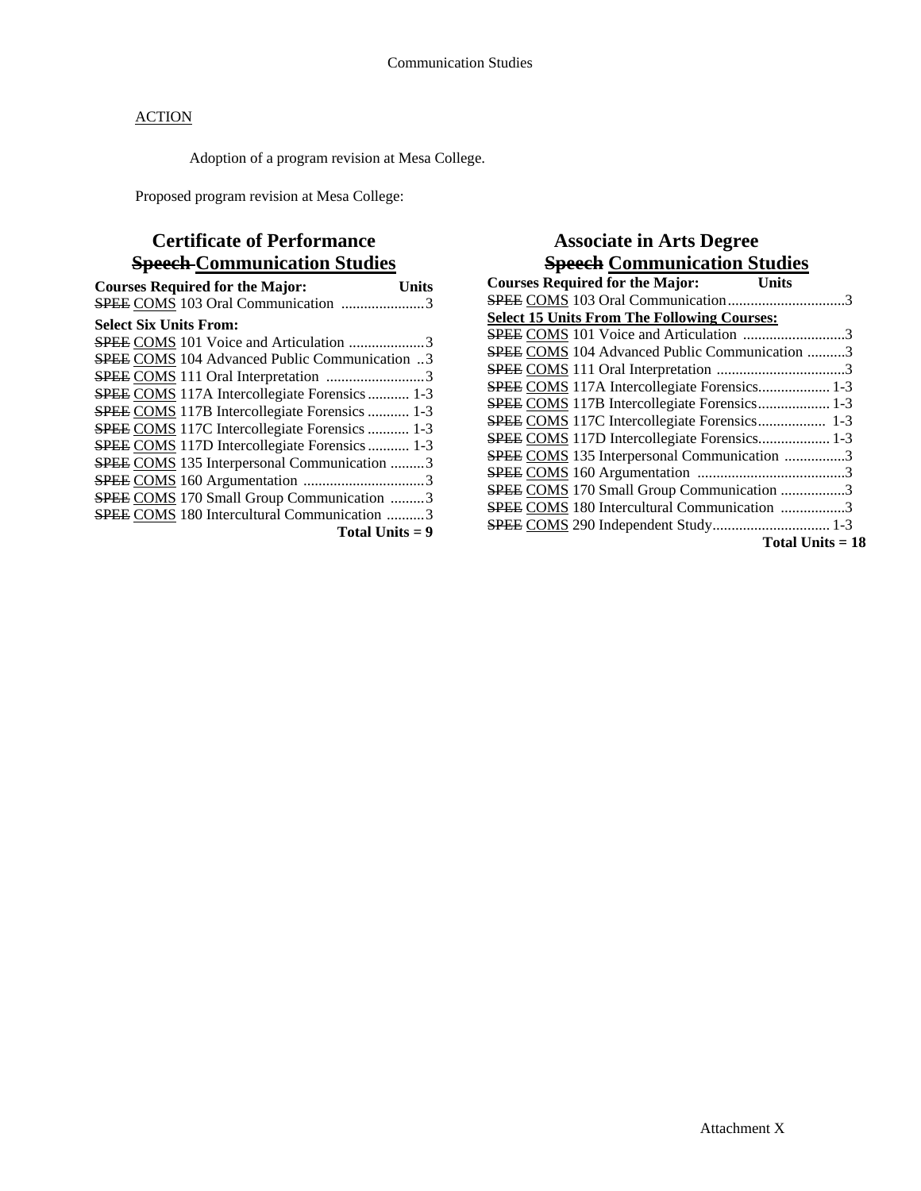ACTION

Adoption of a program revision at Mesa College.

Proposed program revision at Mesa College:

## Certificate of Performance
## ~~Speech~~ Communication Studies

| Courses Required for the Major: | Units |
|---|---|
| ~~SPEE~~ COMS 103 Oral Communication | 3 |
| **Select Six Units From:** | |
| ~~SPEE~~ COMS 101 Voice and Articulation | 3 |
| ~~SPEE~~ COMS 104 Advanced Public Communication | 3 |
| ~~SPEE~~ COMS 111 Oral Interpretation | 3 |
| ~~SPEE~~ COMS 117A Intercollegiate Forensics | 1-3 |
| ~~SPEE~~ COMS 117B Intercollegiate Forensics | 1-3 |
| ~~SPEE~~ COMS 117C Intercollegiate Forensics | 1-3 |
| ~~SPEE~~ COMS 117D Intercollegiate Forensics | 1-3 |
| ~~SPEE~~ COMS 135 Interpersonal Communication | 3 |
| ~~SPEE~~ COMS 160 Argumentation | 3 |
| ~~SPEE~~ COMS 170 Small Group Communication | 3 |
| ~~SPEE~~ COMS 180 Intercultural Communication | 3 |
| **Total Units = 9** | |

## Associate in Arts Degree
## ~~Speech~~ Communication Studies

| Courses Required for the Major: | Units |
|---|---|
| ~~SPEE~~ COMS 103 Oral Communication | 3 |
| **Select 15 Units From The Following Courses:** | |
| ~~SPEE~~ COMS 101 Voice and Articulation | 3 |
| ~~SPEE~~ COMS 104 Advanced Public Communication | 3 |
| ~~SPEE~~ COMS 111 Oral Interpretation | 3 |
| ~~SPEE~~ COMS 117A Intercollegiate Forensics | 1-3 |
| ~~SPEE~~ COMS 117B Intercollegiate Forensics | 1-3 |
| ~~SPEE~~ COMS 117C Intercollegiate Forensics | 1-3 |
| ~~SPEE~~ COMS 117D Intercollegiate Forensics | 1-3 |
| ~~SPEE~~ COMS 135 Interpersonal Communication | 3 |
| ~~SPEE~~ COMS 160 Argumentation | 3 |
| ~~SPEE~~ COMS 170 Small Group Communication | 3 |
| ~~SPEE~~ COMS 180 Intercultural Communication | 3 |
| ~~SPEE~~ COMS 290 Independent Study | 1-3 |
| **Total Units = 18** | |

Attachment X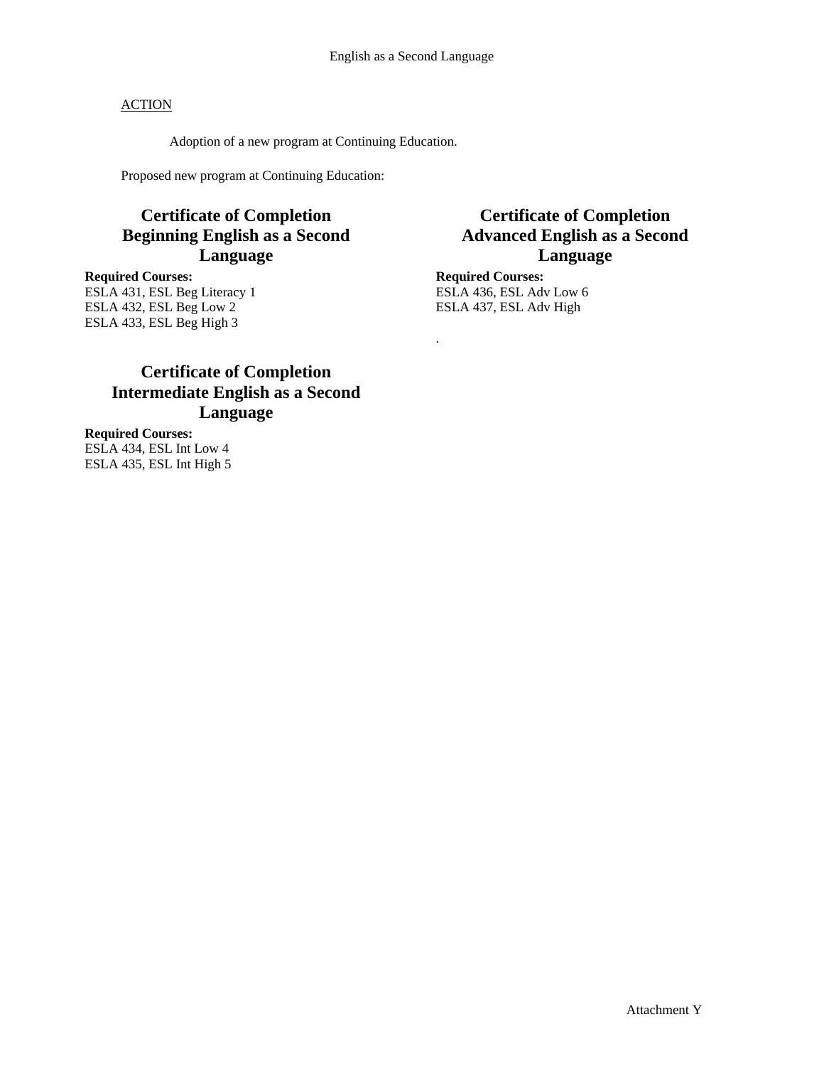English as a Second Language

ACTION

Adoption of a new program at Continuing Education.

Proposed new program at Continuing Education:

## Certificate of Completion Beginning English as a Second Language

**Required Courses:**
ESLA 431, ESL Beg Literacy 1
ESLA 432, ESL Beg Low 2
ESLA 433, ESL Beg High 3

## Certificate of Completion Intermediate English as a Second Language

**Required Courses:**
ESLA 434, ESL Int Low 4
ESLA 435, ESL Int High 5

## Certificate of Completion Advanced English as a Second Language

**Required Courses:**
ESLA 436, ESL Adv Low 6
ESLA 437, ESL Adv High

.

Attachment Y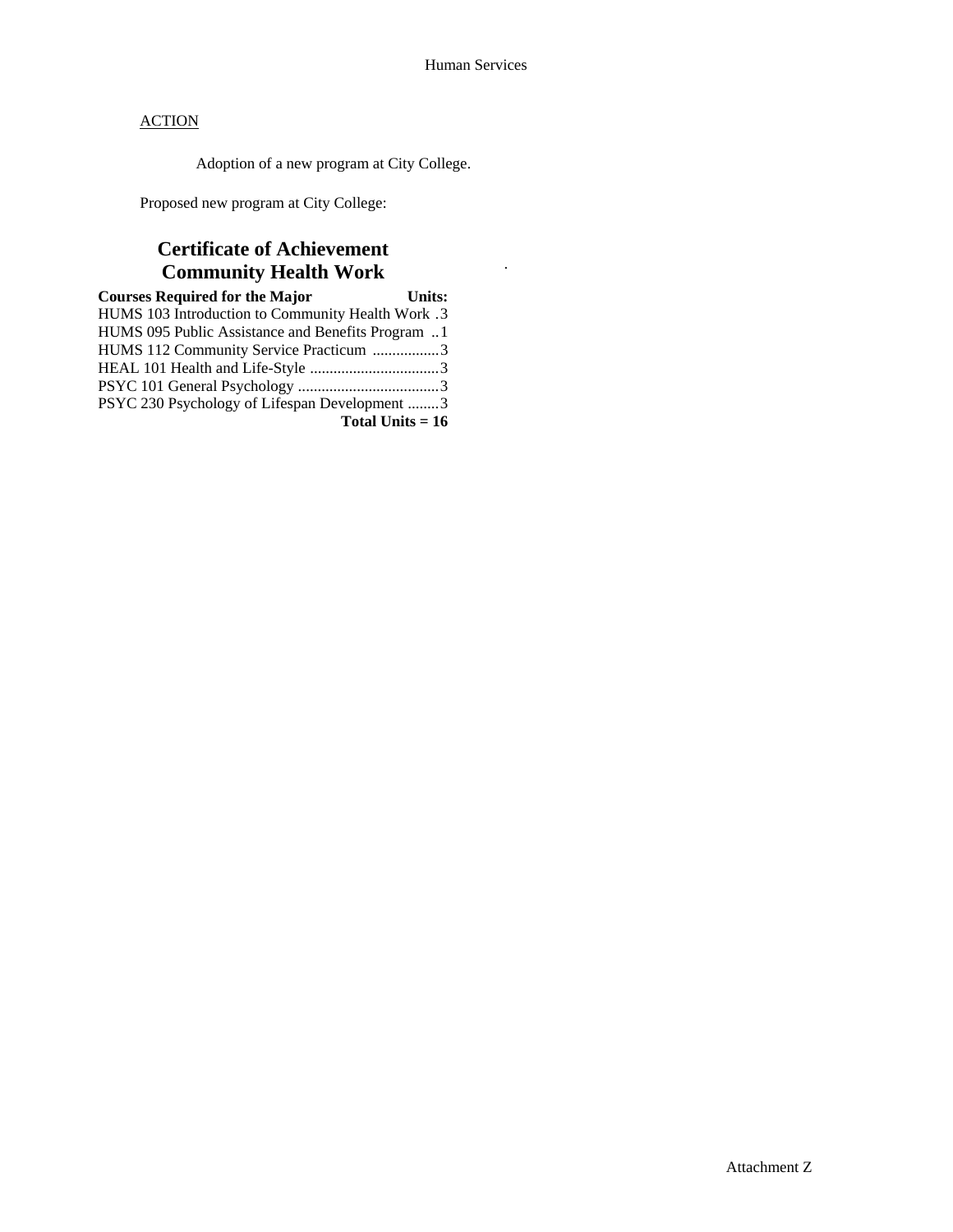ACTION

Adoption of a new program at City College.

Proposed new program at City College:

## Certificate of Achievement
## Community Health Work

| Courses Required for the Major | Units: |
|---|---|
| HUMS 103 Introduction to Community Health Work | 3 |
| HUMS 095 Public Assistance and Benefits Program | 1 |
| HUMS 112 Community Service Practicum | 3 |
| HEAL 101 Health and Life-Style | 3 |
| PSYC 101 General Psychology | 3 |
| PSYC 230 Psychology of Lifespan Development | 3 |
| | **Total Units = 16** |

Attachment Z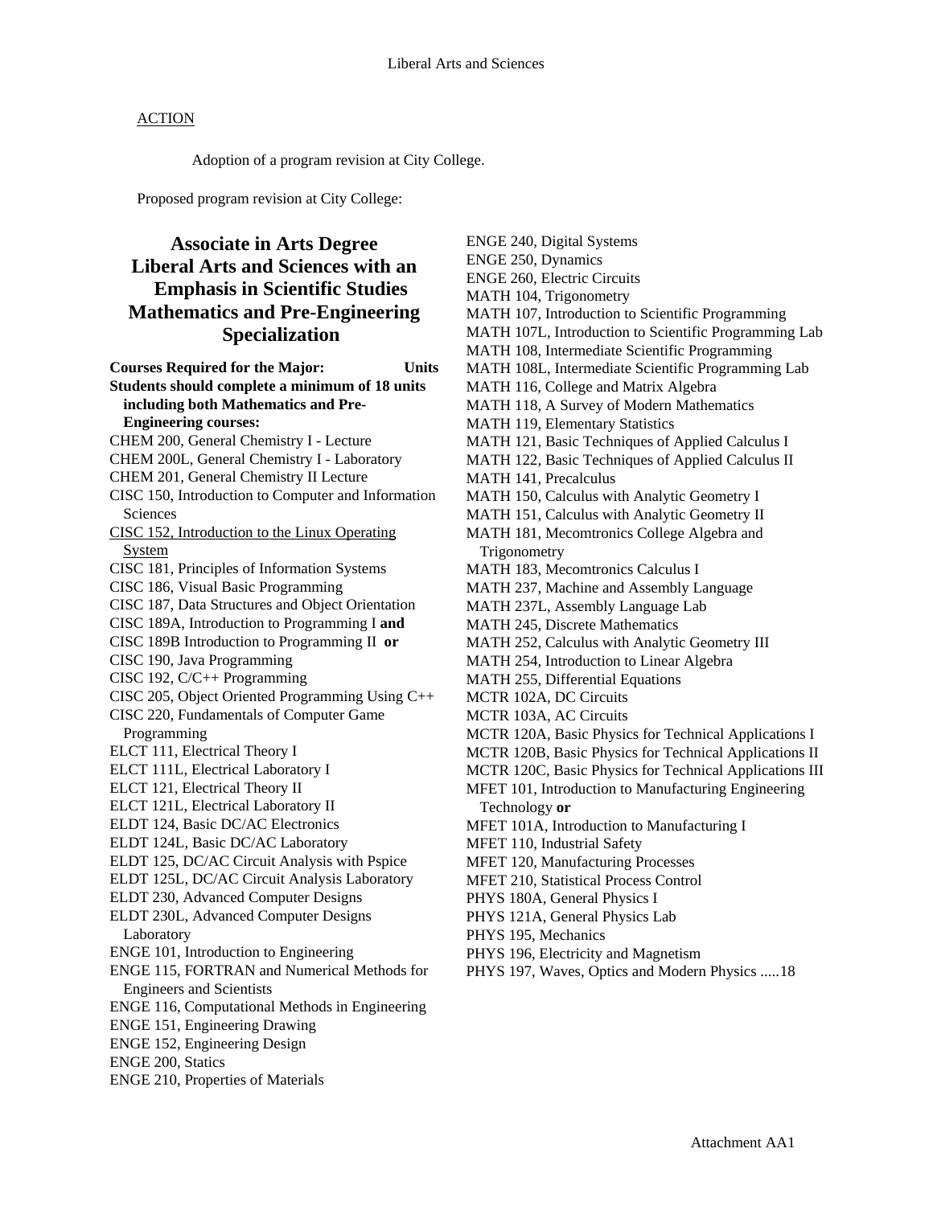ACTION

Adoption of a program revision at City College.

Proposed program revision at City College:

## Associate in Arts Degree Liberal Arts and Sciences with an Emphasis in Scientific Studies Mathematics and Pre-Engineering Specialization

**Courses Required for the Major: Units**

**Students should complete a minimum of 18 units including both Mathematics and Pre-Engineering courses:**

CHEM 200, General Chemistry I - Lecture
CHEM 200L, General Chemistry I - Laboratory
CHEM 201, General Chemistry II Lecture
CISC 150, Introduction to Computer and Information Sciences
CISC 152, Introduction to the Linux Operating System
CISC 181, Principles of Information Systems
CISC 186, Visual Basic Programming
CISC 187, Data Structures and Object Orientation
CISC 189A, Introduction to Programming I **and**
CISC 189B Introduction to Programming II **or**
CISC 190, Java Programming
CISC 192, C/C++ Programming
CISC 205, Object Oriented Programming Using C++
CISC 220, Fundamentals of Computer Game Programming
ELCT 111, Electrical Theory I
ELCT 111L, Electrical Laboratory I
ELCT 121, Electrical Theory II
ELCT 121L, Electrical Laboratory II
ELDT 124, Basic DC/AC Electronics
ELDT 124L, Basic DC/AC Laboratory
ELDT 125, DC/AC Circuit Analysis with Pspice
ELDT 125L, DC/AC Circuit Analysis Laboratory
ELDT 230, Advanced Computer Designs
ELDT 230L, Advanced Computer Designs Laboratory
ENGE 101, Introduction to Engineering
ENGE 115, FORTRAN and Numerical Methods for Engineers and Scientists
ENGE 116, Computational Methods in Engineering
ENGE 151, Engineering Drawing
ENGE 152, Engineering Design
ENGE 200, Statics
ENGE 210, Properties of Materials
ENGE 240, Digital Systems
ENGE 250, Dynamics
ENGE 260, Electric Circuits
MATH 104, Trigonometry
MATH 107, Introduction to Scientific Programming
MATH 107L, Introduction to Scientific Programming Lab
MATH 108, Intermediate Scientific Programming
MATH 108L, Intermediate Scientific Programming Lab
MATH 116, College and Matrix Algebra
MATH 118, A Survey of Modern Mathematics
MATH 119, Elementary Statistics
MATH 121, Basic Techniques of Applied Calculus I
MATH 122, Basic Techniques of Applied Calculus II
MATH 141, Precalculus
MATH 150, Calculus with Analytic Geometry I
MATH 151, Calculus with Analytic Geometry II
MATH 181, Mecomtronics College Algebra and Trigonometry
MATH 183, Mecomtronics Calculus I
MATH 237, Machine and Assembly Language
MATH 237L, Assembly Language Lab
MATH 245, Discrete Mathematics
MATH 252, Calculus with Analytic Geometry III
MATH 254, Introduction to Linear Algebra
MATH 255, Differential Equations
MCTR 102A, DC Circuits
MCTR 103A, AC Circuits
MCTR 120A, Basic Physics for Technical Applications I
MCTR 120B, Basic Physics for Technical Applications II
MCTR 120C, Basic Physics for Technical Applications III
MFET 101, Introduction to Manufacturing Engineering Technology **or**
MFET 101A, Introduction to Manufacturing I
MFET 110, Industrial Safety
MFET 120, Manufacturing Processes
MFET 210, Statistical Process Control
PHYS 180A, General Physics I
PHYS 121A, General Physics Lab
PHYS 195, Mechanics
PHYS 196, Electricity and Magnetism
PHYS 197, Waves, Optics and Modern Physics .....18

Attachment AA1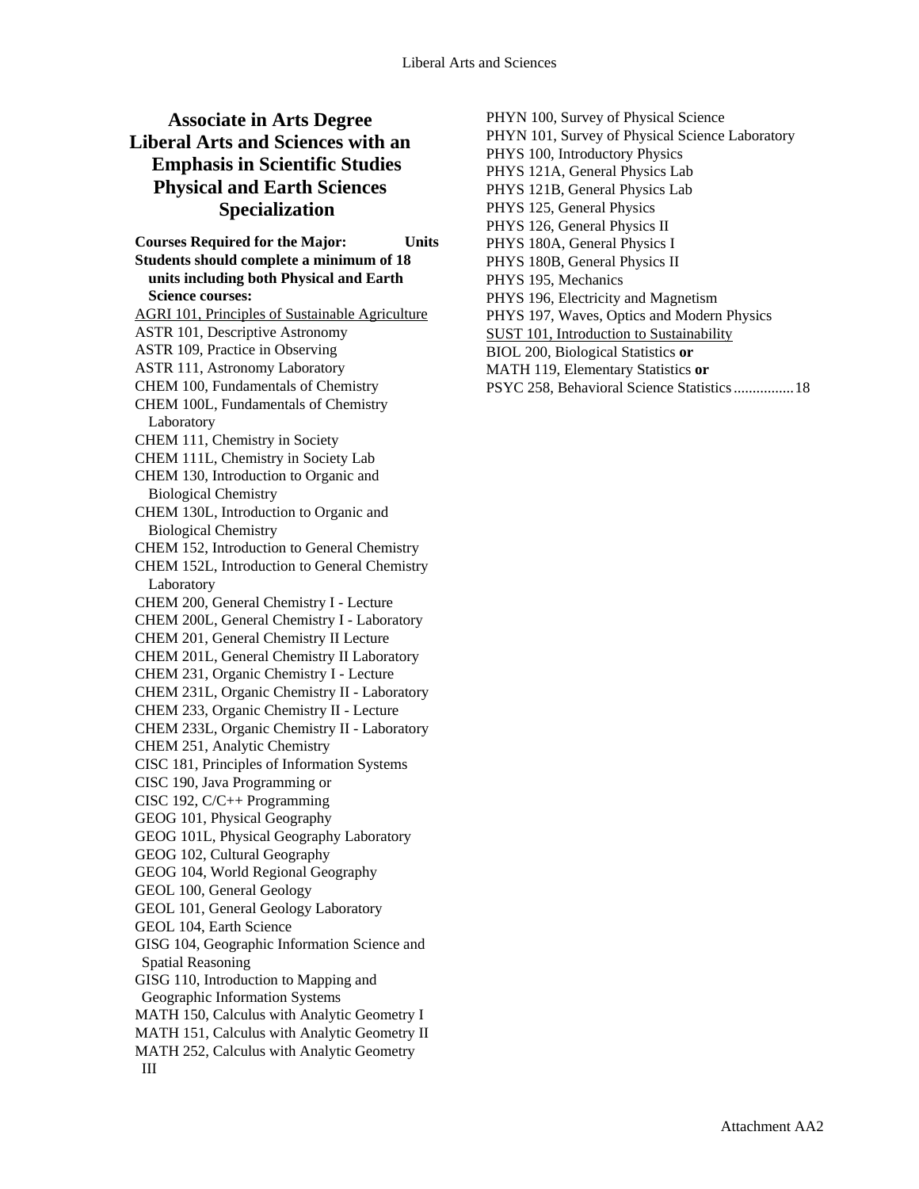# Associate in Arts Degree
# Liberal Arts and Sciences with an Emphasis in Scientific Studies
# Physical and Earth Sciences Specialization

**Courses Required for the Major: Units**

**Students should complete a minimum of 18 units including both Physical and Earth Science courses:**

AGRI 101, Principles of Sustainable Agriculture
ASTR 101, Descriptive Astronomy
ASTR 109, Practice in Observing
ASTR 111, Astronomy Laboratory
CHEM 100, Fundamentals of Chemistry
CHEM 100L, Fundamentals of Chemistry Laboratory
CHEM 111, Chemistry in Society
CHEM 111L, Chemistry in Society Lab
CHEM 130, Introduction to Organic and Biological Chemistry
CHEM 130L, Introduction to Organic and Biological Chemistry
CHEM 152, Introduction to General Chemistry
CHEM 152L, Introduction to General Chemistry Laboratory
CHEM 200, General Chemistry I - Lecture
CHEM 200L, General Chemistry I - Laboratory
CHEM 201, General Chemistry II Lecture
CHEM 201L, General Chemistry II Laboratory
CHEM 231, Organic Chemistry I - Lecture
CHEM 231L, Organic Chemistry II - Laboratory
CHEM 233, Organic Chemistry II - Lecture
CHEM 233L, Organic Chemistry II - Laboratory
CHEM 251, Analytic Chemistry
CISC 181, Principles of Information Systems
CISC 190, Java Programming or
CISC 192, C/C++ Programming
GEOG 101, Physical Geography
GEOG 101L, Physical Geography Laboratory
GEOG 102, Cultural Geography
GEOG 104, World Regional Geography
GEOL 100, General Geology
GEOL 101, General Geology Laboratory
GEOL 104, Earth Science
GISG 104, Geographic Information Science and Spatial Reasoning
GISG 110, Introduction to Mapping and Geographic Information Systems
MATH 150, Calculus with Analytic Geometry I
MATH 151, Calculus with Analytic Geometry II
MATH 252, Calculus with Analytic Geometry III
PHYN 100, Survey of Physical Science
PHYN 101, Survey of Physical Science Laboratory
PHYS 100, Introductory Physics
PHYS 121A, General Physics Lab
PHYS 121B, General Physics Lab
PHYS 125, General Physics
PHYS 126, General Physics II
PHYS 180A, General Physics I
PHYS 180B, General Physics II
PHYS 195, Mechanics
PHYS 196, Electricity and Magnetism
PHYS 197, Waves, Optics and Modern Physics
SUST 101, Introduction to Sustainability
BIOL 200, Biological Statistics **or**
MATH 119, Elementary Statistics **or**
PSYC 258, Behavioral Science Statistics ................ 18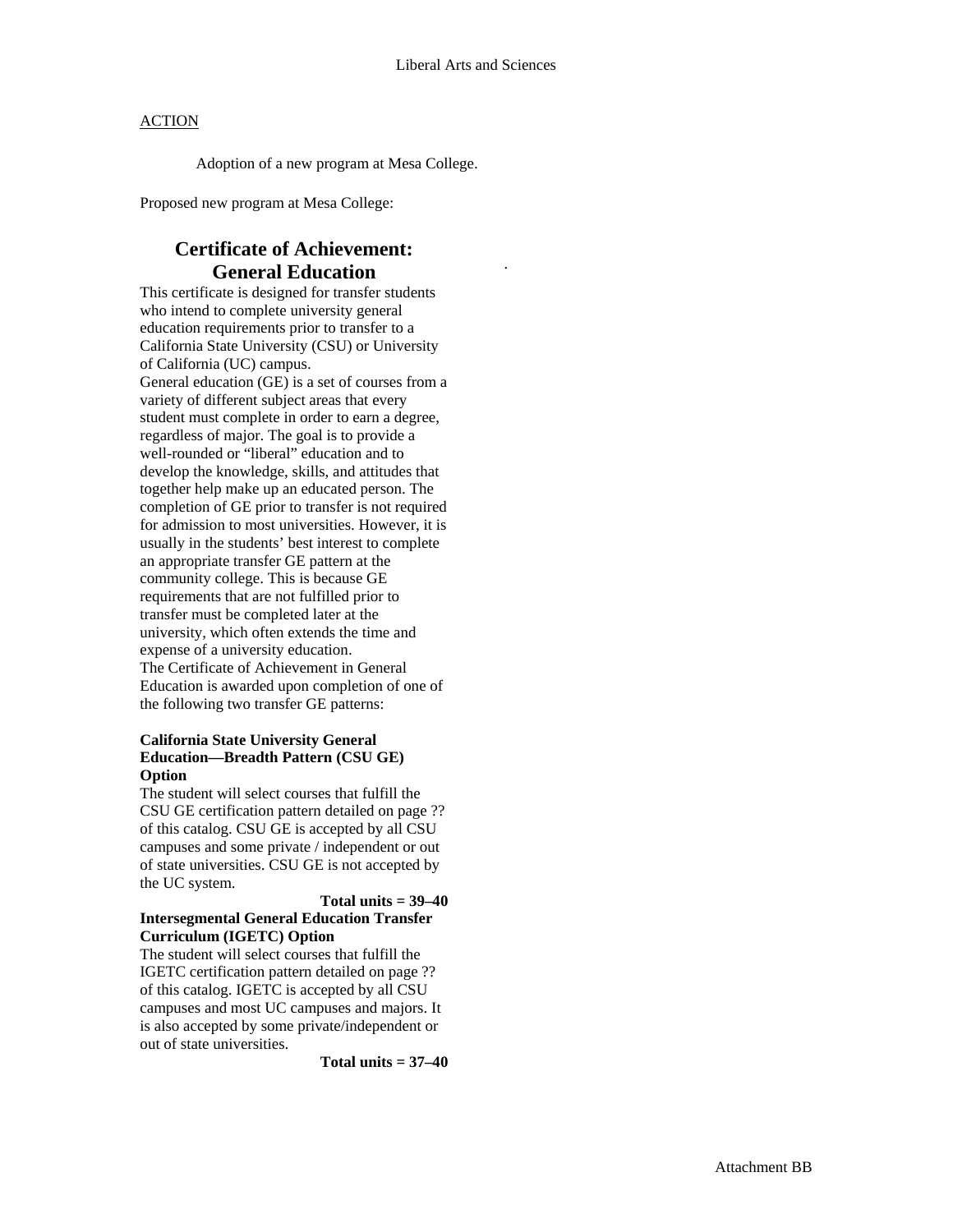ACTION

Adoption of a new program at Mesa College.

Proposed new program at Mesa College:

## Certificate of Achievement: General Education

This certificate is designed for transfer students who intend to complete university general education requirements prior to transfer to a California State University (CSU) or University of California (UC) campus.

General education (GE) is a set of courses from a variety of different subject areas that every student must complete in order to earn a degree, regardless of major. The goal is to provide a well-rounded or “liberal” education and to develop the knowledge, skills, and attitudes that together help make up an educated person. The completion of GE prior to transfer is not required for admission to most universities. However, it is usually in the students’ best interest to complete an appropriate transfer GE pattern at the community college. This is because GE requirements that are not fulfilled prior to transfer must be completed later at the university, which often extends the time and expense of a university education.

The Certificate of Achievement in General Education is awarded upon completion of one of the following two transfer GE patterns:

**California State University General Education—Breadth Pattern (CSU GE) Option**

The student will select courses that fulfill the CSU GE certification pattern detailed on page ?? of this catalog. CSU GE is accepted by all CSU campuses and some private / independent or out of state universities. CSU GE is not accepted by the UC system.

**Total units = 39–40**

**Intersegmental General Education Transfer Curriculum (IGETC) Option**

The student will select courses that fulfill the IGETC certification pattern detailed on page ?? of this catalog. IGETC is accepted by all CSU campuses and most UC campuses and majors. It is also accepted by some private/independent or out of state universities.

**Total units = 37–40**

Attachment BB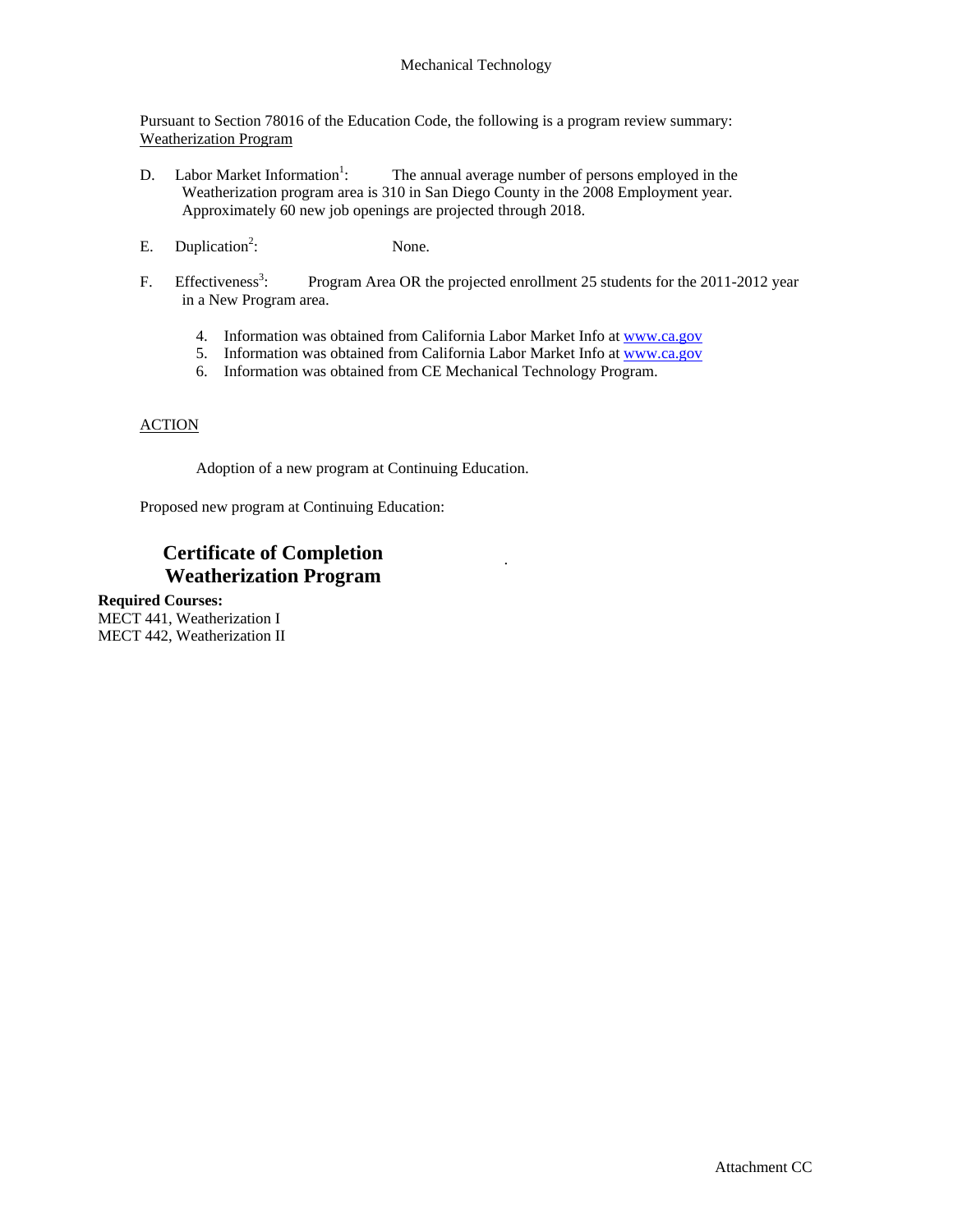Mechanical Technology

Pursuant to Section 78016 of the Education Code, the following is a program review summary: Weatherization Program

D. Labor Market Information[1]: The annual average number of persons employed in the Weatherization program area is 310 in San Diego County in the 2008 Employment year. Approximately 60 new job openings are projected through 2018.

E. Duplication[2]: None.

F. Effectiveness[3]: Program Area OR the projected enrollment 25 students for the 2011-2012 year in a New Program area.

4. Information was obtained from California Labor Market Info at www.ca.gov
5. Information was obtained from California Labor Market Info at www.ca.gov
6. Information was obtained from CE Mechanical Technology Program.

ACTION

Adoption of a new program at Continuing Education.

Proposed new program at Continuing Education:

## Certificate of Completion
## Weatherization Program

**Required Courses:**
MECT 441, Weatherization I
MECT 442, Weatherization II

Attachment CC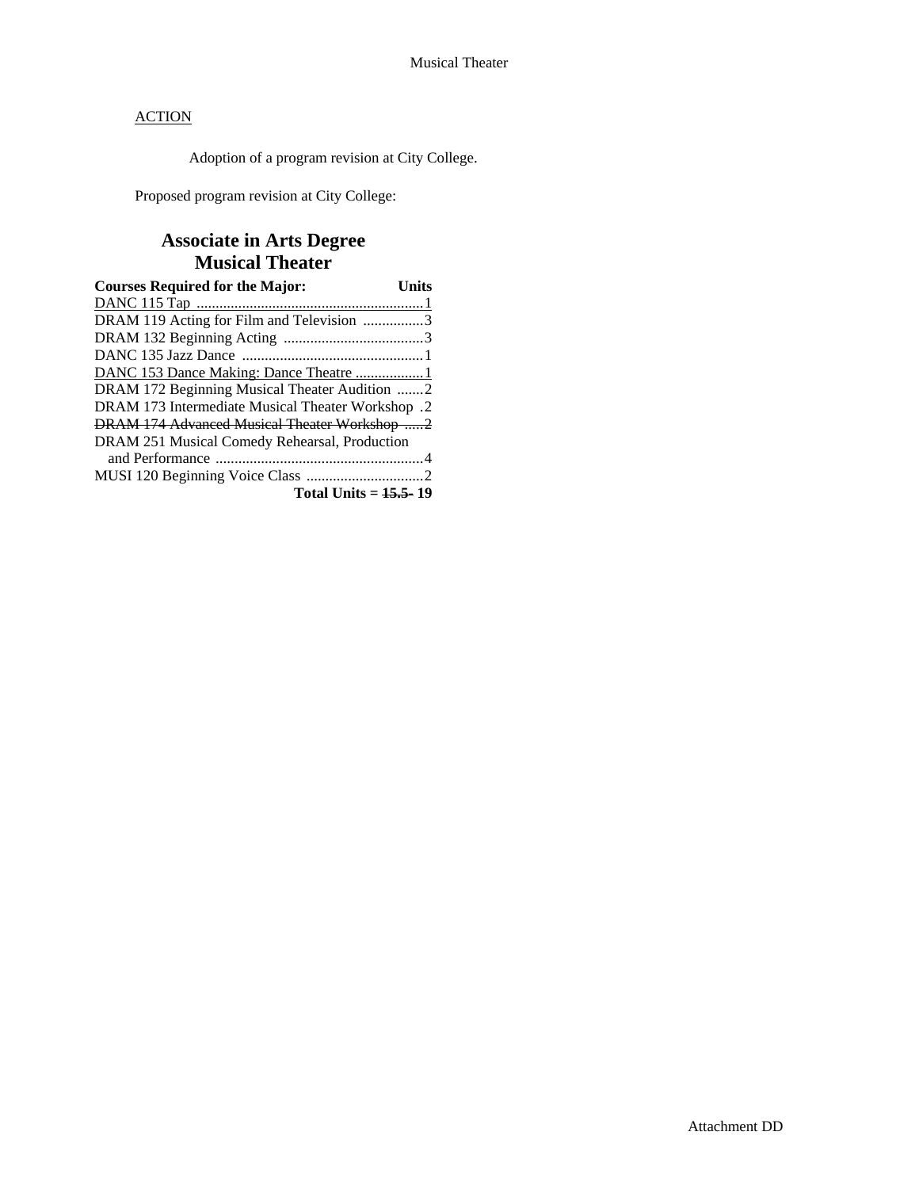ACTION

Adoption of a program revision at City College.

Proposed program revision at City College:

## Associate in Arts Degree
## Musical Theater

| Courses Required for the Major: | Units |
|---|---|
| <u>DANC 115 Tap</u> | <u>1</u> |
| DRAM 119 Acting for Film and Television | 3 |
| DRAM 132 Beginning Acting | 3 |
| DANC 135 Jazz Dance | 1 |
| <u>DANC 153 Dance Making: Dance Theatre</u> | <u>1</u> |
| DRAM 172 Beginning Musical Theater Audition | 2 |
| DRAM 173 Intermediate Musical Theater Workshop | 2 |
| ~~DRAM 174 Advanced Musical Theater Workshop~~ | ~~2~~ |
| DRAM 251 Musical Comedy Rehearsal, Production and Performance | 4 |
| MUSI 120 Beginning Voice Class | 2 |
| **Total Units =** | **~~15.5~~ 19** |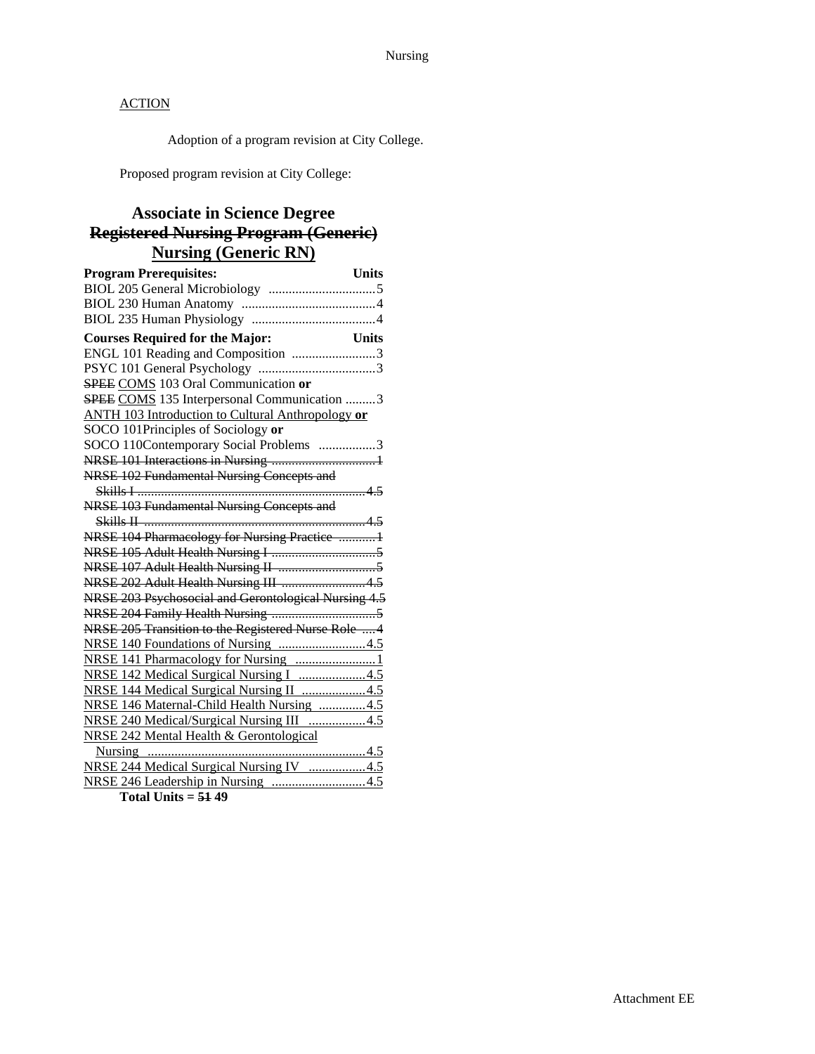ACTION

Adoption of a program revision at City College.

Proposed program revision at City College:

## Associate in Science Degree
## ~~Registered Nursing Program (Generic)~~
## <u>Nursing (Generic RN)</u>

| **Program Prerequisites:** | **Units** |
|---|---|
| BIOL 205 General Microbiology | 5 |
| BIOL 230 Human Anatomy | 4 |
| BIOL 235 Human Physiology | 4 |
| **Courses Required for the Major:** | **Units** |
| ENGL 101 Reading and Composition | 3 |
| PSYC 101 General Psychology | 3 |
| ~~SPEE~~ <u>COMS</u> 103 Oral Communication **or** ~~SPEE~~ <u>COMS</u> 135 Interpersonal Communication | 3 |
| <u>ANTH 103 Introduction to Cultural Anthropology **or**</u> SOCO 101Principles of Sociology **or** SOCO 110Contemporary Social Problems | 3 |
| ~~NRSE 101 Interactions in Nursing~~ | ~~1~~ |
| ~~NRSE 102 Fundamental Nursing Concepts and Skills I~~ | ~~4.5~~ |
| ~~NRSE 103 Fundamental Nursing Concepts and Skills II~~ | ~~4.5~~ |
| ~~NRSE 104 Pharmacology for Nursing Practice~~ | ~~1~~ |
| ~~NRSE 105 Adult Health Nursing I~~ | ~~5~~ |
| ~~NRSE 107 Adult Health Nursing II~~ | ~~5~~ |
| ~~NRSE 202 Adult Health Nursing III~~ | ~~4.5~~ |
| ~~NRSE 203 Psychosocial and Gerontological Nursing~~ | ~~4.5~~ |
| ~~NRSE 204 Family Health Nursing~~ | ~~5~~ |
| ~~NRSE 205 Transition to the Registered Nurse Role~~ | ~~4~~ |
| <u>NRSE 140 Foundations of Nursing</u> | <u>4.5</u> |
| <u>NRSE 141 Pharmacology for Nursing</u> | <u>1</u> |
| <u>NRSE 142 Medical Surgical Nursing I</u> | <u>4.5</u> |
| <u>NRSE 144 Medical Surgical Nursing II</u> | <u>4.5</u> |
| <u>NRSE 146 Maternal-Child Health Nursing</u> | <u>4.5</u> |
| <u>NRSE 240 Medical/Surgical Nursing III</u> | <u>4.5</u> |
| <u>NRSE 242 Mental Health & Gerontological Nursing</u> | <u>4.5</u> |
| <u>NRSE 244 Medical Surgical Nursing IV</u> | <u>4.5</u> |
| <u>NRSE 246 Leadership in Nursing</u> | <u>4.5</u> |

**Total Units = ~~51~~ 49**

Attachment EE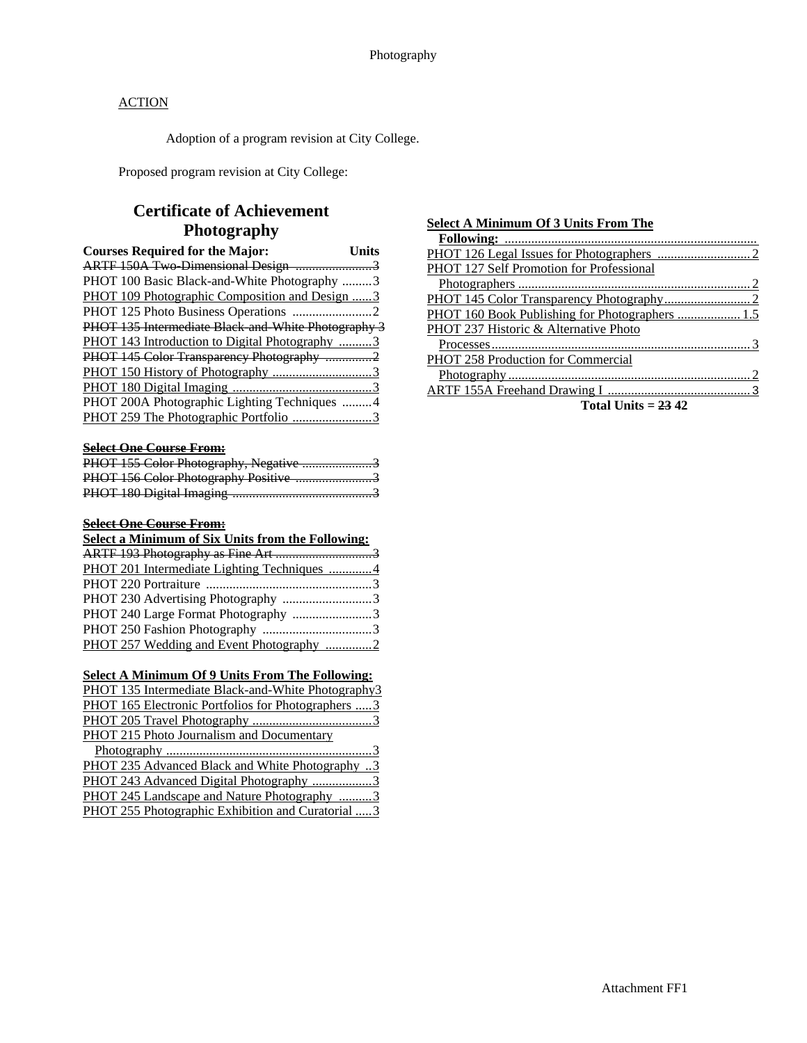ACTION

Adoption of a program revision at City College.

Proposed program revision at City College:

## Certificate of Achievement Photography

| Courses Required for the Major: | Units |
|---|---|
| ~~ARTF 150A Two-Dimensional Design~~ | ~~3~~ |
| PHOT 100 Basic Black-and-White Photography | 3 |
| PHOT 109 Photographic Composition and Design | 3 |
| PHOT 125 Photo Business Operations | 2 |
| ~~PHOT 135 Intermediate Black-and-White Photography~~ | ~~3~~ |
| PHOT 143 Introduction to Digital Photography | 3 |
| ~~PHOT 145 Color Transparency Photography~~ | ~~2~~ |
| PHOT 150 History of Photography | 3 |
| PHOT 180 Digital Imaging | 3 |
| PHOT 200A Photographic Lighting Techniques | 4 |
| PHOT 259 The Photographic Portfolio | 3 |

~~**Select One Course From:**~~

| | |
|---|---|
| ~~PHOT 155 Color Photography, Negative~~ | ~~3~~ |
| ~~PHOT 156 Color Photography Positive~~ | ~~3~~ |
| ~~PHOT 180 Digital Imaging~~ | ~~3~~ |

~~**Select One Course From:**~~

**Select a Minimum of Six Units from the Following:**

| | |
|---|---|
| ~~ARTF 193 Photography as Fine Art~~ | ~~3~~ |
| PHOT 201 Intermediate Lighting Techniques | 4 |
| PHOT 220 Portraiture | 3 |
| PHOT 230 Advertising Photography | 3 |
| PHOT 240 Large Format Photography | 3 |
| PHOT 250 Fashion Photography | 3 |
| PHOT 257 Wedding and Event Photography | 2 |

**Select A Minimum Of 9 Units From The Following:**

| | |
|---|---|
| PHOT 135 Intermediate Black-and-White Photography | 3 |
| PHOT 165 Electronic Portfolios for Photographers | 3 |
| PHOT 205 Travel Photography | 3 |
| PHOT 215 Photo Journalism and Documentary Photography | 3 |
| PHOT 235 Advanced Black and White Photography | 3 |
| PHOT 243 Advanced Digital Photography | 3 |
| PHOT 245 Landscape and Nature Photography | 3 |
| PHOT 255 Photographic Exhibition and Curatorial | 3 |

**Select A Minimum Of 3 Units From The Following:**

| | |
|---|---|
| PHOT 126 Legal Issues for Photographers | 2 |
| PHOT 127 Self Promotion for Professional Photographers | 2 |
| PHOT 145 Color Transparency Photography | 2 |
| PHOT 160 Book Publishing for Photographers | 1.5 |
| PHOT 237 Historic & Alternative Photo Processes | 3 |
| PHOT 258 Production for Commercial Photography | 2 |
| ARTF 155A Freehand Drawing I | 3 |

**Total Units = ~~23~~ 42**

Attachment FF1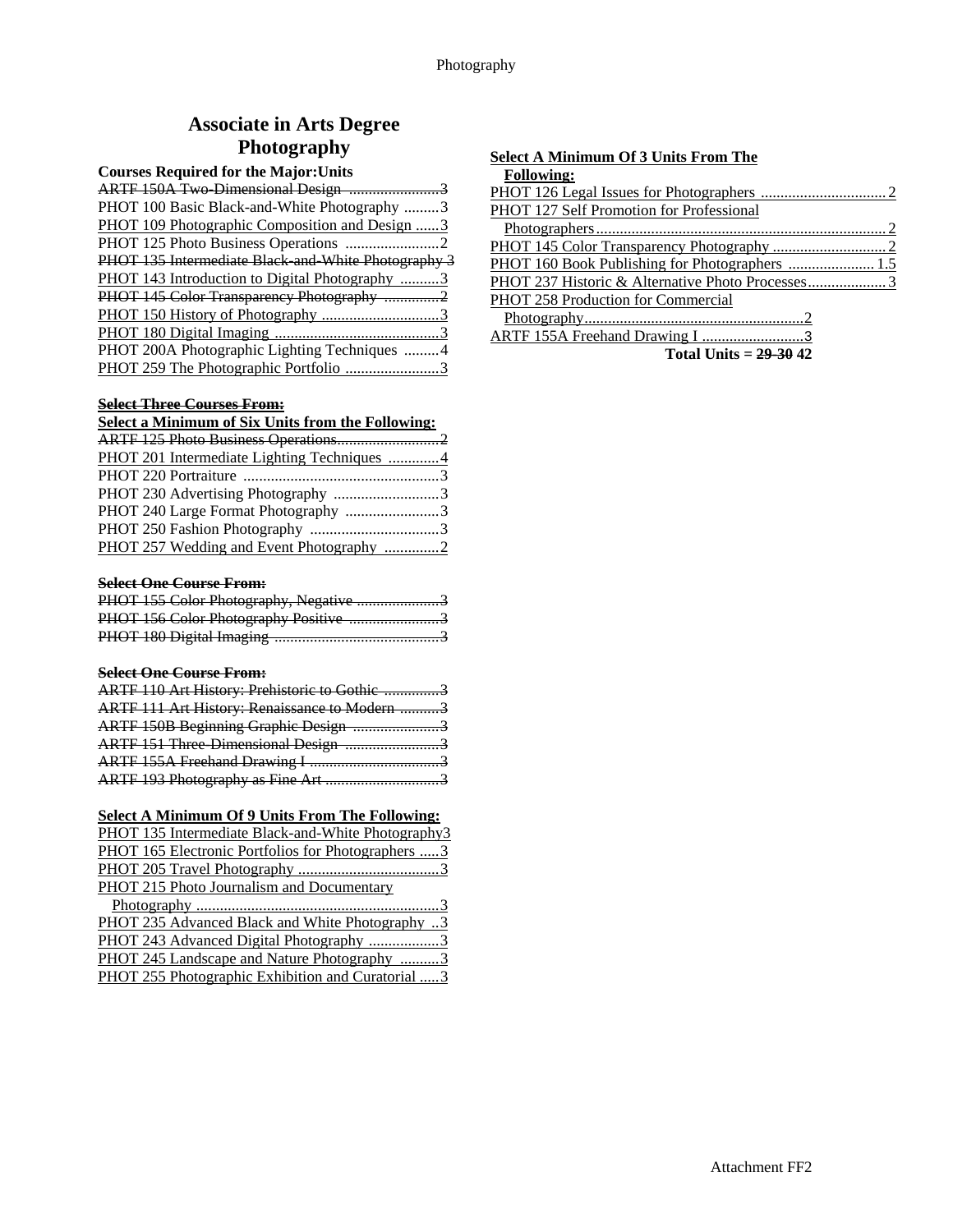## Associate in Arts Degree
## Photography

**Courses Required for the Major:Units**

~~ARTF 150A Two-Dimensional Design ........................3~~
PHOT 100 Basic Black-and-White Photography .........3
PHOT 109 Photographic Composition and Design ......3
PHOT 125 Photo Business Operations ........................2
~~PHOT 135 Intermediate Black-and-White Photography 3~~
PHOT 143 Introduction to Digital Photography ..........3
~~PHOT 145 Color Transparency Photography ..............2~~
PHOT 150 History of Photography ..............................3
PHOT 180 Digital Imaging ..........................................3
PHOT 200A Photographic Lighting Techniques .........4
PHOT 259 The Photographic Portfolio ........................3

~~**Select Three Courses From:**~~
**Select a Minimum of Six Units from the Following:**

~~ARTF 125 Photo Business Operations..........................2~~
PHOT 201 Intermediate Lighting Techniques .............4
PHOT 220 Portraiture ..................................................3
PHOT 230 Advertising Photography ...........................3
PHOT 240 Large Format Photography ........................3
PHOT 250 Fashion Photography .................................3
PHOT 257 Wedding and Event Photography ..............2

~~**Select One Course From:**~~

~~PHOT 155 Color Photography, Negative .....................3~~
~~PHOT 156 Color Photography Positive .......................3~~
~~PHOT 180 Digital Imaging ..........................................3~~

~~**Select One Course From:**~~

~~ARTF 110 Art History: Prehistoric to Gothic ..............3~~
~~ARTF 111 Art History: Renaissance to Modern ...........3~~
~~ARTF 150B Beginning Graphic Design ......................3~~
~~ARTF 151 Three-Dimensional Design ........................3~~
~~ARTF 155A Freehand Drawing I .................................3~~
~~ARTF 193 Photography as Fine Art .............................3~~

**Select A Minimum Of 9 Units From The Following:**

PHOT 135 Intermediate Black-and-White Photography3
PHOT 165 Electronic Portfolios for Photographers .....3
PHOT 205 Travel Photography .....................................3
PHOT 215 Photo Journalism and Documentary Photography ...............................................................3
PHOT 235 Advanced Black and White Photography ..3
PHOT 243 Advanced Digital Photography ..................3
PHOT 245 Landscape and Nature Photography ..........3
PHOT 255 Photographic Exhibition and Curatorial .....3

**Select A Minimum Of 3 Units From The Following:**

PHOT 126 Legal Issues for Photographers ................................2
PHOT 127 Self Promotion for Professional Photographers..........................................................................2
PHOT 145 Color Transparency Photography .............................2
PHOT 160 Book Publishing for Photographers ...................... 1.5
PHOT 237 Historic & Alternative Photo Processes....................3
PHOT 258 Production for Commercial Photography........................................................2
ARTF 155A Freehand Drawing I ..........................3

**Total Units = ~~29-30~~ 42**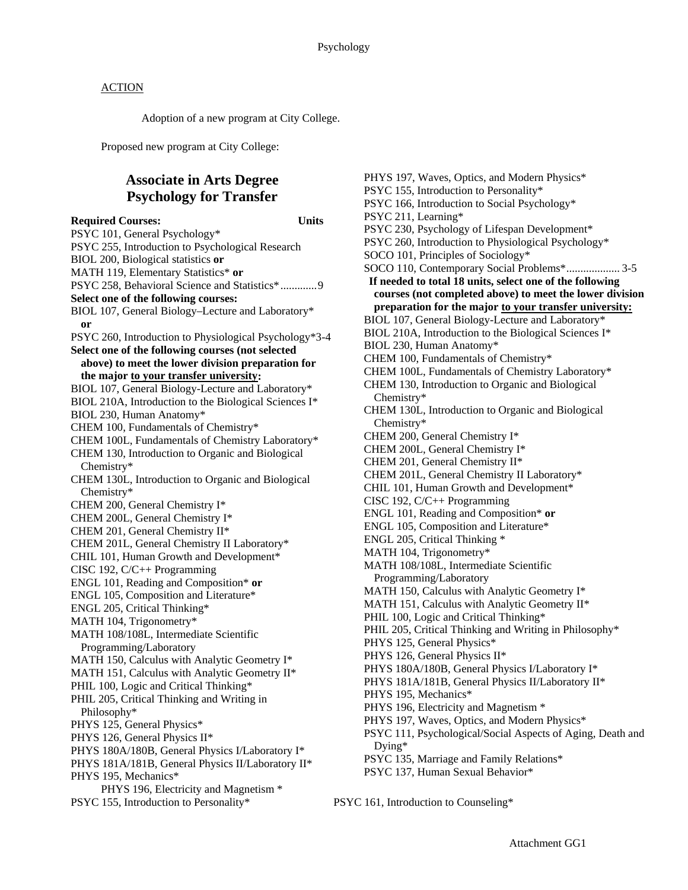ACTION

Adoption of a new program at City College.

Proposed new program at City College:

## Associate in Arts Degree Psychology for Transfer

**Required Courses:** **Units**

PSYC 101, General Psychology*
PSYC 255, Introduction to Psychological Research
BIOL 200, Biological statistics **or**
MATH 119, Elementary Statistics* **or**
PSYC 258, Behavioral Science and Statistics*.............9

**Select one of the following courses:**

BIOL 107, General Biology–Lecture and Laboratory* **or**
PSYC 260, Introduction to Physiological Psychology*3-4

**Select one of the following courses (not selected above) to meet the lower division preparation for the major <u>to your transfer university</u>:**

BIOL 107, General Biology-Lecture and Laboratory*
BIOL 210A, Introduction to the Biological Sciences I*
BIOL 230, Human Anatomy*
CHEM 100, Fundamentals of Chemistry*
CHEM 100L, Fundamentals of Chemistry Laboratory*
CHEM 130, Introduction to Organic and Biological Chemistry*
CHEM 130L, Introduction to Organic and Biological Chemistry*
CHEM 200, General Chemistry I*
CHEM 200L, General Chemistry I*
CHEM 201, General Chemistry II*
CHEM 201L, General Chemistry II Laboratory*
CHIL 101, Human Growth and Development*
CISC 192, C/C++ Programming
ENGL 101, Reading and Composition* **or**
ENGL 105, Composition and Literature*
ENGL 205, Critical Thinking*
MATH 104, Trigonometry*
MATH 108/108L, Intermediate Scientific Programming/Laboratory
MATH 150, Calculus with Analytic Geometry I*
MATH 151, Calculus with Analytic Geometry II*
PHIL 100, Logic and Critical Thinking*
PHIL 205, Critical Thinking and Writing in Philosophy*
PHYS 125, General Physics*
PHYS 126, General Physics II*
PHYS 180A/180B, General Physics I/Laboratory I*
PHYS 181A/181B, General Physics II/Laboratory II*
PHYS 195, Mechanics*
PHYS 196, Electricity and Magnetism *
PSYC 155, Introduction to Personality*
PHYS 197, Waves, Optics, and Modern Physics*
PSYC 155, Introduction to Personality*
PSYC 166, Introduction to Social Psychology*
PSYC 211, Learning*
PSYC 230, Psychology of Lifespan Development*
PSYC 260, Introduction to Physiological Psychology*
SOCO 101, Principles of Sociology*
SOCO 110, Contemporary Social Problems*................... 3-5

**If needed to total 18 units, select one of the following courses (not completed above) to meet the lower division preparation for the major <u>to your transfer university:</u>**

BIOL 107, General Biology-Lecture and Laboratory*
BIOL 210A, Introduction to the Biological Sciences I*
BIOL 230, Human Anatomy*
CHEM 100, Fundamentals of Chemistry*
CHEM 100L, Fundamentals of Chemistry Laboratory*
CHEM 130, Introduction to Organic and Biological Chemistry*
CHEM 130L, Introduction to Organic and Biological Chemistry*
CHEM 200, General Chemistry I*
CHEM 200L, General Chemistry I*
CHEM 201, General Chemistry II*
CHEM 201L, General Chemistry II Laboratory*
CHIL 101, Human Growth and Development*
CISC 192, C/C++ Programming
ENGL 101, Reading and Composition* **or**
ENGL 105, Composition and Literature*
ENGL 205, Critical Thinking *
MATH 104, Trigonometry*
MATH 108/108L, Intermediate Scientific Programming/Laboratory
MATH 150, Calculus with Analytic Geometry I*
MATH 151, Calculus with Analytic Geometry II*
PHIL 100, Logic and Critical Thinking*
PHIL 205, Critical Thinking and Writing in Philosophy*
PHYS 125, General Physics*
PHYS 126, General Physics II*
PHYS 180A/180B, General Physics I/Laboratory I*
PHYS 181A/181B, General Physics II/Laboratory II*
PHYS 195, Mechanics*
PHYS 196, Electricity and Magnetism *
PHYS 197, Waves, Optics, and Modern Physics*
PSYC 111, Psychological/Social Aspects of Aging, Death and Dying*
PSYC 135, Marriage and Family Relations*
PSYC 137, Human Sexual Behavior*
PSYC 161, Introduction to Counseling*

Attachment GG1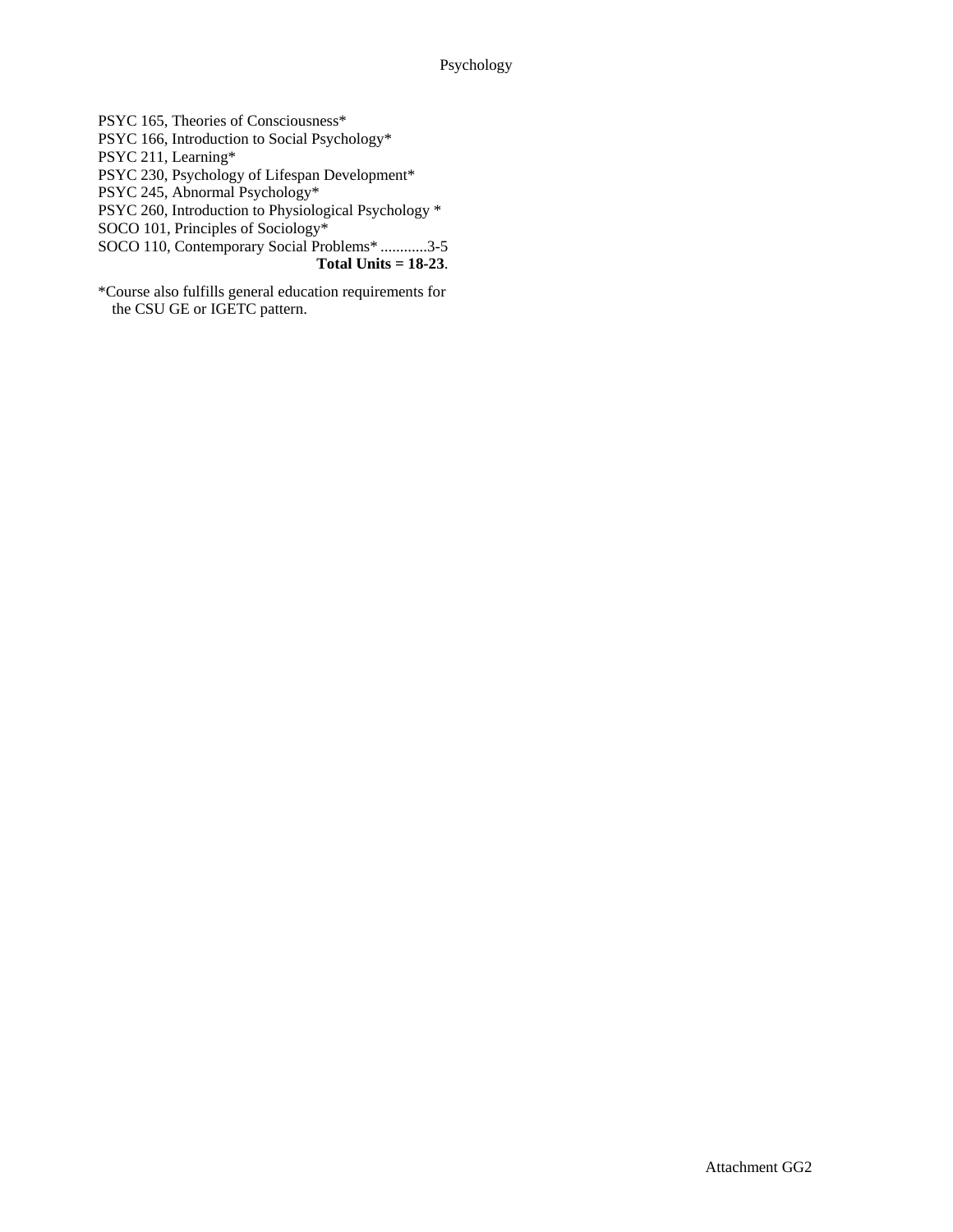PSYC 165, Theories of Consciousness*
PSYC 166, Introduction to Social Psychology*
PSYC 211, Learning*
PSYC 230, Psychology of Lifespan Development*
PSYC 245, Abnormal Psychology*
PSYC 260, Introduction to Physiological Psychology *
SOCO 101, Principles of Sociology*
SOCO 110, Contemporary Social Problems* ............3-5

**Total Units = 18-23**.

*Course also fulfills general education requirements for the CSU GE or IGETC pattern.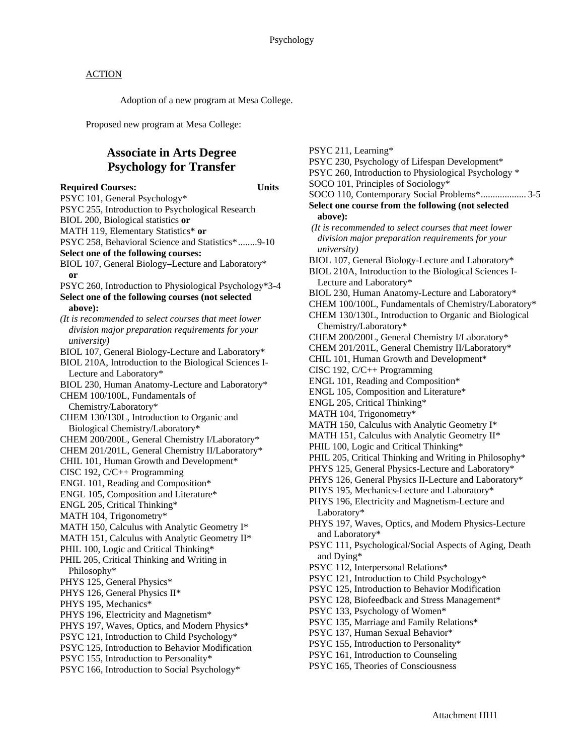ACTION

Adoption of a new program at Mesa College.

Proposed new program at Mesa College:

## Associate in Arts Degree Psychology for Transfer

**Required Courses:** **Units**

PSYC 101, General Psychology*
PSYC 255, Introduction to Psychological Research
BIOL 200, Biological statistics **or**
MATH 119, Elementary Statistics* **or**
PSYC 258, Behavioral Science and Statistics*........9-10

**Select one of the following courses:**

BIOL 107, General Biology–Lecture and Laboratory* **or**
PSYC 260, Introduction to Physiological Psychology*3-4

**Select one of the following courses (not selected above):**

*(It is recommended to select courses that meet lower division major preparation requirements for your university)*

BIOL 107, General Biology-Lecture and Laboratory*
BIOL 210A, Introduction to the Biological Sciences I-Lecture and Laboratory*
BIOL 230, Human Anatomy-Lecture and Laboratory*
CHEM 100/100L, Fundamentals of Chemistry/Laboratory*
CHEM 130/130L, Introduction to Organic and Biological Chemistry/Laboratory*
CHEM 200/200L, General Chemistry I/Laboratory*
CHEM 201/201L, General Chemistry II/Laboratory*
CHIL 101, Human Growth and Development*
CISC 192, C/C++ Programming
ENGL 101, Reading and Composition*
ENGL 105, Composition and Literature*
ENGL 205, Critical Thinking*
MATH 104, Trigonometry*
MATH 150, Calculus with Analytic Geometry I*
MATH 151, Calculus with Analytic Geometry II*
PHIL 100, Logic and Critical Thinking*
PHIL 205, Critical Thinking and Writing in Philosophy*
PHYS 125, General Physics*
PHYS 126, General Physics II*
PHYS 195, Mechanics*
PHYS 196, Electricity and Magnetism*
PHYS 197, Waves, Optics, and Modern Physics*
PSYC 121, Introduction to Child Psychology*
PSYC 125, Introduction to Behavior Modification
PSYC 155, Introduction to Personality*
PSYC 166, Introduction to Social Psychology*
PSYC 211, Learning*
PSYC 230, Psychology of Lifespan Development*
PSYC 260, Introduction to Physiological Psychology *
SOCO 101, Principles of Sociology*
SOCO 110, Contemporary Social Problems*................... 3-5

**Select one course from the following (not selected above):**

*(It is recommended to select courses that meet lower division major preparation requirements for your university)*

BIOL 107, General Biology-Lecture and Laboratory*
BIOL 210A, Introduction to the Biological Sciences I-Lecture and Laboratory*
BIOL 230, Human Anatomy-Lecture and Laboratory*
CHEM 100/100L, Fundamentals of Chemistry/Laboratory*
CHEM 130/130L, Introduction to Organic and Biological Chemistry/Laboratory*
CHEM 200/200L, General Chemistry I/Laboratory*
CHEM 201/201L, General Chemistry II/Laboratory*
CHIL 101, Human Growth and Development*
CISC 192, C/C++ Programming
ENGL 101, Reading and Composition*
ENGL 105, Composition and Literature*
ENGL 205, Critical Thinking*
MATH 104, Trigonometry*
MATH 150, Calculus with Analytic Geometry I*
MATH 151, Calculus with Analytic Geometry II*
PHIL 100, Logic and Critical Thinking*
PHIL 205, Critical Thinking and Writing in Philosophy*
PHYS 125, General Physics-Lecture and Laboratory*
PHYS 126, General Physics II-Lecture and Laboratory*
PHYS 195, Mechanics-Lecture and Laboratory*
PHYS 196, Electricity and Magnetism-Lecture and Laboratory*
PHYS 197, Waves, Optics, and Modern Physics-Lecture and Laboratory*
PSYC 111, Psychological/Social Aspects of Aging, Death and Dying*
PSYC 112, Interpersonal Relations*
PSYC 121, Introduction to Child Psychology*
PSYC 125, Introduction to Behavior Modification
PSYC 128, Biofeedback and Stress Management*
PSYC 133, Psychology of Women*
PSYC 135, Marriage and Family Relations*
PSYC 137, Human Sexual Behavior*
PSYC 155, Introduction to Personality*
PSYC 161, Introduction to Counseling
PSYC 165, Theories of Consciousness

Attachment HH1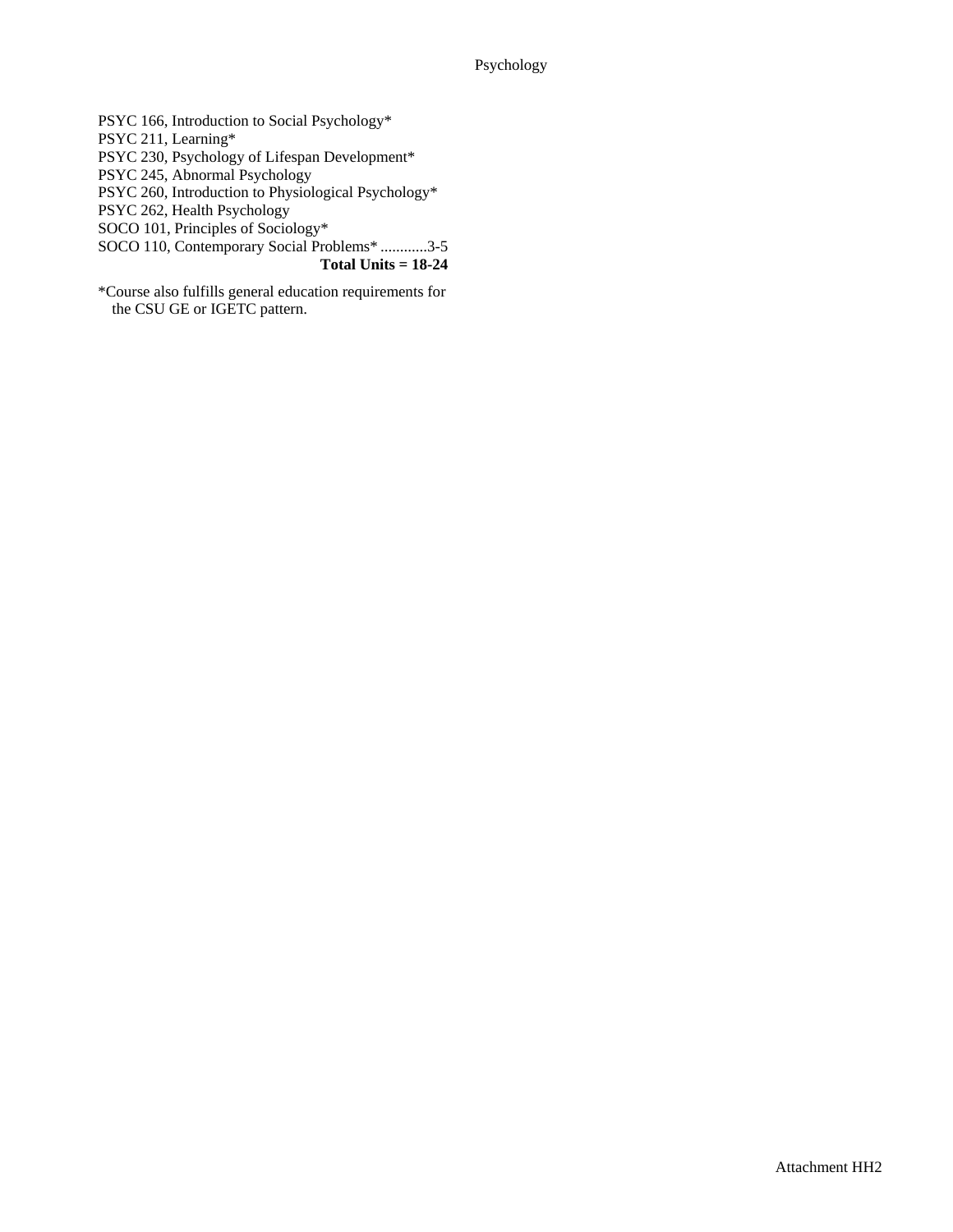PSYC 166, Introduction to Social Psychology*
PSYC 211, Learning*
PSYC 230, Psychology of Lifespan Development*
PSYC 245, Abnormal Psychology
PSYC 260, Introduction to Physiological Psychology*
PSYC 262, Health Psychology
SOCO 101, Principles of Sociology*
SOCO 110, Contemporary Social Problems* ............3-5

**Total Units = 18-24**

*Course also fulfills general education requirements for the CSU GE or IGETC pattern.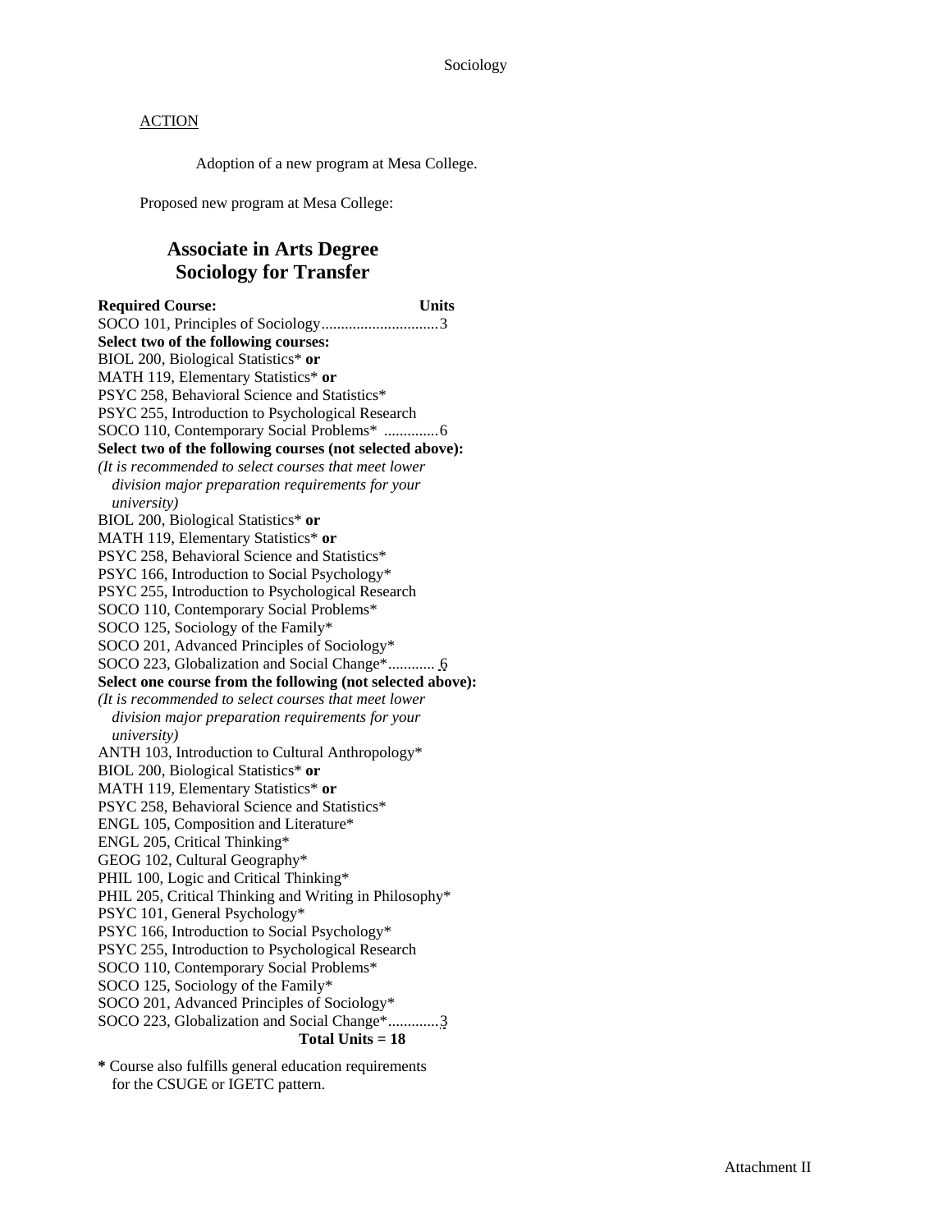ACTION

Adoption of a new program at Mesa College.

Proposed new program at Mesa College:

## Associate in Arts Degree
## Sociology for Transfer

**Required Course:** **Units**
SOCO 101, Principles of Sociology..............................3
**Select two of the following courses:**
BIOL 200, Biological Statistics* **or**
MATH 119, Elementary Statistics* **or**
PSYC 258, Behavioral Science and Statistics*
PSYC 255, Introduction to Psychological Research
SOCO 110, Contemporary Social Problems* .............6
**Select two of the following courses (not selected above):**
*(It is recommended to select courses that meet lower division major preparation requirements for your university)*
BIOL 200, Biological Statistics* **or**
MATH 119, Elementary Statistics* **or**
PSYC 258, Behavioral Science and Statistics*
PSYC 166, Introduction to Social Psychology*
PSYC 255, Introduction to Psychological Research
SOCO 110, Contemporary Social Problems*
SOCO 125, Sociology of the Family*
SOCO 201, Advanced Principles of Sociology*
SOCO 223, Globalization and Social Change*............ 6
**Select one course from the following (not selected above):**
*(It is recommended to select courses that meet lower division major preparation requirements for your university)*
ANTH 103, Introduction to Cultural Anthropology*
BIOL 200, Biological Statistics* **or**
MATH 119, Elementary Statistics* **or**
PSYC 258, Behavioral Science and Statistics*
ENGL 105, Composition and Literature*
ENGL 205, Critical Thinking*
GEOG 102, Cultural Geography*
PHIL 100, Logic and Critical Thinking*
PHIL 205, Critical Thinking and Writing in Philosophy*
PSYC 101, General Psychology*
PSYC 166, Introduction to Social Psychology*
PSYC 255, Introduction to Psychological Research
SOCO 110, Contemporary Social Problems*
SOCO 125, Sociology of the Family*
SOCO 201, Advanced Principles of Sociology*
SOCO 223, Globalization and Social Change*.............3
**Total Units = 18**

**\*** Course also fulfills general education requirements for the CSUGE or IGETC pattern.

Attachment II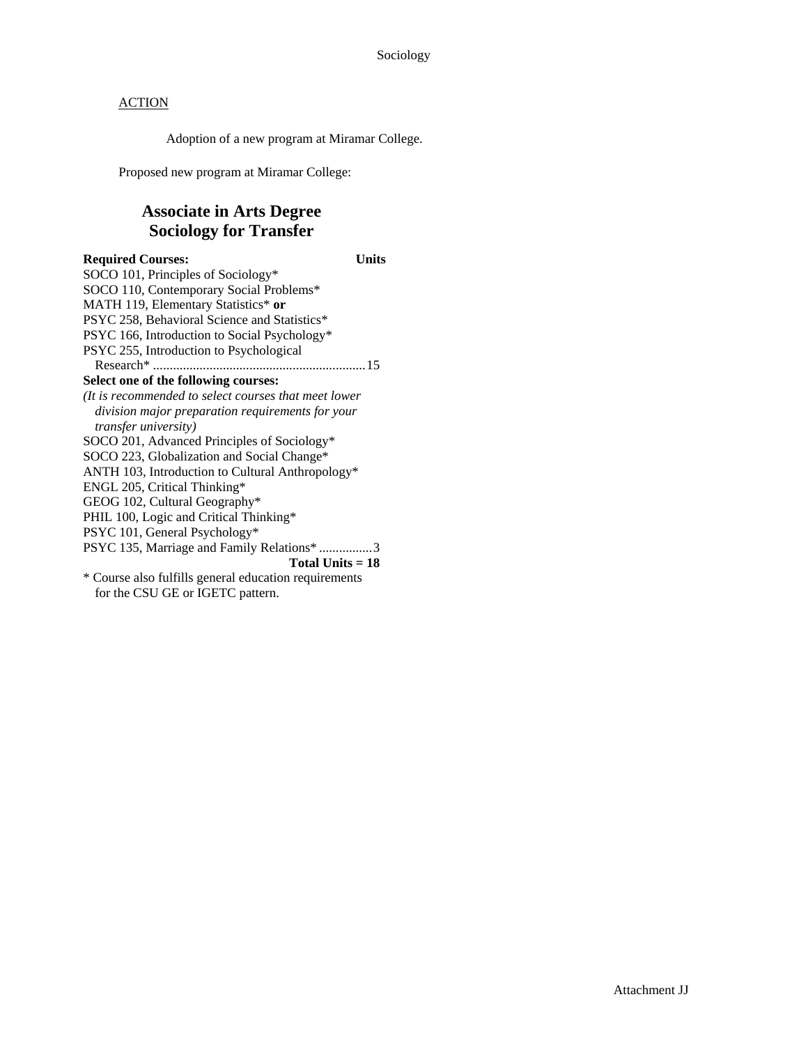ACTION

Adoption of a new program at Miramar College.

Proposed new program at Miramar College:

## Associate in Arts Degree
## Sociology for Transfer

**Required Courses:** **Units**

SOCO 101, Principles of Sociology*
SOCO 110, Contemporary Social Problems*
MATH 119, Elementary Statistics* **or**
PSYC 258, Behavioral Science and Statistics*
PSYC 166, Introduction to Social Psychology*
PSYC 255, Introduction to Psychological Research* ............................................................15

**Select one of the following courses:**

*(It is recommended to select courses that meet lower division major preparation requirements for your transfer university)*

SOCO 201, Advanced Principles of Sociology*
SOCO 223, Globalization and Social Change*
ANTH 103, Introduction to Cultural Anthropology*
ENGL 205, Critical Thinking*
GEOG 102, Cultural Geography*
PHIL 100, Logic and Critical Thinking*
PSYC 101, General Psychology*
PSYC 135, Marriage and Family Relations* ................3

**Total Units = 18**

* Course also fulfills general education requirements for the CSU GE or IGETC pattern.

Attachment JJ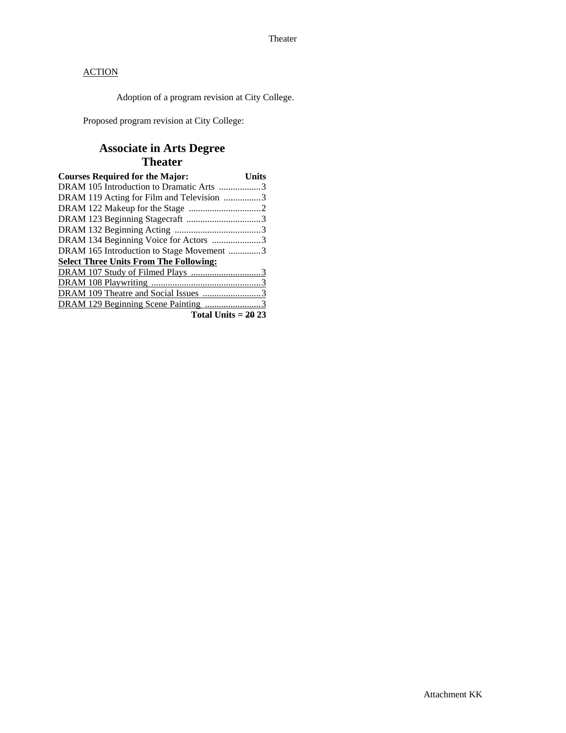ACTION

Adoption of a program revision at City College.

Proposed program revision at City College:

## Associate in Arts Degree
## Theater

| Courses Required for the Major: | Units |
|---|---|
| DRAM 105 Introduction to Dramatic Arts | 3 |
| DRAM 119 Acting for Film and Television | 3 |
| DRAM 122 Makeup for the Stage | 2 |
| DRAM 123 Beginning Stagecraft | 3 |
| DRAM 132 Beginning Acting | 3 |
| DRAM 134 Beginning Voice for Actors | 3 |
| DRAM 165 Introduction to Stage Movement | 3 |
| **Select Three Units From The Following:** | |
| DRAM 107 Study of Filmed Plays | 3 |
| DRAM 108 Playwriting | 3 |
| DRAM 109 Theatre and Social Issues | 3 |
| DRAM 129 Beginning Scene Painting | 3 |
| **Total Units =** | **~~20~~ 23** |

Attachment KK